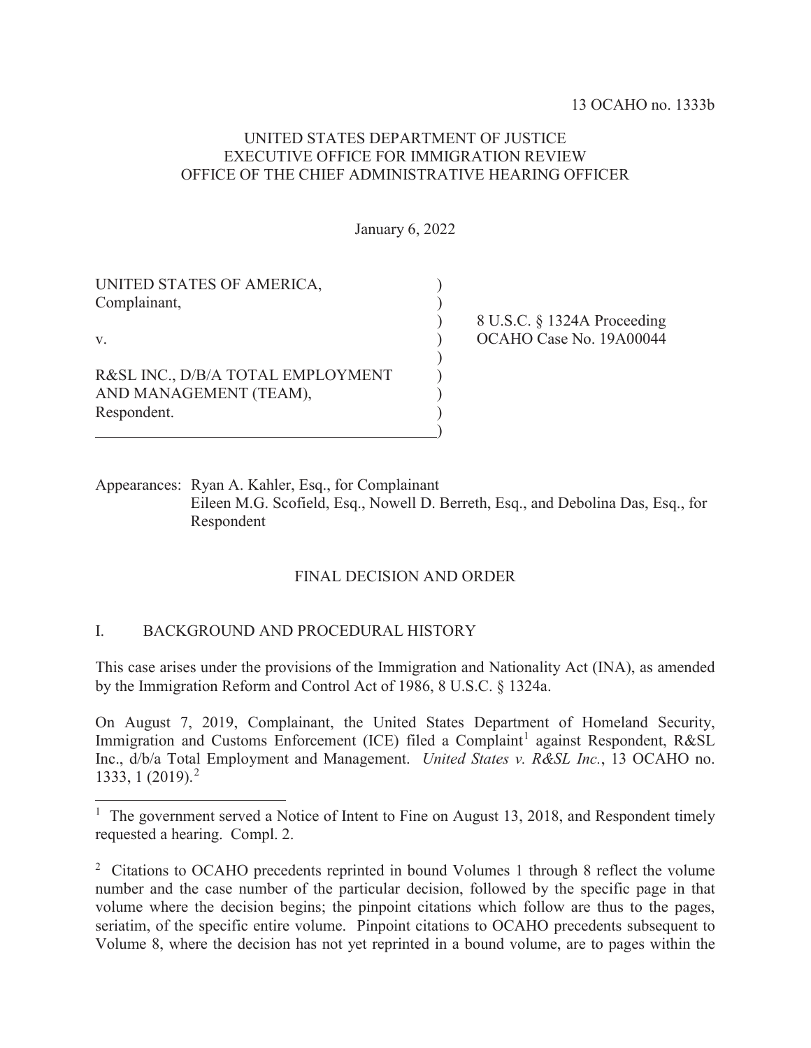13 OCAHO no. 1333b

UNITED STATES DEPARTMENT OF JUSTICE
EXECUTIVE OFFICE FOR IMMIGRATION REVIEW
OFFICE OF THE CHIEF ADMINISTRATIVE HEARING OFFICER

January 6, 2022

| | |
|---|---|
| UNITED STATES OF AMERICA,<br>Complainant,<br><br>v.<br><br>R&SL INC., D/B/A TOTAL EMPLOYMENT AND MANAGEMENT (TEAM),<br>Respondent. | 8 U.S.C. § 1324A Proceeding<br>OCAHO Case No. 19A00044 |

Appearances: Ryan A. Kahler, Esq., for Complainant
Eileen M.G. Scofield, Esq., Nowell D. Berreth, Esq., and Debolina Das, Esq., for Respondent

## FINAL DECISION AND ORDER

### I. BACKGROUND AND PROCEDURAL HISTORY

This case arises under the provisions of the Immigration and Nationality Act (INA), as amended by the Immigration Reform and Control Act of 1986, 8 U.S.C. § 1324a.

On August 7, 2019, Complainant, the United States Department of Homeland Security, Immigration and Customs Enforcement (ICE) filed a Complaint[1] against Respondent, R&SL Inc., d/b/a Total Employment and Management. *United States v. R&SL Inc.*, 13 OCAHO no. 1333, 1 (2019).[2]

---

[1] The government served a Notice of Intent to Fine on August 13, 2018, and Respondent timely requested a hearing. Compl. 2.

[2] Citations to OCAHO precedents reprinted in bound Volumes 1 through 8 reflect the volume number and the case number of the particular decision, followed by the specific page in that volume where the decision begins; the pinpoint citations which follow are thus to the pages, seriatim, of the specific entire volume. Pinpoint citations to OCAHO precedents subsequent to Volume 8, where the decision has not yet reprinted in a bound volume, are to pages within the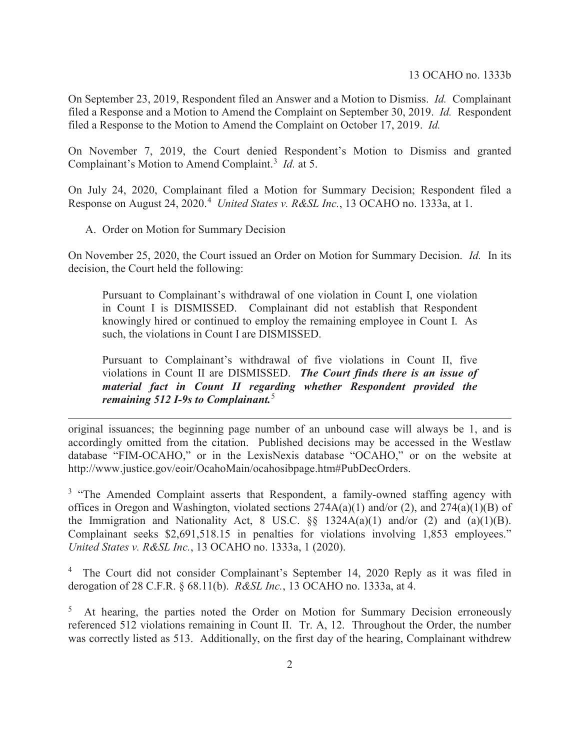On September 23, 2019, Respondent filed an Answer and a Motion to Dismiss. *Id.* Complainant filed a Response and a Motion to Amend the Complaint on September 30, 2019. *Id.* Respondent filed a Response to the Motion to Amend the Complaint on October 17, 2019. *Id.*

On November 7, 2019, the Court denied Respondent's Motion to Dismiss and granted Complainant's Motion to Amend Complaint.[3] *Id.* at 5.

On July 24, 2020, Complainant filed a Motion for Summary Decision; Respondent filed a Response on August 24, 2020.[4] *United States v. R&SL Inc.*, 13 OCAHO no. 1333a, at 1.

A. Order on Motion for Summary Decision

On November 25, 2020, the Court issued an Order on Motion for Summary Decision. *Id.* In its decision, the Court held the following:

> Pursuant to Complainant's withdrawal of one violation in Count I, one violation in Count I is DISMISSED. Complainant did not establish that Respondent knowingly hired or continued to employ the remaining employee in Count I. As such, the violations in Count I are DISMISSED.
>
> Pursuant to Complainant's withdrawal of five violations in Count II, five violations in Count II are DISMISSED. ***The Court finds there is an issue of material fact in Count II regarding whether Respondent provided the remaining 512 I-9s to Complainant.***[5]

---

original issuances; the beginning page number of an unbound case will always be 1, and is accordingly omitted from the citation. Published decisions may be accessed in the Westlaw database "FIM-OCAHO," or in the LexisNexis database "OCAHO," or on the website at http://www.justice.gov/eoir/OcahoMain/ocahosibpage.htm#PubDecOrders.

[3] "The Amended Complaint asserts that Respondent, a family-owned staffing agency with offices in Oregon and Washington, violated sections 274A(a)(1) and/or (2), and 274(a)(1)(B) of the Immigration and Nationality Act, 8 US.C. §§ 1324A(a)(1) and/or (2) and (a)(1)(B). Complainant seeks $2,691,518.15 in penalties for violations involving 1,853 employees." *United States v. R&SL Inc.*, 13 OCAHO no. 1333a, 1 (2020).

[4] The Court did not consider Complainant's September 14, 2020 Reply as it was filed in derogation of 28 C.F.R. § 68.11(b). *R&SL Inc.*, 13 OCAHO no. 1333a, at 4.

[5] At hearing, the parties noted the Order on Motion for Summary Decision erroneously referenced 512 violations remaining in Count II. Tr. A, 12. Throughout the Order, the number was correctly listed as 513. Additionally, on the first day of the hearing, Complainant withdrew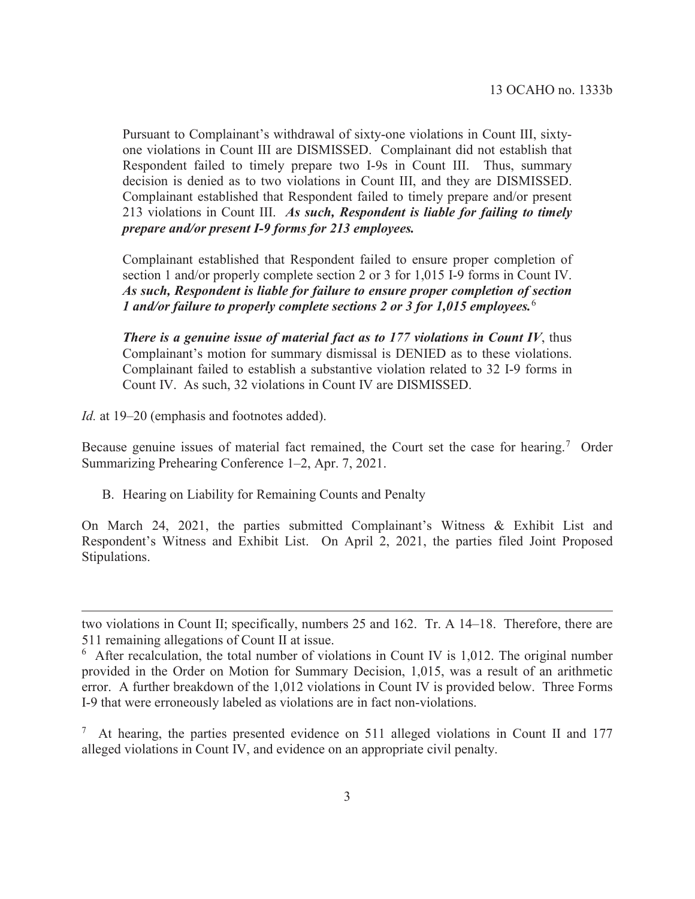> Pursuant to Complainant's withdrawal of sixty-one violations in Count III, sixty-one violations in Count III are DISMISSED. Complainant did not establish that Respondent failed to timely prepare two I-9s in Count III. Thus, summary decision is denied as to two violations in Count III, and they are DISMISSED. Complainant established that Respondent failed to timely prepare and/or present 213 violations in Count III. ***As such, Respondent is liable for failing to timely prepare and/or present I-9 forms for 213 employees.***
>
> Complainant established that Respondent failed to ensure proper completion of section 1 and/or properly complete section 2 or 3 for 1,015 I-9 forms in Count IV. ***As such, Respondent is liable for failure to ensure proper completion of section 1 and/or failure to properly complete sections 2 or 3 for 1,015 employees.***[6]
>
> ***There is a genuine issue of material fact as to 177 violations in Count IV***, thus Complainant's motion for summary dismissal is DENIED as to these violations. Complainant failed to establish a substantive violation related to 32 I-9 forms in Count IV. As such, 32 violations in Count IV are DISMISSED.

*Id.* at 19–20 (emphasis and footnotes added).

Because genuine issues of material fact remained, the Court set the case for hearing.[7] Order Summarizing Prehearing Conference 1–2, Apr. 7, 2021.

### B. Hearing on Liability for Remaining Counts and Penalty

On March 24, 2021, the parties submitted Complainant's Witness & Exhibit List and Respondent's Witness and Exhibit List. On April 2, 2021, the parties filed Joint Proposed Stipulations.

---

two violations in Count II; specifically, numbers 25 and 162. Tr. A 14–18. Therefore, there are 511 remaining allegations of Count II at issue.

[6] After recalculation, the total number of violations in Count IV is 1,012. The original number provided in the Order on Motion for Summary Decision, 1,015, was a result of an arithmetic error. A further breakdown of the 1,012 violations in Count IV is provided below. Three Forms I-9 that were erroneously labeled as violations are in fact non-violations.

[7] At hearing, the parties presented evidence on 511 alleged violations in Count II and 177 alleged violations in Count IV, and evidence on an appropriate civil penalty.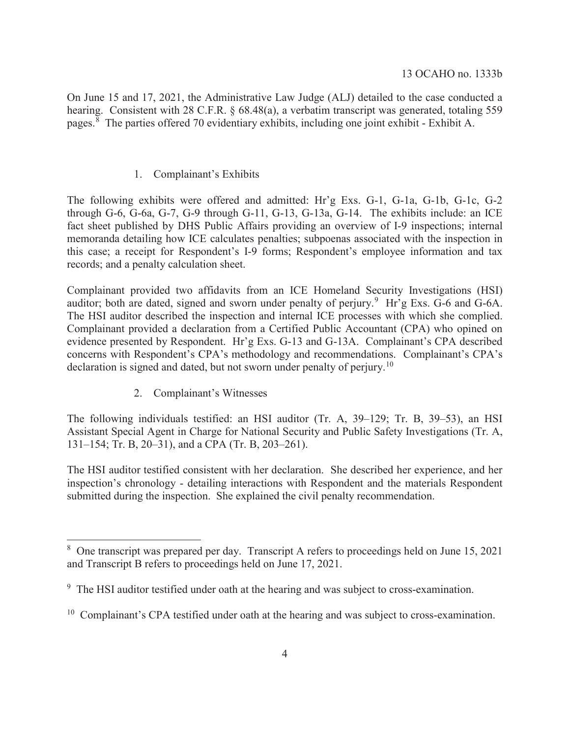On June 15 and 17, 2021, the Administrative Law Judge (ALJ) detailed to the case conducted a hearing. Consistent with 28 C.F.R. § 68.48(a), a verbatim transcript was generated, totaling 559 pages.[8] The parties offered 70 evidentiary exhibits, including one joint exhibit - Exhibit A.

1. Complainant's Exhibits

The following exhibits were offered and admitted: Hr'g Exs. G-1, G-1a, G-1b, G-1c, G-2 through G-6, G-6a, G-7, G-9 through G-11, G-13, G-13a, G-14. The exhibits include: an ICE fact sheet published by DHS Public Affairs providing an overview of I-9 inspections; internal memoranda detailing how ICE calculates penalties; subpoenas associated with the inspection in this case; a receipt for Respondent's I-9 forms; Respondent's employee information and tax records; and a penalty calculation sheet.

Complainant provided two affidavits from an ICE Homeland Security Investigations (HSI) auditor; both are dated, signed and sworn under penalty of perjury.[9] Hr'g Exs. G-6 and G-6A. The HSI auditor described the inspection and internal ICE processes with which she complied. Complainant provided a declaration from a Certified Public Accountant (CPA) who opined on evidence presented by Respondent. Hr'g Exs. G-13 and G-13A. Complainant's CPA described concerns with Respondent's CPA's methodology and recommendations. Complainant's CPA's declaration is signed and dated, but not sworn under penalty of perjury.[10]

2. Complainant's Witnesses

The following individuals testified: an HSI auditor (Tr. A, 39–129; Tr. B, 39–53), an HSI Assistant Special Agent in Charge for National Security and Public Safety Investigations (Tr. A, 131–154; Tr. B, 20–31), and a CPA (Tr. B, 203–261).

The HSI auditor testified consistent with her declaration. She described her experience, and her inspection's chronology - detailing interactions with Respondent and the materials Respondent submitted during the inspection. She explained the civil penalty recommendation.

[8] One transcript was prepared per day. Transcript A refers to proceedings held on June 15, 2021 and Transcript B refers to proceedings held on June 17, 2021.

[9] The HSI auditor testified under oath at the hearing and was subject to cross-examination.

[10] Complainant's CPA testified under oath at the hearing and was subject to cross-examination.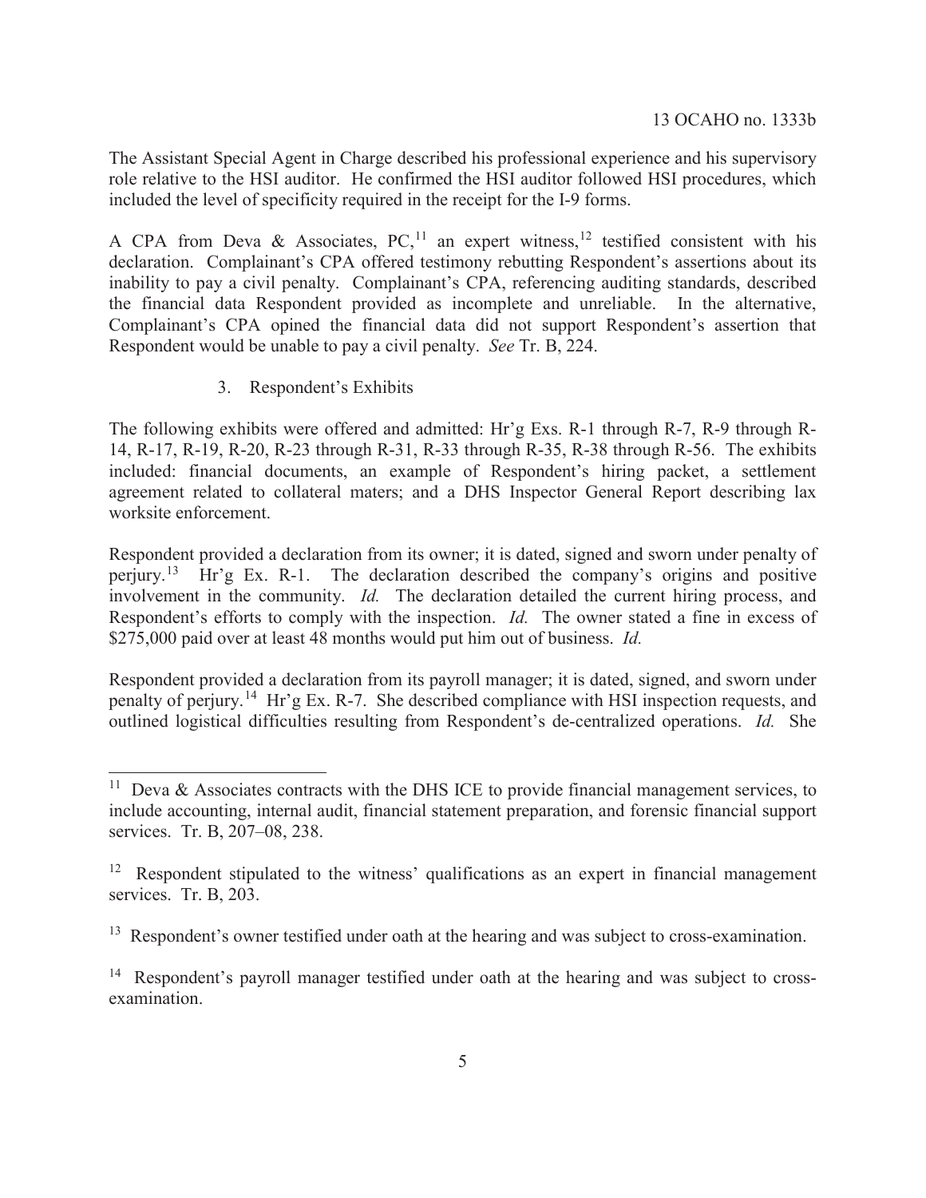The Assistant Special Agent in Charge described his professional experience and his supervisory role relative to the HSI auditor. He confirmed the HSI auditor followed HSI procedures, which included the level of specificity required in the receipt for the I-9 forms.

A CPA from Deva & Associates, PC,[11] an expert witness,[12] testified consistent with his declaration. Complainant's CPA offered testimony rebutting Respondent's assertions about its inability to pay a civil penalty. Complainant's CPA, referencing auditing standards, described the financial data Respondent provided as incomplete and unreliable. In the alternative, Complainant's CPA opined the financial data did not support Respondent's assertion that Respondent would be unable to pay a civil penalty. *See* Tr. B, 224.

3. Respondent's Exhibits

The following exhibits were offered and admitted: Hr'g Exs. R-1 through R-7, R-9 through R-14, R-17, R-19, R-20, R-23 through R-31, R-33 through R-35, R-38 through R-56. The exhibits included: financial documents, an example of Respondent's hiring packet, a settlement agreement related to collateral maters; and a DHS Inspector General Report describing lax worksite enforcement.

Respondent provided a declaration from its owner; it is dated, signed and sworn under penalty of perjury.[13] Hr'g Ex. R-1. The declaration described the company's origins and positive involvement in the community. *Id.* The declaration detailed the current hiring process, and Respondent's efforts to comply with the inspection. *Id.* The owner stated a fine in excess of $275,000 paid over at least 48 months would put him out of business. *Id.*

Respondent provided a declaration from its payroll manager; it is dated, signed, and sworn under penalty of perjury.[14] Hr'g Ex. R-7. She described compliance with HSI inspection requests, and outlined logistical difficulties resulting from Respondent's de-centralized operations. *Id.* She

---

[11] Deva & Associates contracts with the DHS ICE to provide financial management services, to include accounting, internal audit, financial statement preparation, and forensic financial support services. Tr. B, 207–08, 238.

[12] Respondent stipulated to the witness' qualifications as an expert in financial management services. Tr. B, 203.

[13] Respondent's owner testified under oath at the hearing and was subject to cross-examination.

[14] Respondent's payroll manager testified under oath at the hearing and was subject to cross-examination.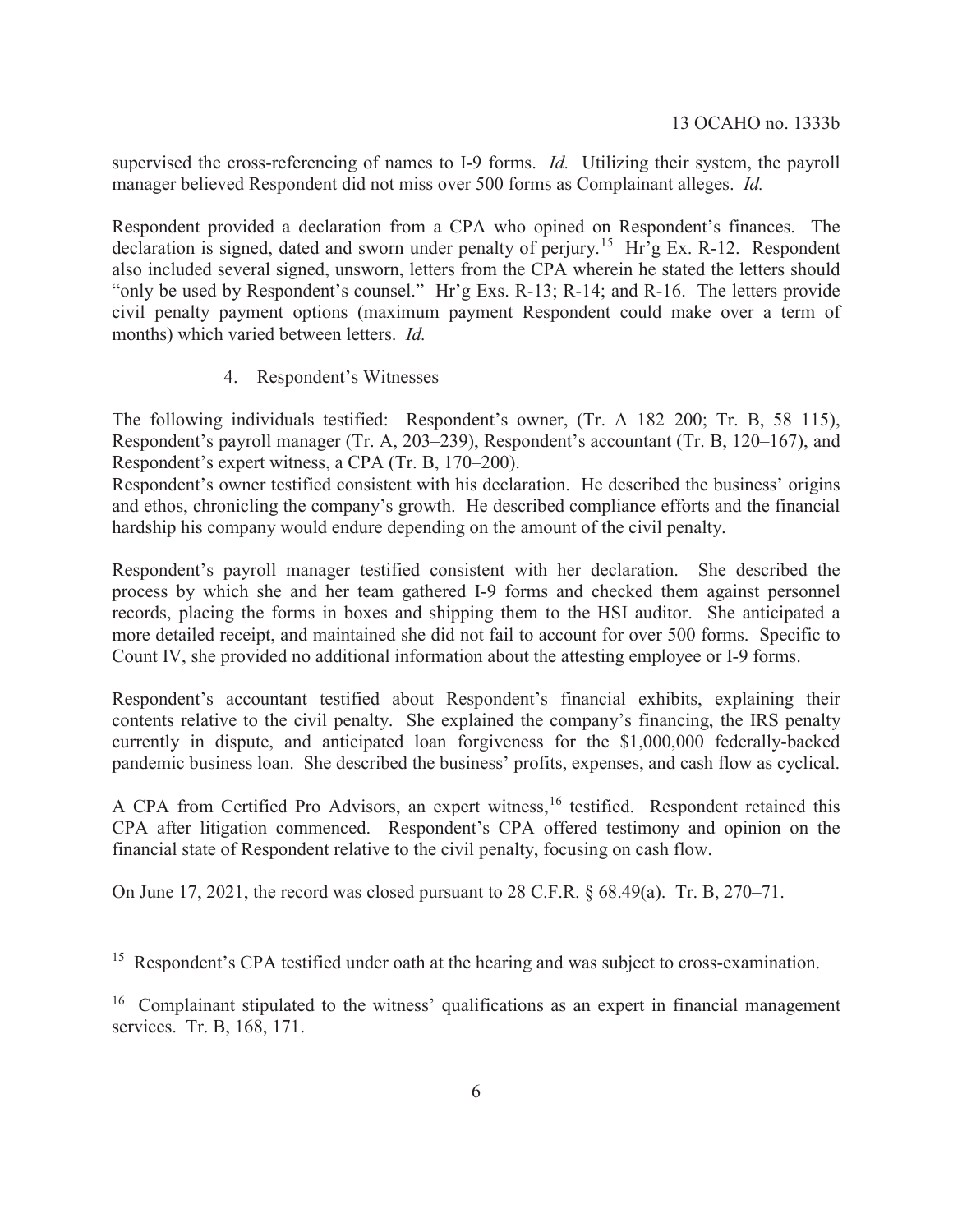supervised the cross-referencing of names to I-9 forms. *Id.* Utilizing their system, the payroll manager believed Respondent did not miss over 500 forms as Complainant alleges. *Id.*

Respondent provided a declaration from a CPA who opined on Respondent's finances. The declaration is signed, dated and sworn under penalty of perjury.[15] Hr'g Ex. R-12. Respondent also included several signed, unsworn, letters from the CPA wherein he stated the letters should "only be used by Respondent's counsel." Hr'g Exs. R-13; R-14; and R-16. The letters provide civil penalty payment options (maximum payment Respondent could make over a term of months) which varied between letters. *Id.*

4. Respondent's Witnesses

The following individuals testified: Respondent's owner, (Tr. A 182–200; Tr. B, 58–115), Respondent's payroll manager (Tr. A, 203–239), Respondent's accountant (Tr. B, 120–167), and Respondent's expert witness, a CPA (Tr. B, 170–200).

Respondent's owner testified consistent with his declaration. He described the business' origins and ethos, chronicling the company's growth. He described compliance efforts and the financial hardship his company would endure depending on the amount of the civil penalty.

Respondent's payroll manager testified consistent with her declaration. She described the process by which she and her team gathered I-9 forms and checked them against personnel records, placing the forms in boxes and shipping them to the HSI auditor. She anticipated a more detailed receipt, and maintained she did not fail to account for over 500 forms. Specific to Count IV, she provided no additional information about the attesting employee or I-9 forms.

Respondent's accountant testified about Respondent's financial exhibits, explaining their contents relative to the civil penalty. She explained the company's financing, the IRS penalty currently in dispute, and anticipated loan forgiveness for the $1,000,000 federally-backed pandemic business loan. She described the business' profits, expenses, and cash flow as cyclical.

A CPA from Certified Pro Advisors, an expert witness,[16] testified. Respondent retained this CPA after litigation commenced. Respondent's CPA offered testimony and opinion on the financial state of Respondent relative to the civil penalty, focusing on cash flow.

On June 17, 2021, the record was closed pursuant to 28 C.F.R. § 68.49(a). Tr. B, 270–71.

---

[15] Respondent's CPA testified under oath at the hearing and was subject to cross-examination.

[16] Complainant stipulated to the witness' qualifications as an expert in financial management services. Tr. B, 168, 171.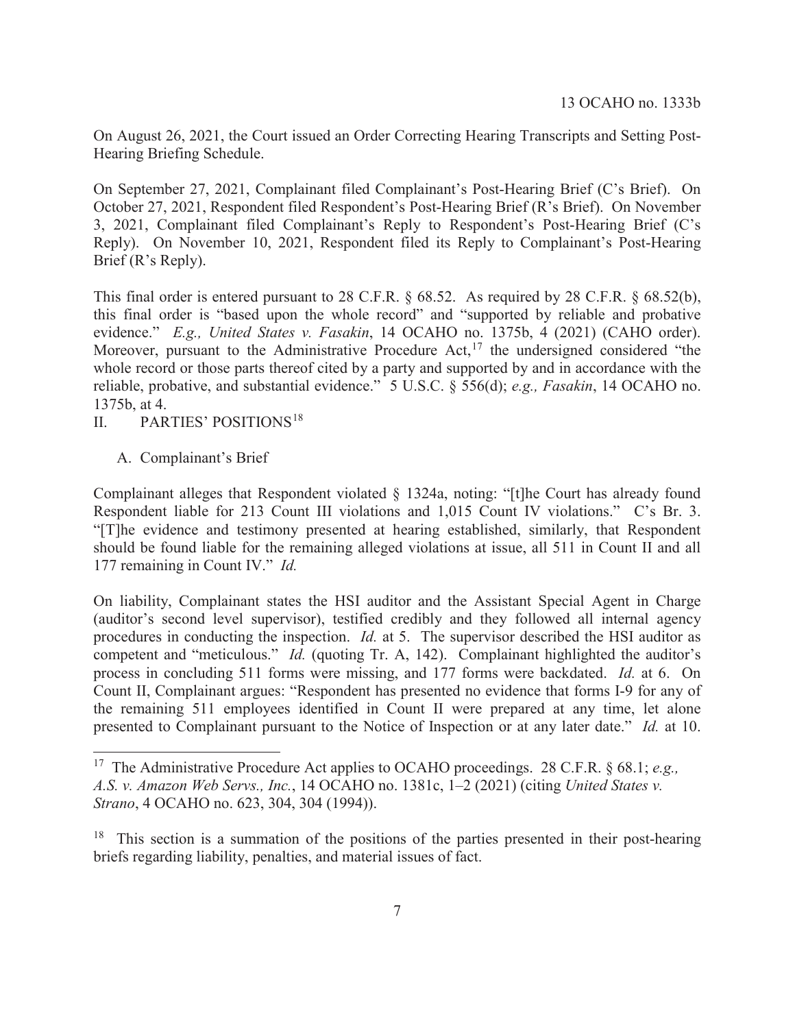On August 26, 2021, the Court issued an Order Correcting Hearing Transcripts and Setting Post-Hearing Briefing Schedule.

On September 27, 2021, Complainant filed Complainant's Post-Hearing Brief (C's Brief). On October 27, 2021, Respondent filed Respondent's Post-Hearing Brief (R's Brief). On November 3, 2021, Complainant filed Complainant's Reply to Respondent's Post-Hearing Brief (C's Reply). On November 10, 2021, Respondent filed its Reply to Complainant's Post-Hearing Brief (R's Reply).

This final order is entered pursuant to 28 C.F.R. § 68.52. As required by 28 C.F.R. § 68.52(b), this final order is "based upon the whole record" and "supported by reliable and probative evidence." *E.g., United States v. Fasakin*, 14 OCAHO no. 1375b, 4 (2021) (CAHO order). Moreover, pursuant to the Administrative Procedure Act,[17] the undersigned considered "the whole record or those parts thereof cited by a party and supported by and in accordance with the reliable, probative, and substantial evidence." 5 U.S.C. § 556(d); *e.g., Fasakin*, 14 OCAHO no. 1375b, at 4.

## II. PARTIES' POSITIONS[18]

### A. Complainant's Brief

Complainant alleges that Respondent violated § 1324a, noting: "[t]he Court has already found Respondent liable for 213 Count III violations and 1,015 Count IV violations." C's Br. 3. "[T]he evidence and testimony presented at hearing established, similarly, that Respondent should be found liable for the remaining alleged violations at issue, all 511 in Count II and all 177 remaining in Count IV." *Id.*

On liability, Complainant states the HSI auditor and the Assistant Special Agent in Charge (auditor's second level supervisor), testified credibly and they followed all internal agency procedures in conducting the inspection. *Id.* at 5. The supervisor described the HSI auditor as competent and "meticulous." *Id.* (quoting Tr. A, 142). Complainant highlighted the auditor's process in concluding 511 forms were missing, and 177 forms were backdated. *Id.* at 6. On Count II, Complainant argues: "Respondent has presented no evidence that forms I-9 for any of the remaining 511 employees identified in Count II were prepared at any time, let alone presented to Complainant pursuant to the Notice of Inspection or at any later date." *Id.* at 10.

---

[17] The Administrative Procedure Act applies to OCAHO proceedings. 28 C.F.R. § 68.1; *e.g., A.S. v. Amazon Web Servs., Inc.*, 14 OCAHO no. 1381c, 1–2 (2021) (citing *United States v. Strano*, 4 OCAHO no. 623, 304, 304 (1994)).

[18] This section is a summation of the positions of the parties presented in their post-hearing briefs regarding liability, penalties, and material issues of fact.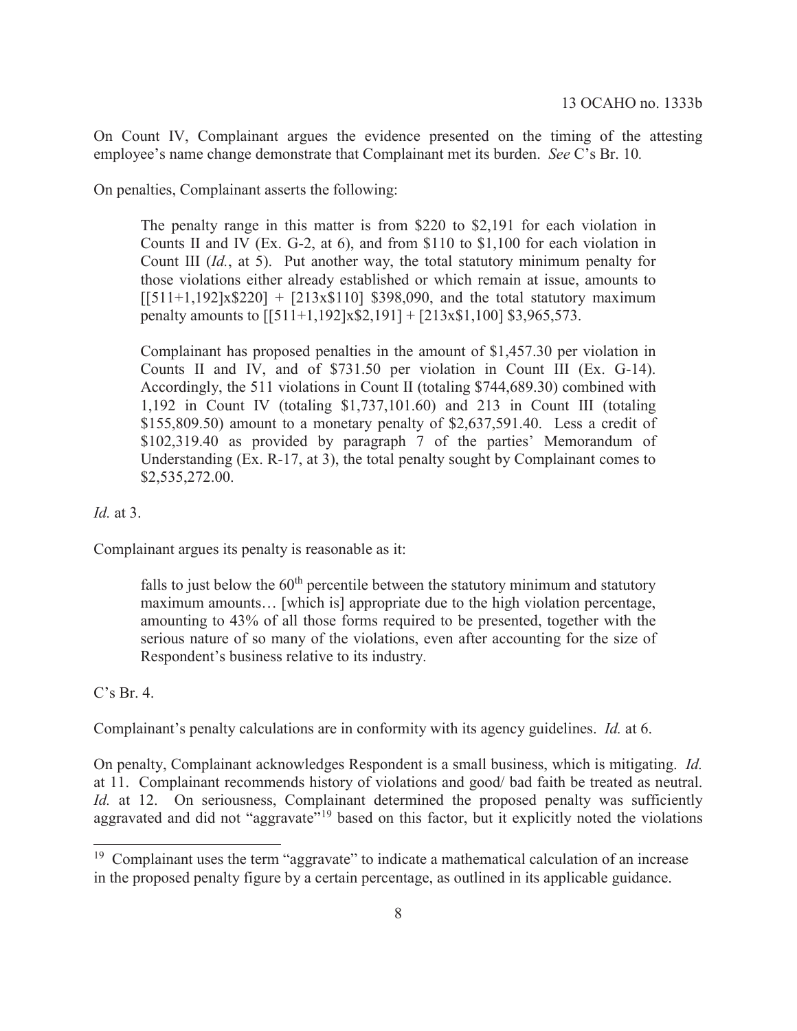On Count IV, Complainant argues the evidence presented on the timing of the attesting employee's name change demonstrate that Complainant met its burden. *See* C's Br. 10*.*

On penalties, Complainant asserts the following:

> The penalty range in this matter is from $220 to $2,191 for each violation in Counts II and IV (Ex. G-2, at 6), and from $110 to $1,100 for each violation in Count III (*Id.*, at 5). Put another way, the total statutory minimum penalty for those violations either already established or which remain at issue, amounts to [[511+1,192]x$220] + [213x$110] $398,090, and the total statutory maximum penalty amounts to [[511+1,192]x$2,191] + [213x$1,100] $3,965,573.
>
> Complainant has proposed penalties in the amount of $1,457.30 per violation in Counts II and IV, and of $731.50 per violation in Count III (Ex. G-14). Accordingly, the 511 violations in Count II (totaling $744,689.30) combined with 1,192 in Count IV (totaling $1,737,101.60) and 213 in Count III (totaling $155,809.50) amount to a monetary penalty of $2,637,591.40. Less a credit of $102,319.40 as provided by paragraph 7 of the parties' Memorandum of Understanding (Ex. R-17, at 3), the total penalty sought by Complainant comes to $2,535,272.00.

*Id.* at 3.

Complainant argues its penalty is reasonable as it:

> falls to just below the 60th percentile between the statutory minimum and statutory maximum amounts… [which is] appropriate due to the high violation percentage, amounting to 43% of all those forms required to be presented, together with the serious nature of so many of the violations, even after accounting for the size of Respondent's business relative to its industry.

C's Br. 4.

Complainant's penalty calculations are in conformity with its agency guidelines. *Id.* at 6.

On penalty, Complainant acknowledges Respondent is a small business, which is mitigating. *Id.* at 11. Complainant recommends history of violations and good/ bad faith be treated as neutral. *Id.* at 12. On seriousness, Complainant determined the proposed penalty was sufficiently aggravated and did not "aggravate"[19] based on this factor, but it explicitly noted the violations

[19] Complainant uses the term "aggravate" to indicate a mathematical calculation of an increase in the proposed penalty figure by a certain percentage, as outlined in its applicable guidance.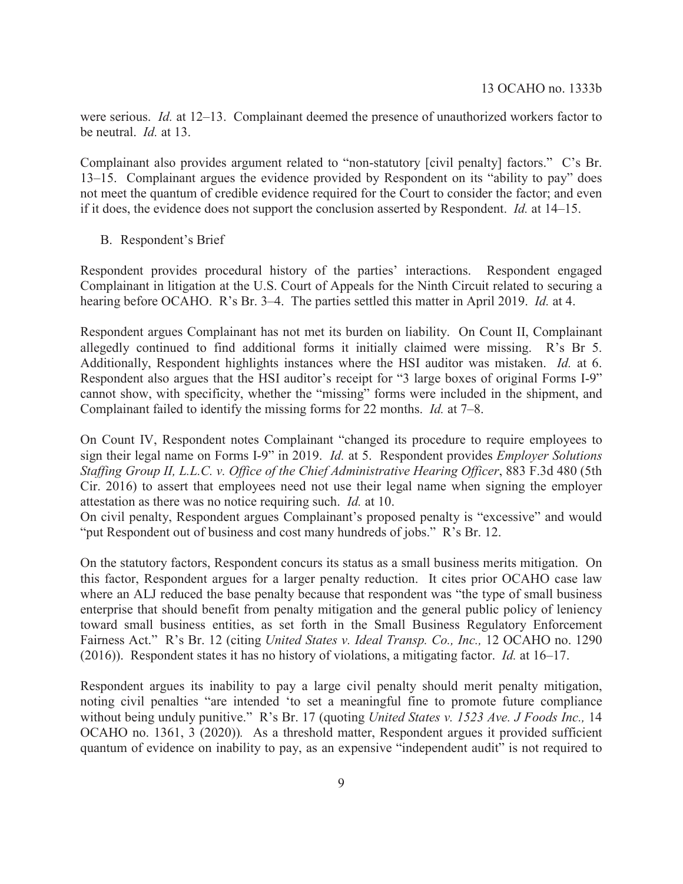were serious. *Id.* at 12–13. Complainant deemed the presence of unauthorized workers factor to be neutral. *Id.* at 13.

Complainant also provides argument related to "non-statutory [civil penalty] factors." C's Br. 13–15. Complainant argues the evidence provided by Respondent on its "ability to pay" does not meet the quantum of credible evidence required for the Court to consider the factor; and even if it does, the evidence does not support the conclusion asserted by Respondent. *Id.* at 14–15.

B. Respondent's Brief

Respondent provides procedural history of the parties' interactions. Respondent engaged Complainant in litigation at the U.S. Court of Appeals for the Ninth Circuit related to securing a hearing before OCAHO. R's Br. 3–4. The parties settled this matter in April 2019. *Id.* at 4.

Respondent argues Complainant has not met its burden on liability. On Count II, Complainant allegedly continued to find additional forms it initially claimed were missing. R's Br 5. Additionally, Respondent highlights instances where the HSI auditor was mistaken. *Id.* at 6. Respondent also argues that the HSI auditor's receipt for "3 large boxes of original Forms I-9" cannot show, with specificity, whether the "missing" forms were included in the shipment, and Complainant failed to identify the missing forms for 22 months. *Id.* at 7–8.

On Count IV, Respondent notes Complainant "changed its procedure to require employees to sign their legal name on Forms I-9" in 2019. *Id.* at 5. Respondent provides *Employer Solutions Staffing Group II, L.L.C. v. Office of the Chief Administrative Hearing Officer*, 883 F.3d 480 (5th Cir. 2016) to assert that employees need not use their legal name when signing the employer attestation as there was no notice requiring such. *Id.* at 10.

On civil penalty, Respondent argues Complainant's proposed penalty is "excessive" and would "put Respondent out of business and cost many hundreds of jobs." R's Br. 12.

On the statutory factors, Respondent concurs its status as a small business merits mitigation. On this factor, Respondent argues for a larger penalty reduction. It cites prior OCAHO case law where an ALJ reduced the base penalty because that respondent was "the type of small business enterprise that should benefit from penalty mitigation and the general public policy of leniency toward small business entities, as set forth in the Small Business Regulatory Enforcement Fairness Act." R's Br. 12 (citing *United States v. Ideal Transp. Co., Inc.,* 12 OCAHO no. 1290 (2016)). Respondent states it has no history of violations, a mitigating factor. *Id.* at 16–17.

Respondent argues its inability to pay a large civil penalty should merit penalty mitigation, noting civil penalties "are intended 'to set a meaningful fine to promote future compliance without being unduly punitive." R's Br. 17 (quoting *United States v. 1523 Ave. J Foods Inc.,* 14 OCAHO no. 1361, 3 (2020)). As a threshold matter, Respondent argues it provided sufficient quantum of evidence on inability to pay, as an expensive "independent audit" is not required to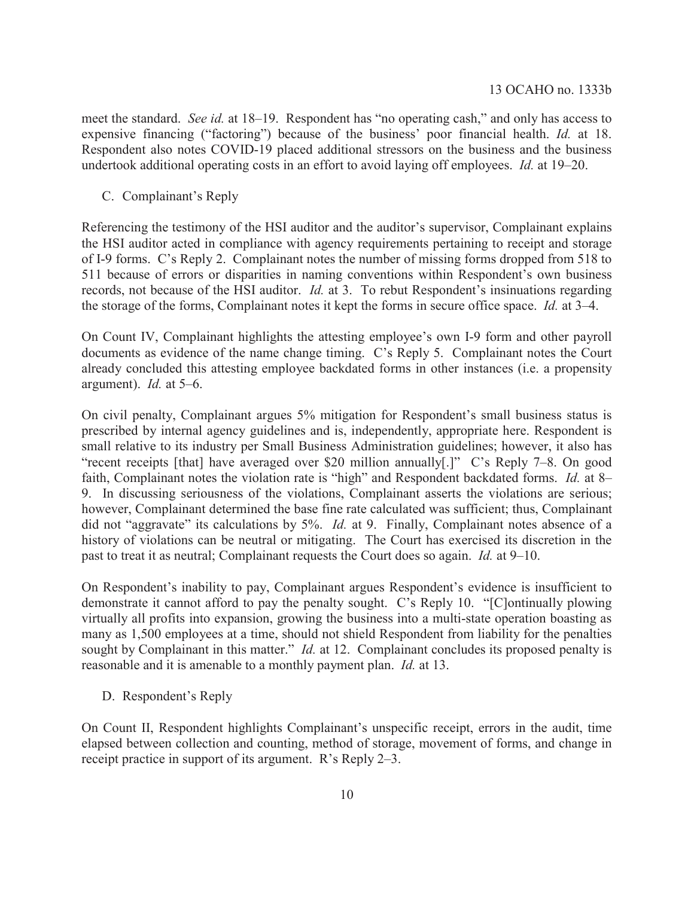meet the standard. *See id.* at 18–19. Respondent has "no operating cash," and only has access to expensive financing ("factoring") because of the business' poor financial health. *Id.* at 18. Respondent also notes COVID-19 placed additional stressors on the business and the business undertook additional operating costs in an effort to avoid laying off employees. *Id.* at 19–20.

C. Complainant's Reply

Referencing the testimony of the HSI auditor and the auditor's supervisor, Complainant explains the HSI auditor acted in compliance with agency requirements pertaining to receipt and storage of I-9 forms. C's Reply 2. Complainant notes the number of missing forms dropped from 518 to 511 because of errors or disparities in naming conventions within Respondent's own business records, not because of the HSI auditor. *Id.* at 3. To rebut Respondent's insinuations regarding the storage of the forms, Complainant notes it kept the forms in secure office space. *Id.* at 3–4.

On Count IV, Complainant highlights the attesting employee's own I-9 form and other payroll documents as evidence of the name change timing. C's Reply 5. Complainant notes the Court already concluded this attesting employee backdated forms in other instances (i.e. a propensity argument). *Id.* at 5–6.

On civil penalty, Complainant argues 5% mitigation for Respondent's small business status is prescribed by internal agency guidelines and is, independently, appropriate here. Respondent is small relative to its industry per Small Business Administration guidelines; however, it also has "recent receipts [that] have averaged over $20 million annually[.]" C's Reply 7–8. On good faith, Complainant notes the violation rate is "high" and Respondent backdated forms. *Id.* at 8–9. In discussing seriousness of the violations, Complainant asserts the violations are serious; however, Complainant determined the base fine rate calculated was sufficient; thus, Complainant did not "aggravate" its calculations by 5%. *Id.* at 9. Finally, Complainant notes absence of a history of violations can be neutral or mitigating. The Court has exercised its discretion in the past to treat it as neutral; Complainant requests the Court does so again. *Id.* at 9–10.

On Respondent's inability to pay, Complainant argues Respondent's evidence is insufficient to demonstrate it cannot afford to pay the penalty sought. C's Reply 10. "[C]ontinually plowing virtually all profits into expansion, growing the business into a multi-state operation boasting as many as 1,500 employees at a time, should not shield Respondent from liability for the penalties sought by Complainant in this matter." *Id.* at 12. Complainant concludes its proposed penalty is reasonable and it is amenable to a monthly payment plan. *Id.* at 13.

D. Respondent's Reply

On Count II, Respondent highlights Complainant's unspecific receipt, errors in the audit, time elapsed between collection and counting, method of storage, movement of forms, and change in receipt practice in support of its argument. R's Reply 2–3.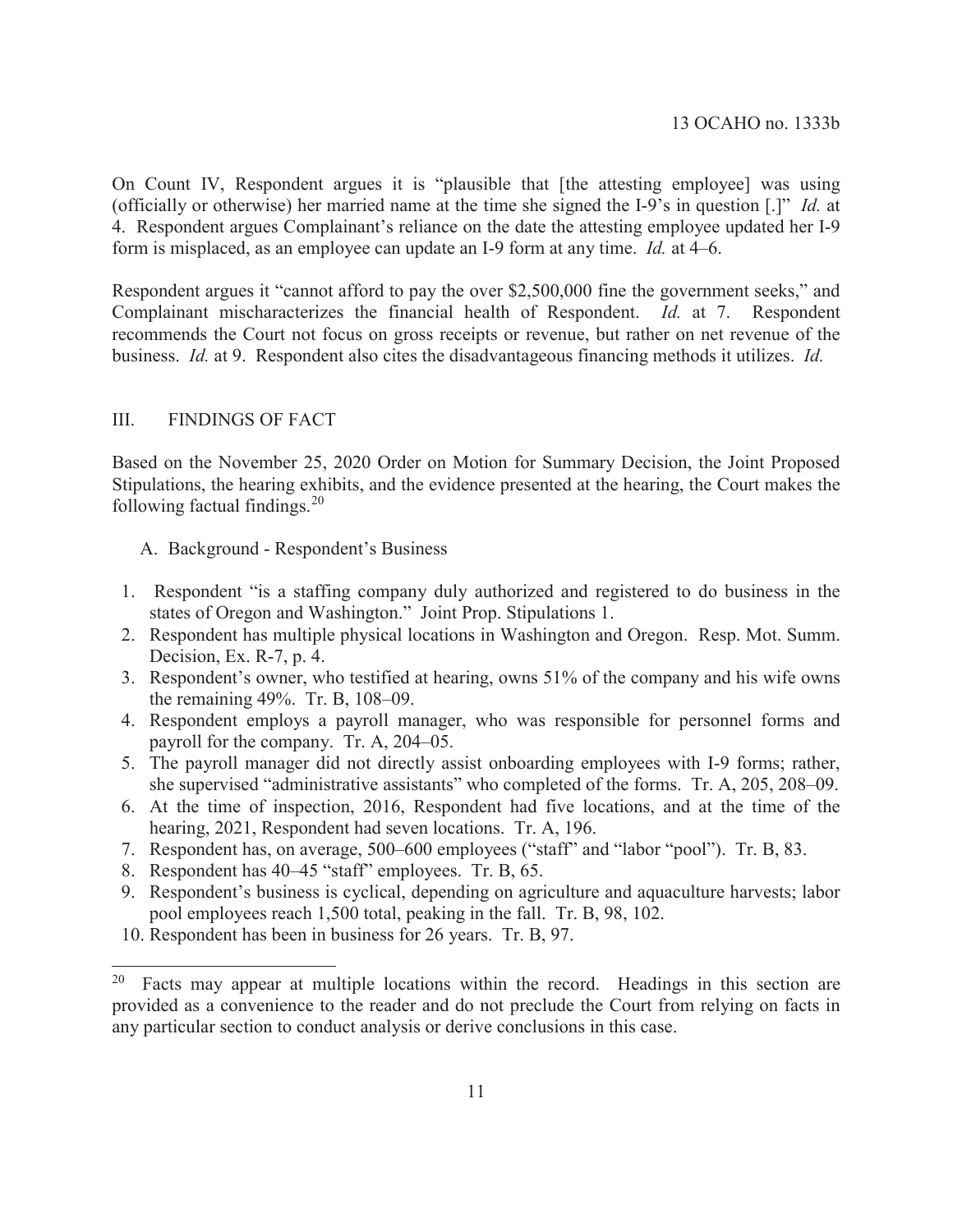On Count IV, Respondent argues it is "plausible that [the attesting employee] was using (officially or otherwise) her married name at the time she signed the I-9's in question [.]" *Id.* at 4. Respondent argues Complainant's reliance on the date the attesting employee updated her I-9 form is misplaced, as an employee can update an I-9 form at any time. *Id.* at 4–6.

Respondent argues it "cannot afford to pay the over $2,500,000 fine the government seeks," and Complainant mischaracterizes the financial health of Respondent. *Id.* at 7. Respondent recommends the Court not focus on gross receipts or revenue, but rather on net revenue of the business. *Id.* at 9. Respondent also cites the disadvantageous financing methods it utilizes. *Id.*

## III. FINDINGS OF FACT

Based on the November 25, 2020 Order on Motion for Summary Decision, the Joint Proposed Stipulations, the hearing exhibits, and the evidence presented at the hearing, the Court makes the following factual findings.[20]

### A. Background - Respondent's Business

1. Respondent "is a staffing company duly authorized and registered to do business in the states of Oregon and Washington." Joint Prop. Stipulations 1.
2. Respondent has multiple physical locations in Washington and Oregon. Resp. Mot. Summ. Decision, Ex. R-7, p. 4.
3. Respondent's owner, who testified at hearing, owns 51% of the company and his wife owns the remaining 49%. Tr. B, 108–09.
4. Respondent employs a payroll manager, who was responsible for personnel forms and payroll for the company. Tr. A, 204–05.
5. The payroll manager did not directly assist onboarding employees with I-9 forms; rather, she supervised "administrative assistants" who completed of the forms. Tr. A, 205, 208–09.
6. At the time of inspection, 2016, Respondent had five locations, and at the time of the hearing, 2021, Respondent had seven locations. Tr. A, 196.
7. Respondent has, on average, 500–600 employees ("staff" and "labor "pool"). Tr. B, 83.
8. Respondent has 40–45 "staff" employees. Tr. B, 65.
9. Respondent's business is cyclical, depending on agriculture and aquaculture harvests; labor pool employees reach 1,500 total, peaking in the fall. Tr. B, 98, 102.
10. Respondent has been in business for 26 years. Tr. B, 97.

[20] Facts may appear at multiple locations within the record. Headings in this section are provided as a convenience to the reader and do not preclude the Court from relying on facts in any particular section to conduct analysis or derive conclusions in this case.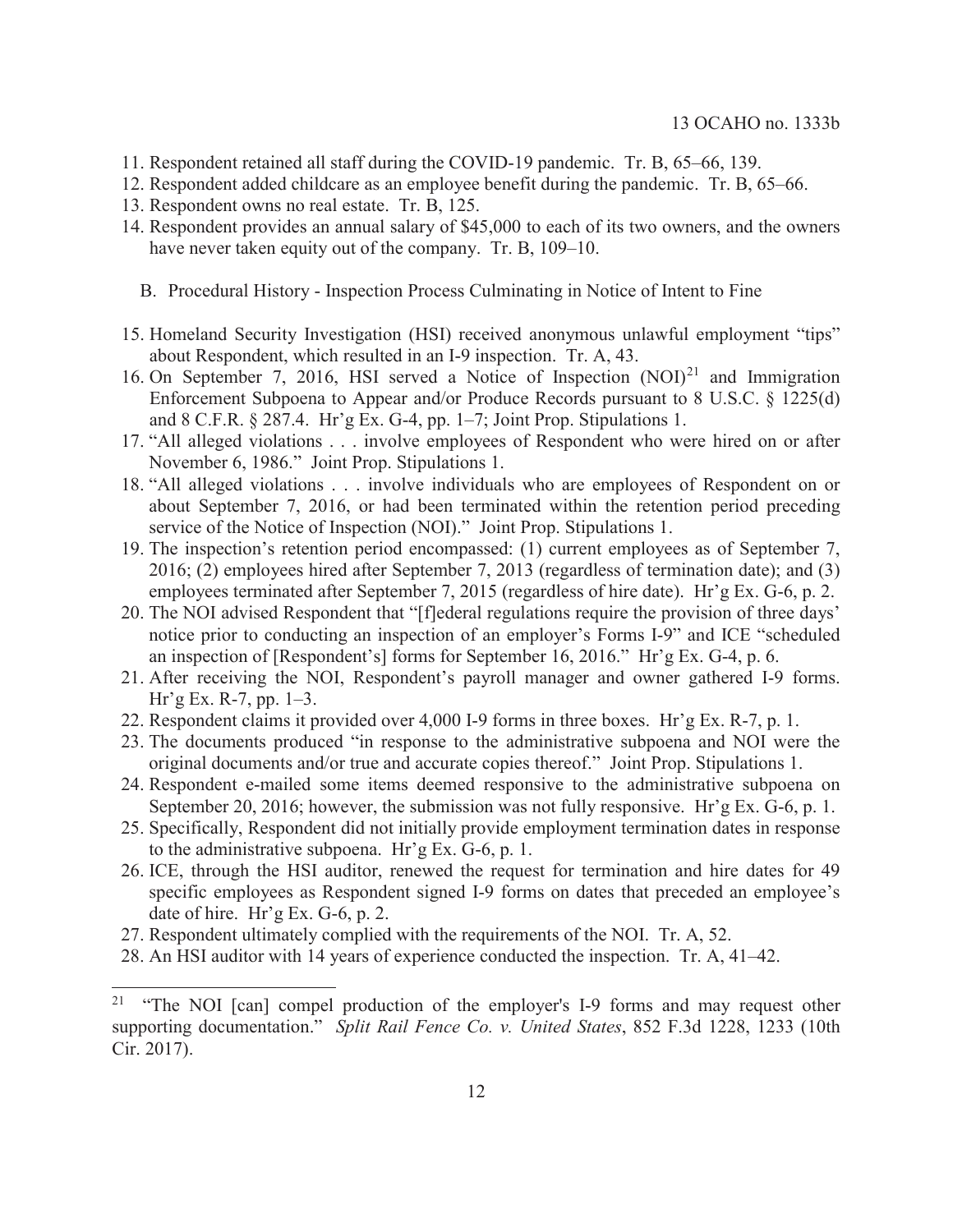11. Respondent retained all staff during the COVID-19 pandemic. Tr. B, 65–66, 139.
12. Respondent added childcare as an employee benefit during the pandemic. Tr. B, 65–66.
13. Respondent owns no real estate. Tr. B, 125.
14. Respondent provides an annual salary of $45,000 to each of its two owners, and the owners have never taken equity out of the company. Tr. B, 109–10.

### B. Procedural History - Inspection Process Culminating in Notice of Intent to Fine

15. Homeland Security Investigation (HSI) received anonymous unlawful employment "tips" about Respondent, which resulted in an I-9 inspection. Tr. A, 43.
16. On September 7, 2016, HSI served a Notice of Inspection (NOI)[21] and Immigration Enforcement Subpoena to Appear and/or Produce Records pursuant to 8 U.S.C. § 1225(d) and 8 C.F.R. § 287.4. Hr'g Ex. G-4, pp. 1–7; Joint Prop. Stipulations 1.
17. "All alleged violations . . . involve employees of Respondent who were hired on or after November 6, 1986." Joint Prop. Stipulations 1.
18. "All alleged violations . . . involve individuals who are employees of Respondent on or about September 7, 2016, or had been terminated within the retention period preceding service of the Notice of Inspection (NOI)." Joint Prop. Stipulations 1.
19. The inspection's retention period encompassed: (1) current employees as of September 7, 2016; (2) employees hired after September 7, 2013 (regardless of termination date); and (3) employees terminated after September 7, 2015 (regardless of hire date). Hr'g Ex. G-6, p. 2.
20. The NOI advised Respondent that "[f]ederal regulations require the provision of three days' notice prior to conducting an inspection of an employer's Forms I-9" and ICE "scheduled an inspection of [Respondent's] forms for September 16, 2016." Hr'g Ex. G-4, p. 6.
21. After receiving the NOI, Respondent's payroll manager and owner gathered I-9 forms. Hr'g Ex. R-7, pp. 1–3.
22. Respondent claims it provided over 4,000 I-9 forms in three boxes. Hr'g Ex. R-7, p. 1.
23. The documents produced "in response to the administrative subpoena and NOI were the original documents and/or true and accurate copies thereof." Joint Prop. Stipulations 1.
24. Respondent e-mailed some items deemed responsive to the administrative subpoena on September 20, 2016; however, the submission was not fully responsive. Hr'g Ex. G-6, p. 1.
25. Specifically, Respondent did not initially provide employment termination dates in response to the administrative subpoena. Hr'g Ex. G-6, p. 1.
26. ICE, through the HSI auditor, renewed the request for termination and hire dates for 49 specific employees as Respondent signed I-9 forms on dates that preceded an employee's date of hire. Hr'g Ex. G-6, p. 2.
27. Respondent ultimately complied with the requirements of the NOI. Tr. A, 52.
28. An HSI auditor with 14 years of experience conducted the inspection. Tr. A, 41–42.

---

[21] "The NOI [can] compel production of the employer's I-9 forms and may request other supporting documentation." *Split Rail Fence Co. v. United States*, 852 F.3d 1228, 1233 (10th Cir. 2017).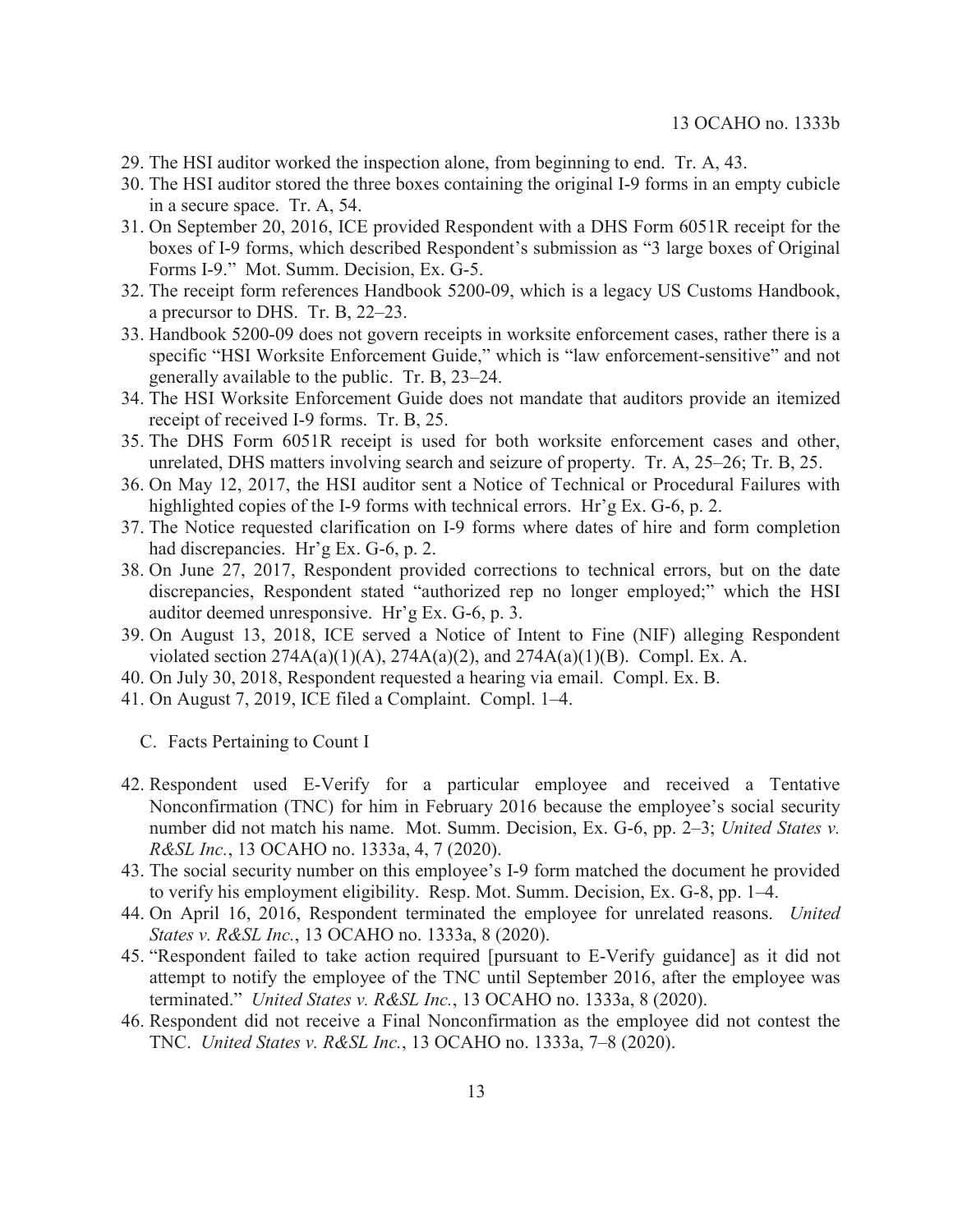29. The HSI auditor worked the inspection alone, from beginning to end. Tr. A, 43.
30. The HSI auditor stored the three boxes containing the original I-9 forms in an empty cubicle in a secure space. Tr. A, 54.
31. On September 20, 2016, ICE provided Respondent with a DHS Form 6051R receipt for the boxes of I-9 forms, which described Respondent's submission as "3 large boxes of Original Forms I-9." Mot. Summ. Decision, Ex. G-5.
32. The receipt form references Handbook 5200-09, which is a legacy US Customs Handbook, a precursor to DHS. Tr. B, 22–23.
33. Handbook 5200-09 does not govern receipts in worksite enforcement cases, rather there is a specific "HSI Worksite Enforcement Guide," which is "law enforcement-sensitive" and not generally available to the public. Tr. B, 23–24.
34. The HSI Worksite Enforcement Guide does not mandate that auditors provide an itemized receipt of received I-9 forms. Tr. B, 25.
35. The DHS Form 6051R receipt is used for both worksite enforcement cases and other, unrelated, DHS matters involving search and seizure of property. Tr. A, 25–26; Tr. B, 25.
36. On May 12, 2017, the HSI auditor sent a Notice of Technical or Procedural Failures with highlighted copies of the I-9 forms with technical errors. Hr'g Ex. G-6, p. 2.
37. The Notice requested clarification on I-9 forms where dates of hire and form completion had discrepancies. Hr'g Ex. G-6, p. 2.
38. On June 27, 2017, Respondent provided corrections to technical errors, but on the date discrepancies, Respondent stated "authorized rep no longer employed;" which the HSI auditor deemed unresponsive. Hr'g Ex. G-6, p. 3.
39. On August 13, 2018, ICE served a Notice of Intent to Fine (NIF) alleging Respondent violated section 274A(a)(1)(A), 274A(a)(2), and 274A(a)(1)(B). Compl. Ex. A.
40. On July 30, 2018, Respondent requested a hearing via email. Compl. Ex. B.
41. On August 7, 2019, ICE filed a Complaint. Compl. 1–4.

### C. Facts Pertaining to Count I

42. Respondent used E-Verify for a particular employee and received a Tentative Nonconfirmation (TNC) for him in February 2016 because the employee's social security number did not match his name. Mot. Summ. Decision, Ex. G-6, pp. 2–3; *United States v. R&SL Inc.*, 13 OCAHO no. 1333a, 4, 7 (2020).
43. The social security number on this employee's I-9 form matched the document he provided to verify his employment eligibility. Resp. Mot. Summ. Decision, Ex. G-8, pp. 1–4.
44. On April 16, 2016, Respondent terminated the employee for unrelated reasons. *United States v. R&SL Inc.*, 13 OCAHO no. 1333a, 8 (2020).
45. "Respondent failed to take action required [pursuant to E-Verify guidance] as it did not attempt to notify the employee of the TNC until September 2016, after the employee was terminated." *United States v. R&SL Inc.*, 13 OCAHO no. 1333a, 8 (2020).
46. Respondent did not receive a Final Nonconfirmation as the employee did not contest the TNC. *United States v. R&SL Inc.*, 13 OCAHO no. 1333a, 7–8 (2020).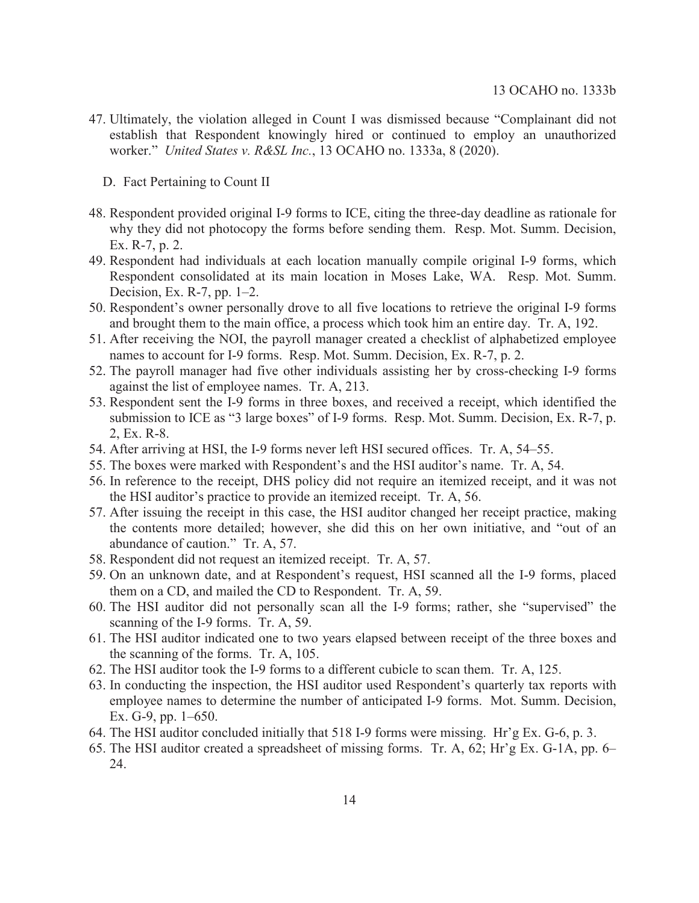47. Ultimately, the violation alleged in Count I was dismissed because "Complainant did not establish that Respondent knowingly hired or continued to employ an unauthorized worker." *United States v. R&SL Inc.*, 13 OCAHO no. 1333a, 8 (2020).

### D. Fact Pertaining to Count II

48. Respondent provided original I-9 forms to ICE, citing the three-day deadline as rationale for why they did not photocopy the forms before sending them. Resp. Mot. Summ. Decision, Ex. R-7, p. 2.
49. Respondent had individuals at each location manually compile original I-9 forms, which Respondent consolidated at its main location in Moses Lake, WA. Resp. Mot. Summ. Decision, Ex. R-7, pp. 1–2.
50. Respondent's owner personally drove to all five locations to retrieve the original I-9 forms and brought them to the main office, a process which took him an entire day. Tr. A, 192.
51. After receiving the NOI, the payroll manager created a checklist of alphabetized employee names to account for I-9 forms. Resp. Mot. Summ. Decision, Ex. R-7, p. 2.
52. The payroll manager had five other individuals assisting her by cross-checking I-9 forms against the list of employee names. Tr. A, 213.
53. Respondent sent the I-9 forms in three boxes, and received a receipt, which identified the submission to ICE as "3 large boxes" of I-9 forms. Resp. Mot. Summ. Decision, Ex. R-7, p. 2, Ex. R-8.
54. After arriving at HSI, the I-9 forms never left HSI secured offices. Tr. A, 54–55.
55. The boxes were marked with Respondent's and the HSI auditor's name. Tr. A, 54.
56. In reference to the receipt, DHS policy did not require an itemized receipt, and it was not the HSI auditor's practice to provide an itemized receipt. Tr. A, 56.
57. After issuing the receipt in this case, the HSI auditor changed her receipt practice, making the contents more detailed; however, she did this on her own initiative, and "out of an abundance of caution." Tr. A, 57.
58. Respondent did not request an itemized receipt. Tr. A, 57.
59. On an unknown date, and at Respondent's request, HSI scanned all the I-9 forms, placed them on a CD, and mailed the CD to Respondent. Tr. A, 59.
60. The HSI auditor did not personally scan all the I-9 forms; rather, she "supervised" the scanning of the I-9 forms. Tr. A, 59.
61. The HSI auditor indicated one to two years elapsed between receipt of the three boxes and the scanning of the forms. Tr. A, 105.
62. The HSI auditor took the I-9 forms to a different cubicle to scan them. Tr. A, 125.
63. In conducting the inspection, the HSI auditor used Respondent's quarterly tax reports with employee names to determine the number of anticipated I-9 forms. Mot. Summ. Decision, Ex. G-9, pp. 1–650.
64. The HSI auditor concluded initially that 518 I-9 forms were missing. Hr'g Ex. G-6, p. 3.
65. The HSI auditor created a spreadsheet of missing forms. Tr. A, 62; Hr'g Ex. G-1A, pp. 6–24.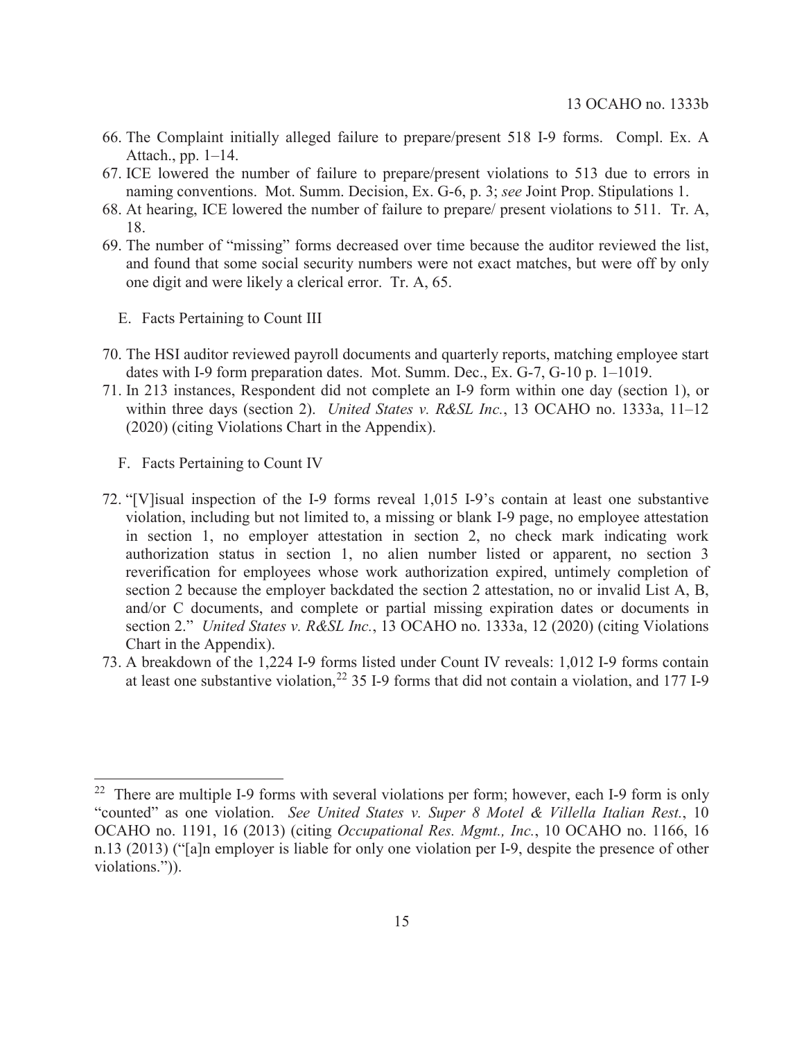66. The Complaint initially alleged failure to prepare/present 518 I-9 forms. Compl. Ex. A Attach., pp. 1–14.
67. ICE lowered the number of failure to prepare/present violations to 513 due to errors in naming conventions. Mot. Summ. Decision, Ex. G-6, p. 3; *see* Joint Prop. Stipulations 1.
68. At hearing, ICE lowered the number of failure to prepare/ present violations to 511. Tr. A, 18.
69. The number of "missing" forms decreased over time because the auditor reviewed the list, and found that some social security numbers were not exact matches, but were off by only one digit and were likely a clerical error. Tr. A, 65.

E. Facts Pertaining to Count III

70. The HSI auditor reviewed payroll documents and quarterly reports, matching employee start dates with I-9 form preparation dates. Mot. Summ. Dec., Ex. G-7, G-10 p. 1–1019.
71. In 213 instances, Respondent did not complete an I-9 form within one day (section 1), or within three days (section 2). *United States v. R&SL Inc.*, 13 OCAHO no. 1333a, 11–12 (2020) (citing Violations Chart in the Appendix).

F. Facts Pertaining to Count IV

72. "[V]isual inspection of the I-9 forms reveal 1,015 I-9's contain at least one substantive violation, including but not limited to, a missing or blank I-9 page, no employee attestation in section 1, no employer attestation in section 2, no check mark indicating work authorization status in section 1, no alien number listed or apparent, no section 3 reverification for employees whose work authorization expired, untimely completion of section 2 because the employer backdated the section 2 attestation, no or invalid List A, B, and/or C documents, and complete or partial missing expiration dates or documents in section 2." *United States v. R&SL Inc.*, 13 OCAHO no. 1333a, 12 (2020) (citing Violations Chart in the Appendix).
73. A breakdown of the 1,224 I-9 forms listed under Count IV reveals: 1,012 I-9 forms contain at least one substantive violation,[22] 35 I-9 forms that did not contain a violation, and 177 I-9

---

[22] There are multiple I-9 forms with several violations per form; however, each I-9 form is only "counted" as one violation. *See United States v. Super 8 Motel & Villella Italian Rest.*, 10 OCAHO no. 1191, 16 (2013) (citing *Occupational Res. Mgmt., Inc.*, 10 OCAHO no. 1166, 16 n.13 (2013) ("[a]n employer is liable for only one violation per I-9, despite the presence of other violations.")).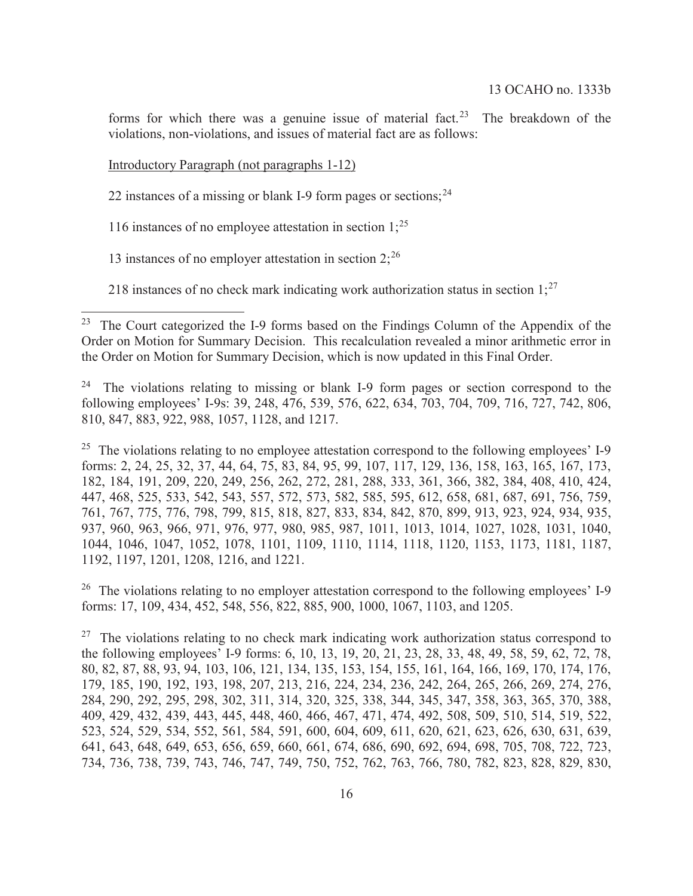forms for which there was a genuine issue of material fact.[23] The breakdown of the violations, non-violations, and issues of material fact are as follows:

Introductory Paragraph (not paragraphs 1-12)

22 instances of a missing or blank I-9 form pages or sections;[24]

116 instances of no employee attestation in section 1;[25]

13 instances of no employer attestation in section 2;[26]

218 instances of no check mark indicating work authorization status in section 1;[27]

---

[23] The Court categorized the I-9 forms based on the Findings Column of the Appendix of the Order on Motion for Summary Decision. This recalculation revealed a minor arithmetic error in the Order on Motion for Summary Decision, which is now updated in this Final Order.

[24] The violations relating to missing or blank I-9 form pages or section correspond to the following employees' I-9s: 39, 248, 476, 539, 576, 622, 634, 703, 704, 709, 716, 727, 742, 806, 810, 847, 883, 922, 988, 1057, 1128, and 1217.

[25] The violations relating to no employee attestation correspond to the following employees' I-9 forms: 2, 24, 25, 32, 37, 44, 64, 75, 83, 84, 95, 99, 107, 117, 129, 136, 158, 163, 165, 167, 173, 182, 184, 191, 209, 220, 249, 256, 262, 272, 281, 288, 333, 361, 366, 382, 384, 408, 410, 424, 447, 468, 525, 533, 542, 543, 557, 572, 573, 582, 585, 595, 612, 658, 681, 687, 691, 756, 759, 761, 767, 775, 776, 798, 799, 815, 818, 827, 833, 834, 842, 870, 899, 913, 923, 924, 934, 935, 937, 960, 963, 966, 971, 976, 977, 980, 985, 987, 1011, 1013, 1014, 1027, 1028, 1031, 1040, 1044, 1046, 1047, 1052, 1078, 1101, 1109, 1110, 1114, 1118, 1120, 1153, 1173, 1181, 1187, 1192, 1197, 1201, 1208, 1216, and 1221.

[26] The violations relating to no employer attestation correspond to the following employees' I-9 forms: 17, 109, 434, 452, 548, 556, 822, 885, 900, 1000, 1067, 1103, and 1205.

[27] The violations relating to no check mark indicating work authorization status correspond to the following employees' I-9 forms: 6, 10, 13, 19, 20, 21, 23, 28, 33, 48, 49, 58, 59, 62, 72, 78, 80, 82, 87, 88, 93, 94, 103, 106, 121, 134, 135, 153, 154, 155, 161, 164, 166, 169, 170, 174, 176, 179, 185, 190, 192, 193, 198, 207, 213, 216, 224, 234, 236, 242, 264, 265, 266, 269, 274, 276, 284, 290, 292, 295, 298, 302, 311, 314, 320, 325, 338, 344, 345, 347, 358, 363, 365, 370, 388, 409, 429, 432, 439, 443, 445, 448, 460, 466, 467, 471, 474, 492, 508, 509, 510, 514, 519, 522, 523, 524, 529, 534, 552, 561, 584, 591, 600, 604, 609, 611, 620, 621, 623, 626, 630, 631, 639, 641, 643, 648, 649, 653, 656, 659, 660, 661, 674, 686, 690, 692, 694, 698, 705, 708, 722, 723, 734, 736, 738, 739, 743, 746, 747, 749, 750, 752, 762, 763, 766, 780, 782, 823, 828, 829, 830,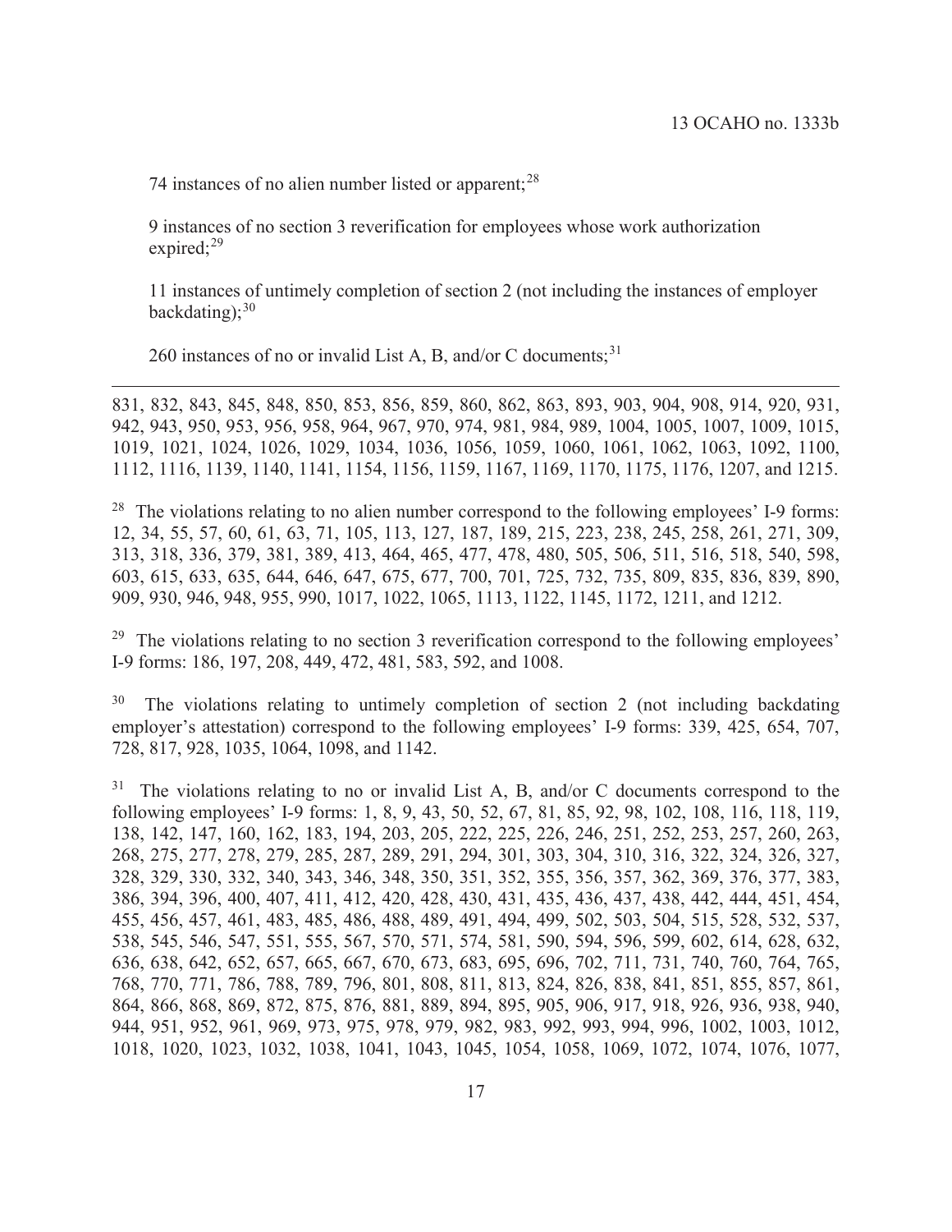74 instances of no alien number listed or apparent;[28]

9 instances of no section 3 reverification for employees whose work authorization expired;[29]

11 instances of untimely completion of section 2 (not including the instances of employer backdating);[30]

260 instances of no or invalid List A, B, and/or C documents;[31]

---

831, 832, 843, 845, 848, 850, 853, 856, 859, 860, 862, 863, 893, 903, 904, 908, 914, 920, 931, 942, 943, 950, 953, 956, 958, 964, 967, 970, 974, 981, 984, 989, 1004, 1005, 1007, 1009, 1015, 1019, 1021, 1024, 1026, 1029, 1034, 1036, 1056, 1059, 1060, 1061, 1062, 1063, 1092, 1100, 1112, 1116, 1139, 1140, 1141, 1154, 1156, 1159, 1167, 1169, 1170, 1175, 1176, 1207, and 1215.

[28] The violations relating to no alien number correspond to the following employees' I-9 forms: 12, 34, 55, 57, 60, 61, 63, 71, 105, 113, 127, 187, 189, 215, 223, 238, 245, 258, 261, 271, 309, 313, 318, 336, 379, 381, 389, 413, 464, 465, 477, 478, 480, 505, 506, 511, 516, 518, 540, 598, 603, 615, 633, 635, 644, 646, 647, 675, 677, 700, 701, 725, 732, 735, 809, 835, 836, 839, 890, 909, 930, 946, 948, 955, 990, 1017, 1022, 1065, 1113, 1122, 1145, 1172, 1211, and 1212.

[29] The violations relating to no section 3 reverification correspond to the following employees' I-9 forms: 186, 197, 208, 449, 472, 481, 583, 592, and 1008.

[30] The violations relating to untimely completion of section 2 (not including backdating employer's attestation) correspond to the following employees' I-9 forms: 339, 425, 654, 707, 728, 817, 928, 1035, 1064, 1098, and 1142.

[31] The violations relating to no or invalid List A, B, and/or C documents correspond to the following employees' I-9 forms: 1, 8, 9, 43, 50, 52, 67, 81, 85, 92, 98, 102, 108, 116, 118, 119, 138, 142, 147, 160, 162, 183, 194, 203, 205, 222, 225, 226, 246, 251, 252, 253, 257, 260, 263, 268, 275, 277, 278, 279, 285, 287, 289, 291, 294, 301, 303, 304, 310, 316, 322, 324, 326, 327, 328, 329, 330, 332, 340, 343, 346, 348, 350, 351, 352, 355, 356, 357, 362, 369, 376, 377, 383, 386, 394, 396, 400, 407, 411, 412, 420, 428, 430, 431, 435, 436, 437, 438, 442, 444, 451, 454, 455, 456, 457, 461, 483, 485, 486, 488, 489, 491, 494, 499, 502, 503, 504, 515, 528, 532, 537, 538, 545, 546, 547, 551, 555, 567, 570, 571, 574, 581, 590, 594, 596, 599, 602, 614, 628, 632, 636, 638, 642, 652, 657, 665, 667, 670, 673, 683, 695, 696, 702, 711, 731, 740, 760, 764, 765, 768, 770, 771, 786, 788, 789, 796, 801, 808, 811, 813, 824, 826, 838, 841, 851, 855, 857, 861, 864, 866, 868, 869, 872, 875, 876, 881, 889, 894, 895, 905, 906, 917, 918, 926, 936, 938, 940, 944, 951, 952, 961, 969, 973, 975, 978, 979, 982, 983, 992, 993, 994, 996, 1002, 1003, 1012, 1018, 1020, 1023, 1032, 1038, 1041, 1043, 1045, 1054, 1058, 1069, 1072, 1074, 1076, 1077,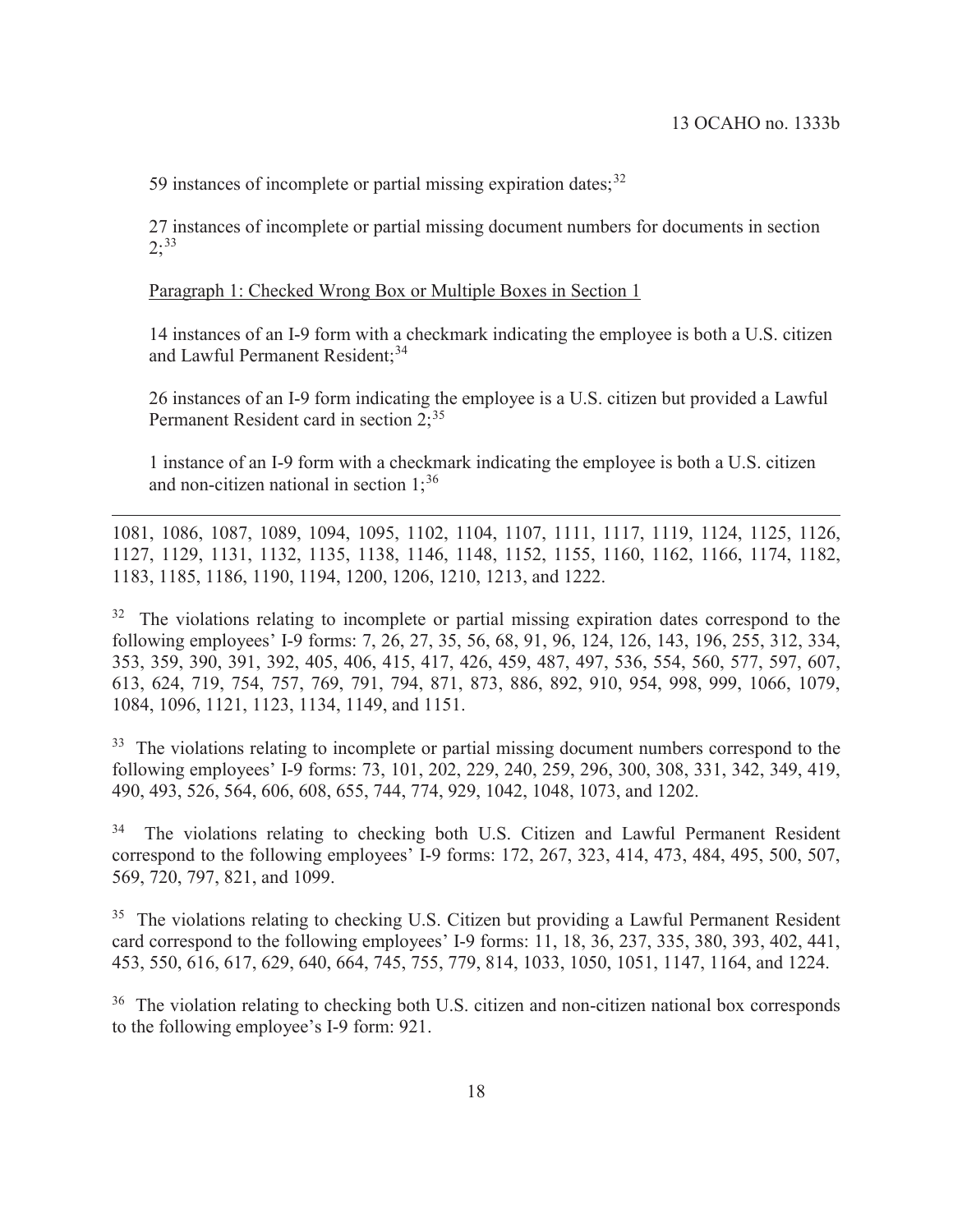59 instances of incomplete or partial missing expiration dates;[32]

27 instances of incomplete or partial missing document numbers for documents in section 2;[33]

<u>Paragraph 1: Checked Wrong Box or Multiple Boxes in Section 1</u>

14 instances of an I-9 form with a checkmark indicating the employee is both a U.S. citizen and Lawful Permanent Resident;[34]

26 instances of an I-9 form indicating the employee is a U.S. citizen but provided a Lawful Permanent Resident card in section 2;[35]

1 instance of an I-9 form with a checkmark indicating the employee is both a U.S. citizen and non-citizen national in section 1;[36]

---

1081, 1086, 1087, 1089, 1094, 1095, 1102, 1104, 1107, 1111, 1117, 1119, 1124, 1125, 1126, 1127, 1129, 1131, 1132, 1135, 1138, 1146, 1148, 1152, 1155, 1160, 1162, 1166, 1174, 1182, 1183, 1185, 1186, 1190, 1194, 1200, 1206, 1210, 1213, and 1222.

[32] The violations relating to incomplete or partial missing expiration dates correspond to the following employees' I-9 forms: 7, 26, 27, 35, 56, 68, 91, 96, 124, 126, 143, 196, 255, 312, 334, 353, 359, 390, 391, 392, 405, 406, 415, 417, 426, 459, 487, 497, 536, 554, 560, 577, 597, 607, 613, 624, 719, 754, 757, 769, 791, 794, 871, 873, 886, 892, 910, 954, 998, 999, 1066, 1079, 1084, 1096, 1121, 1123, 1134, 1149, and 1151.

[33] The violations relating to incomplete or partial missing document numbers correspond to the following employees' I-9 forms: 73, 101, 202, 229, 240, 259, 296, 300, 308, 331, 342, 349, 419, 490, 493, 526, 564, 606, 608, 655, 744, 774, 929, 1042, 1048, 1073, and 1202.

[34] The violations relating to checking both U.S. Citizen and Lawful Permanent Resident correspond to the following employees' I-9 forms: 172, 267, 323, 414, 473, 484, 495, 500, 507, 569, 720, 797, 821, and 1099.

[35] The violations relating to checking U.S. Citizen but providing a Lawful Permanent Resident card correspond to the following employees' I-9 forms: 11, 18, 36, 237, 335, 380, 393, 402, 441, 453, 550, 616, 617, 629, 640, 664, 745, 755, 779, 814, 1033, 1050, 1051, 1147, 1164, and 1224.

[36] The violation relating to checking both U.S. citizen and non-citizen national box corresponds to the following employee's I-9 form: 921.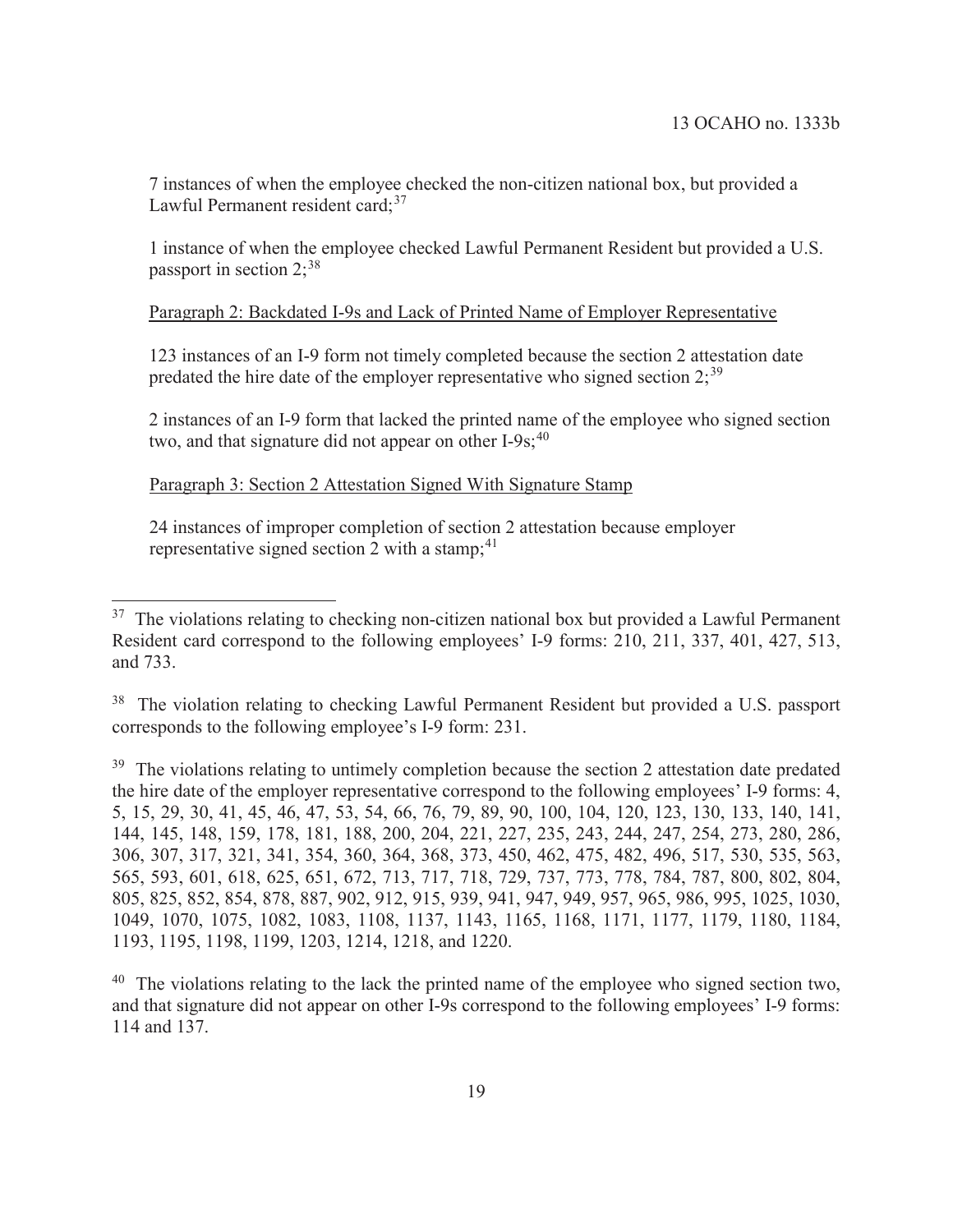7 instances of when the employee checked the non-citizen national box, but provided a Lawful Permanent resident card;[37]

1 instance of when the employee checked Lawful Permanent Resident but provided a U.S. passport in section 2;[38]

Paragraph 2: Backdated I-9s and Lack of Printed Name of Employer Representative

123 instances of an I-9 form not timely completed because the section 2 attestation date predated the hire date of the employer representative who signed section 2;[39]

2 instances of an I-9 form that lacked the printed name of the employee who signed section two, and that signature did not appear on other I-9s;[40]

Paragraph 3: Section 2 Attestation Signed With Signature Stamp

24 instances of improper completion of section 2 attestation because employer representative signed section 2 with a stamp;[41]

---

[37] The violations relating to checking non-citizen national box but provided a Lawful Permanent Resident card correspond to the following employees' I-9 forms: 210, 211, 337, 401, 427, 513, and 733.

[38] The violation relating to checking Lawful Permanent Resident but provided a U.S. passport corresponds to the following employee's I-9 form: 231.

[39] The violations relating to untimely completion because the section 2 attestation date predated the hire date of the employer representative correspond to the following employees' I-9 forms: 4, 5, 15, 29, 30, 41, 45, 46, 47, 53, 54, 66, 76, 79, 89, 90, 100, 104, 120, 123, 130, 133, 140, 141, 144, 145, 148, 159, 178, 181, 188, 200, 204, 221, 227, 235, 243, 244, 247, 254, 273, 280, 286, 306, 307, 317, 321, 341, 354, 360, 364, 368, 373, 450, 462, 475, 482, 496, 517, 530, 535, 563, 565, 593, 601, 618, 625, 651, 672, 713, 717, 718, 729, 737, 773, 778, 784, 787, 800, 802, 804, 805, 825, 852, 854, 878, 887, 902, 912, 915, 939, 941, 947, 949, 957, 965, 986, 995, 1025, 1030, 1049, 1070, 1075, 1082, 1083, 1108, 1137, 1143, 1165, 1168, 1171, 1177, 1179, 1180, 1184, 1193, 1195, 1198, 1199, 1203, 1214, 1218, and 1220.

[40] The violations relating to the lack the printed name of the employee who signed section two, and that signature did not appear on other I-9s correspond to the following employees' I-9 forms: 114 and 137.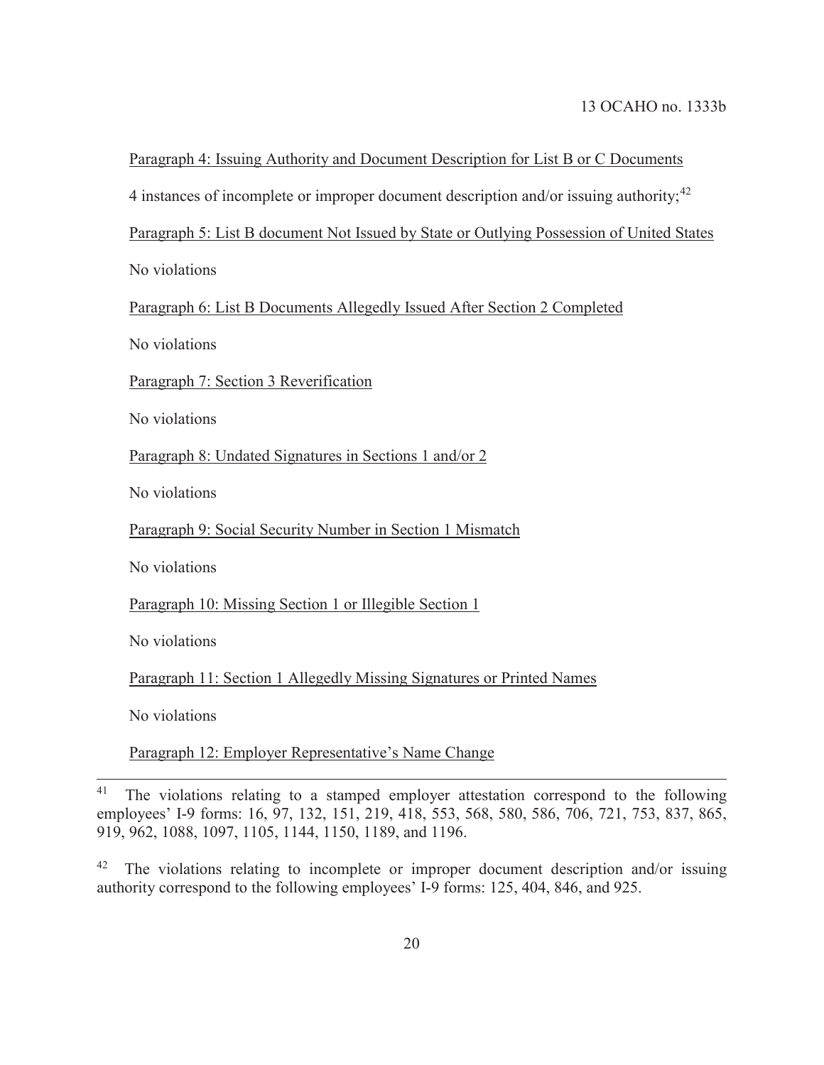Paragraph 4: Issuing Authority and Document Description for List B or C Documents

4 instances of incomplete or improper document description and/or issuing authority;[42]

Paragraph 5: List B document Not Issued by State or Outlying Possession of United States

No violations

Paragraph 6: List B Documents Allegedly Issued After Section 2 Completed

No violations

Paragraph 7: Section 3 Reverification

No violations

Paragraph 8: Undated Signatures in Sections 1 and/or 2

No violations

Paragraph 9: Social Security Number in Section 1 Mismatch

No violations

Paragraph 10: Missing Section 1 or Illegible Section 1

No violations

Paragraph 11: Section 1 Allegedly Missing Signatures or Printed Names

No violations

Paragraph 12: Employer Representative's Name Change

---

[41] The violations relating to a stamped employer attestation correspond to the following employees' I-9 forms: 16, 97, 132, 151, 219, 418, 553, 568, 580, 586, 706, 721, 753, 837, 865, 919, 962, 1088, 1097, 1105, 1144, 1150, 1189, and 1196.

[42] The violations relating to incomplete or improper document description and/or issuing authority correspond to the following employees' I-9 forms: 125, 404, 846, and 925.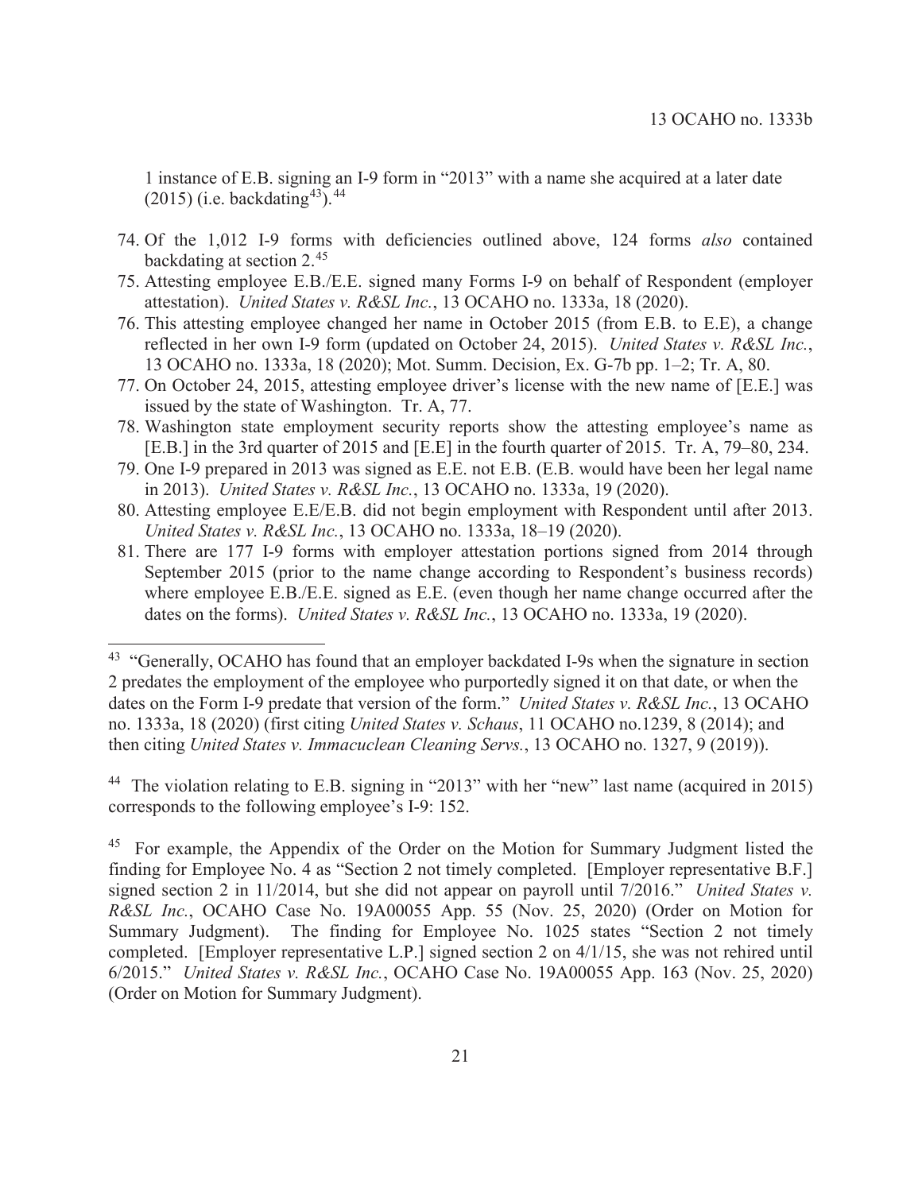1 instance of E.B. signing an I-9 form in "2013" with a name she acquired at a later date (2015) (i.e. backdating[43]).[44]

74. Of the 1,012 I-9 forms with deficiencies outlined above, 124 forms *also* contained backdating at section 2.[45]
75. Attesting employee E.B./E.E. signed many Forms I-9 on behalf of Respondent (employer attestation). *United States v. R&SL Inc.*, 13 OCAHO no. 1333a, 18 (2020).
76. This attesting employee changed her name in October 2015 (from E.B. to E.E), a change reflected in her own I-9 form (updated on October 24, 2015). *United States v. R&SL Inc.*, 13 OCAHO no. 1333a, 18 (2020); Mot. Summ. Decision, Ex. G-7b pp. 1–2; Tr. A, 80.
77. On October 24, 2015, attesting employee driver's license with the new name of [E.E.] was issued by the state of Washington. Tr. A, 77.
78. Washington state employment security reports show the attesting employee's name as [E.B.] in the 3rd quarter of 2015 and [E.E] in the fourth quarter of 2015. Tr. A, 79–80, 234.
79. One I-9 prepared in 2013 was signed as E.E. not E.B. (E.B. would have been her legal name in 2013). *United States v. R&SL Inc.*, 13 OCAHO no. 1333a, 19 (2020).
80. Attesting employee E.E/E.B. did not begin employment with Respondent until after 2013. *United States v. R&SL Inc.*, 13 OCAHO no. 1333a, 18–19 (2020).
81. There are 177 I-9 forms with employer attestation portions signed from 2014 through September 2015 (prior to the name change according to Respondent's business records) where employee E.B./E.E. signed as E.E. (even though her name change occurred after the dates on the forms). *United States v. R&SL Inc.*, 13 OCAHO no. 1333a, 19 (2020).

---

[43] "Generally, OCAHO has found that an employer backdated I-9s when the signature in section 2 predates the employment of the employee who purportedly signed it on that date, or when the dates on the Form I-9 predate that version of the form." *United States v. R&SL Inc.*, 13 OCAHO no. 1333a, 18 (2020) (first citing *United States v. Schaus*, 11 OCAHO no.1239, 8 (2014); and then citing *United States v. Immacuclean Cleaning Servs.*, 13 OCAHO no. 1327, 9 (2019)).

[44] The violation relating to E.B. signing in "2013" with her "new" last name (acquired in 2015) corresponds to the following employee's I-9: 152.

[45] For example, the Appendix of the Order on the Motion for Summary Judgment listed the finding for Employee No. 4 as "Section 2 not timely completed. [Employer representative B.F.] signed section 2 in 11/2014, but she did not appear on payroll until 7/2016." *United States v. R&SL Inc.*, OCAHO Case No. 19A00055 App. 55 (Nov. 25, 2020) (Order on Motion for Summary Judgment). The finding for Employee No. 1025 states "Section 2 not timely completed. [Employer representative L.P.] signed section 2 on 4/1/15, she was not rehired until 6/2015." *United States v. R&SL Inc.*, OCAHO Case No. 19A00055 App. 163 (Nov. 25, 2020) (Order on Motion for Summary Judgment).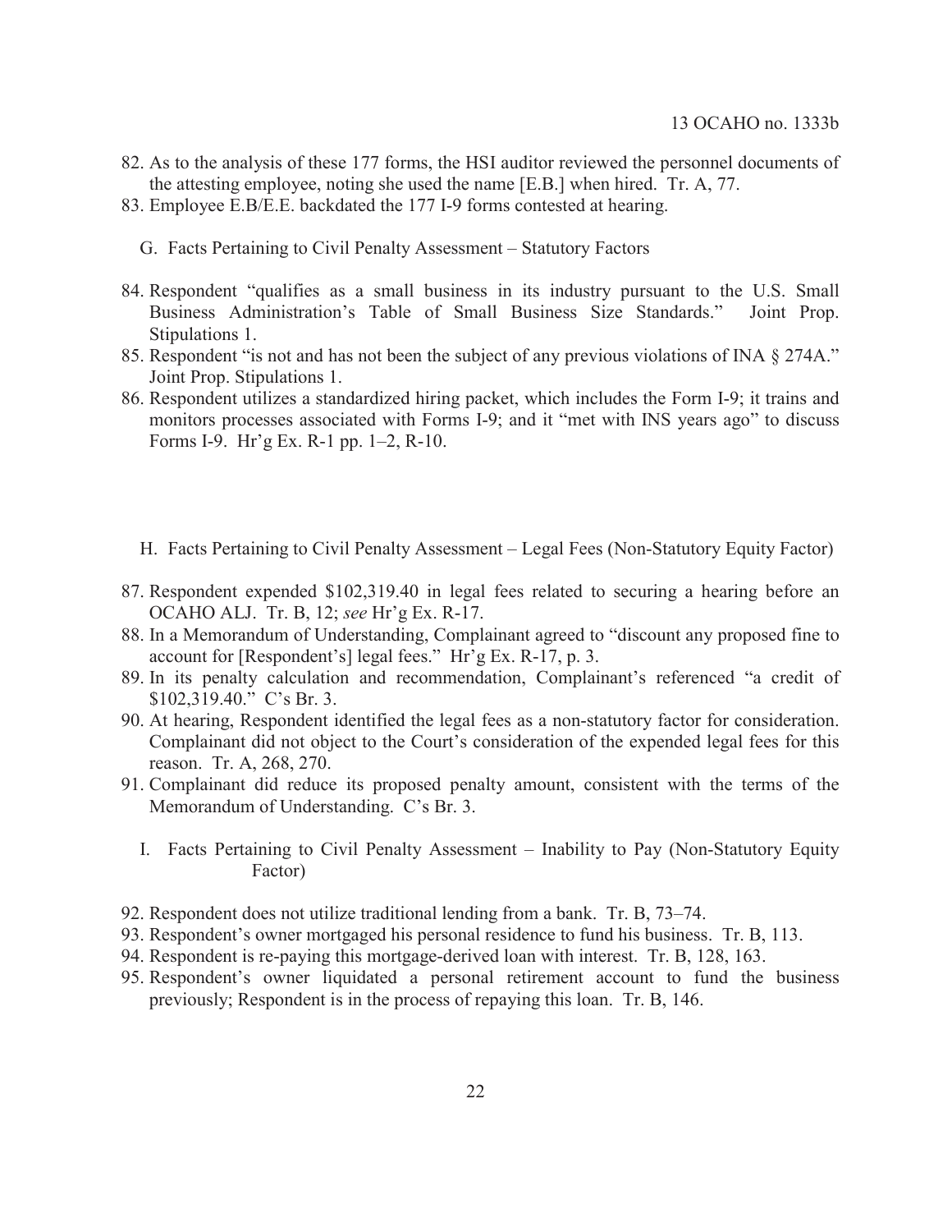82. As to the analysis of these 177 forms, the HSI auditor reviewed the personnel documents of the attesting employee, noting she used the name [E.B.] when hired. Tr. A, 77.
83. Employee E.B/E.E. backdated the 177 I-9 forms contested at hearing.

### G. Facts Pertaining to Civil Penalty Assessment – Statutory Factors

84. Respondent "qualifies as a small business in its industry pursuant to the U.S. Small Business Administration's Table of Small Business Size Standards." Joint Prop. Stipulations 1.
85. Respondent "is not and has not been the subject of any previous violations of INA § 274A." Joint Prop. Stipulations 1.
86. Respondent utilizes a standardized hiring packet, which includes the Form I-9; it trains and monitors processes associated with Forms I-9; and it "met with INS years ago" to discuss Forms I-9. Hr'g Ex. R-1 pp. 1–2, R-10.

### H. Facts Pertaining to Civil Penalty Assessment – Legal Fees (Non-Statutory Equity Factor)

87. Respondent expended $102,319.40 in legal fees related to securing a hearing before an OCAHO ALJ. Tr. B, 12; *see* Hr'g Ex. R-17.
88. In a Memorandum of Understanding, Complainant agreed to "discount any proposed fine to account for [Respondent's] legal fees." Hr'g Ex. R-17, p. 3.
89. In its penalty calculation and recommendation, Complainant's referenced "a credit of $102,319.40." C's Br. 3.
90. At hearing, Respondent identified the legal fees as a non-statutory factor for consideration. Complainant did not object to the Court's consideration of the expended legal fees for this reason. Tr. A, 268, 270.
91. Complainant did reduce its proposed penalty amount, consistent with the terms of the Memorandum of Understanding. C's Br. 3.

### I. Facts Pertaining to Civil Penalty Assessment – Inability to Pay (Non-Statutory Equity Factor)

92. Respondent does not utilize traditional lending from a bank. Tr. B, 73–74.
93. Respondent's owner mortgaged his personal residence to fund his business. Tr. B, 113.
94. Respondent is re-paying this mortgage-derived loan with interest. Tr. B, 128, 163.
95. Respondent's owner liquidated a personal retirement account to fund the business previously; Respondent is in the process of repaying this loan. Tr. B, 146.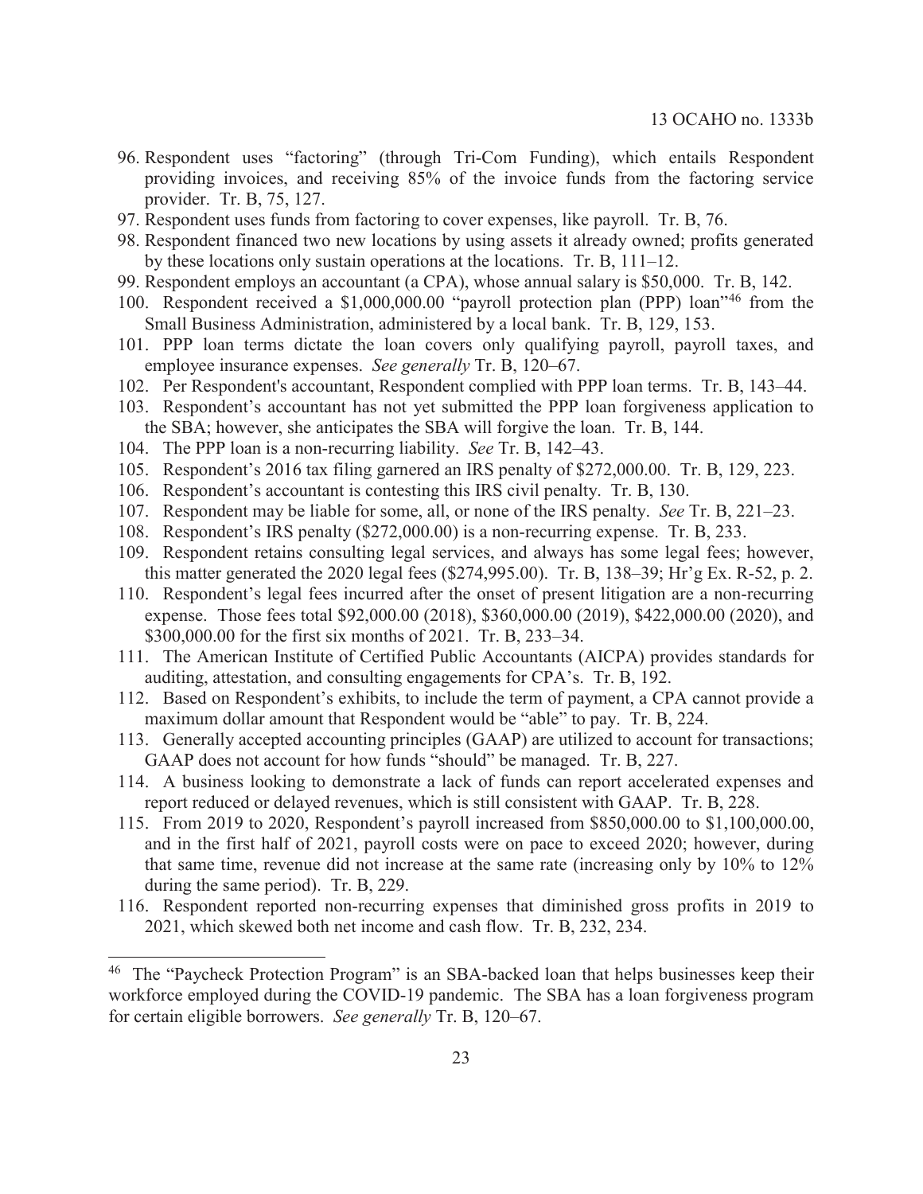96. Respondent uses "factoring" (through Tri-Com Funding), which entails Respondent providing invoices, and receiving 85% of the invoice funds from the factoring service provider. Tr. B, 75, 127.
97. Respondent uses funds from factoring to cover expenses, like payroll. Tr. B, 76.
98. Respondent financed two new locations by using assets it already owned; profits generated by these locations only sustain operations at the locations. Tr. B, 111–12.
99. Respondent employs an accountant (a CPA), whose annual salary is $50,000. Tr. B, 142.
100. Respondent received a $1,000,000.00 "payroll protection plan (PPP) loan"[46] from the Small Business Administration, administered by a local bank. Tr. B, 129, 153.
101. PPP loan terms dictate the loan covers only qualifying payroll, payroll taxes, and employee insurance expenses. *See generally* Tr. B, 120–67.
102. Per Respondent's accountant, Respondent complied with PPP loan terms. Tr. B, 143–44.
103. Respondent's accountant has not yet submitted the PPP loan forgiveness application to the SBA; however, she anticipates the SBA will forgive the loan. Tr. B, 144.
104. The PPP loan is a non-recurring liability. *See* Tr. B, 142–43.
105. Respondent's 2016 tax filing garnered an IRS penalty of $272,000.00. Tr. B, 129, 223.
106. Respondent's accountant is contesting this IRS civil penalty. Tr. B, 130.
107. Respondent may be liable for some, all, or none of the IRS penalty. *See* Tr. B, 221–23.
108. Respondent's IRS penalty ($272,000.00) is a non-recurring expense. Tr. B, 233.
109. Respondent retains consulting legal services, and always has some legal fees; however, this matter generated the 2020 legal fees ($274,995.00). Tr. B, 138–39; Hr'g Ex. R-52, p. 2.
110. Respondent's legal fees incurred after the onset of present litigation are a non-recurring expense. Those fees total $92,000.00 (2018), $360,000.00 (2019), $422,000.00 (2020), and $300,000.00 for the first six months of 2021. Tr. B, 233–34.
111. The American Institute of Certified Public Accountants (AICPA) provides standards for auditing, attestation, and consulting engagements for CPA's. Tr. B, 192.
112. Based on Respondent's exhibits, to include the term of payment, a CPA cannot provide a maximum dollar amount that Respondent would be "able" to pay. Tr. B, 224.
113. Generally accepted accounting principles (GAAP) are utilized to account for transactions; GAAP does not account for how funds "should" be managed. Tr. B, 227.
114. A business looking to demonstrate a lack of funds can report accelerated expenses and report reduced or delayed revenues, which is still consistent with GAAP. Tr. B, 228.
115. From 2019 to 2020, Respondent's payroll increased from $850,000.00 to $1,100,000.00, and in the first half of 2021, payroll costs were on pace to exceed 2020; however, during that same time, revenue did not increase at the same rate (increasing only by 10% to 12% during the same period). Tr. B, 229.
116. Respondent reported non-recurring expenses that diminished gross profits in 2019 to 2021, which skewed both net income and cash flow. Tr. B, 232, 234.

---

[46] The "Paycheck Protection Program" is an SBA-backed loan that helps businesses keep their workforce employed during the COVID-19 pandemic. The SBA has a loan forgiveness program for certain eligible borrowers. *See generally* Tr. B, 120–67.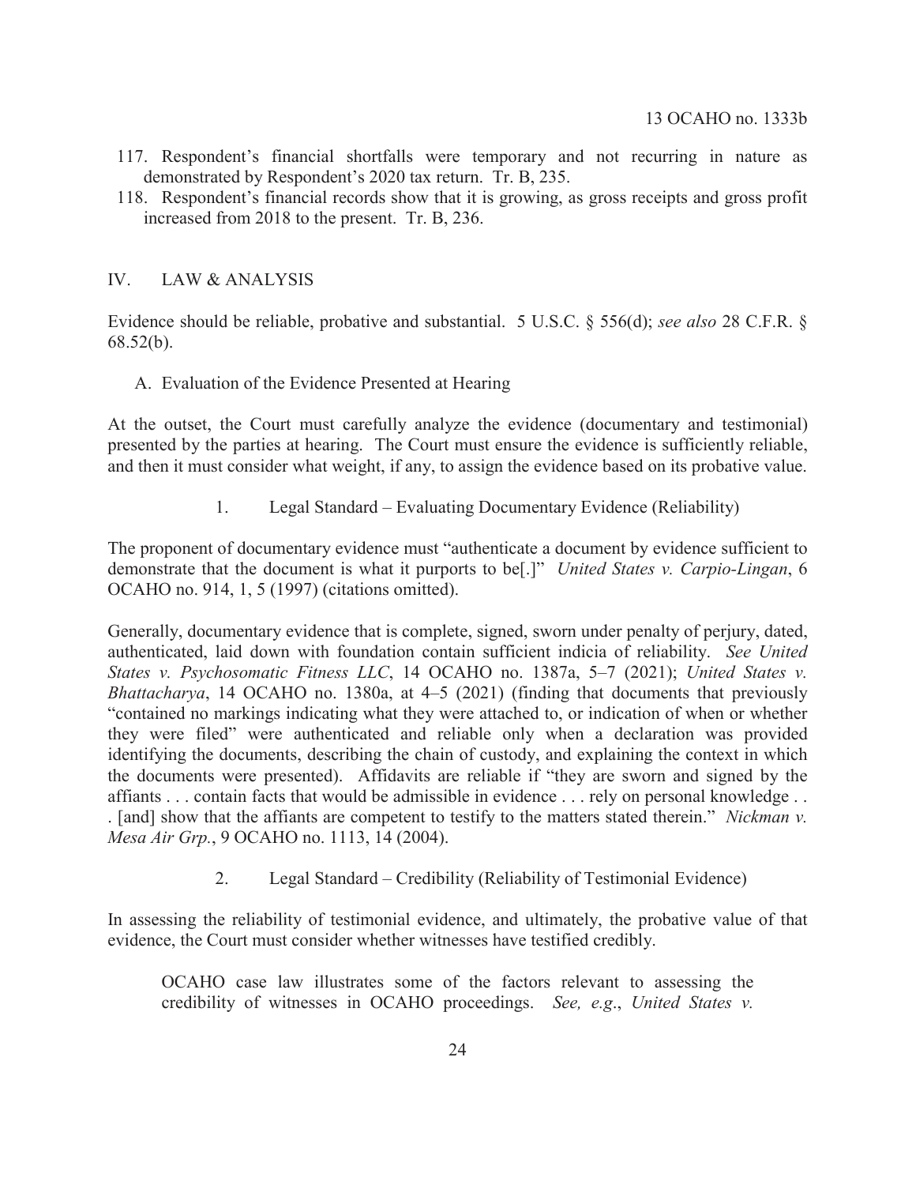117. Respondent's financial shortfalls were temporary and not recurring in nature as demonstrated by Respondent's 2020 tax return. Tr. B, 235.
118. Respondent's financial records show that it is growing, as gross receipts and gross profit increased from 2018 to the present. Tr. B, 236.

## IV. LAW & ANALYSIS

Evidence should be reliable, probative and substantial. 5 U.S.C. § 556(d); *see also* 28 C.F.R. § 68.52(b).

### A. Evaluation of the Evidence Presented at Hearing

At the outset, the Court must carefully analyze the evidence (documentary and testimonial) presented by the parties at hearing. The Court must ensure the evidence is sufficiently reliable, and then it must consider what weight, if any, to assign the evidence based on its probative value.

#### 1. Legal Standard – Evaluating Documentary Evidence (Reliability)

The proponent of documentary evidence must "authenticate a document by evidence sufficient to demonstrate that the document is what it purports to be[.]" *United States v. Carpio-Lingan*, 6 OCAHO no. 914, 1, 5 (1997) (citations omitted).

Generally, documentary evidence that is complete, signed, sworn under penalty of perjury, dated, authenticated, laid down with foundation contain sufficient indicia of reliability. *See United States v. Psychosomatic Fitness LLC*, 14 OCAHO no. 1387a, 5–7 (2021); *United States v. Bhattacharya*, 14 OCAHO no. 1380a, at 4–5 (2021) (finding that documents that previously "contained no markings indicating what they were attached to, or indication of when or whether they were filed" were authenticated and reliable only when a declaration was provided identifying the documents, describing the chain of custody, and explaining the context in which the documents were presented). Affidavits are reliable if "they are sworn and signed by the affiants . . . contain facts that would be admissible in evidence . . . rely on personal knowledge . . . [and] show that the affiants are competent to testify to the matters stated therein." *Nickman v. Mesa Air Grp.*, 9 OCAHO no. 1113, 14 (2004).

#### 2. Legal Standard – Credibility (Reliability of Testimonial Evidence)

In assessing the reliability of testimonial evidence, and ultimately, the probative value of that evidence, the Court must consider whether witnesses have testified credibly.

> OCAHO case law illustrates some of the factors relevant to assessing the credibility of witnesses in OCAHO proceedings. *See, e.g*., *United States v.*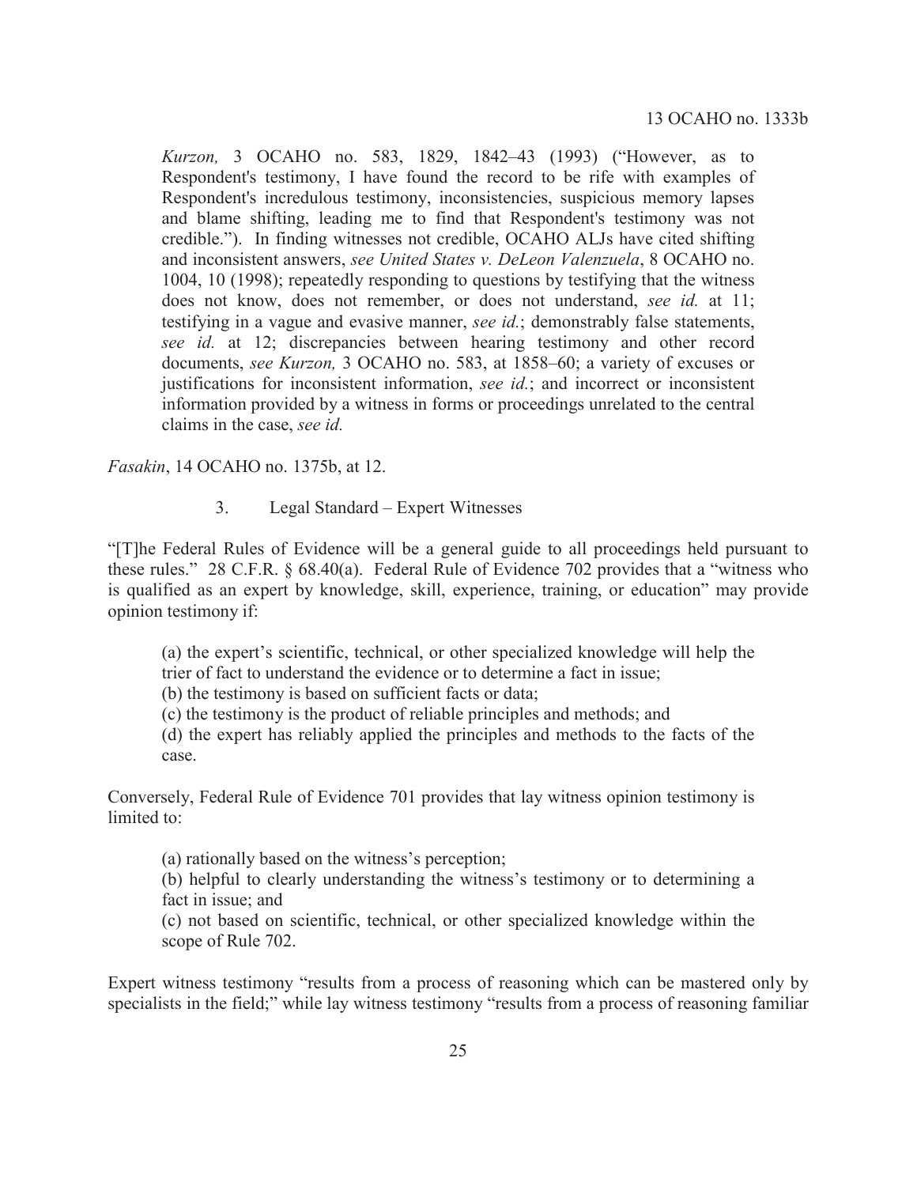> *Kurzon,* 3 OCAHO no. 583, 1829, 1842–43 (1993) ("However, as to Respondent's testimony, I have found the record to be rife with examples of Respondent's incredulous testimony, inconsistencies, suspicious memory lapses and blame shifting, leading me to find that Respondent's testimony was not credible."). In finding witnesses not credible, OCAHO ALJs have cited shifting and inconsistent answers, *see United States v. DeLeon Valenzuela*, 8 OCAHO no. 1004, 10 (1998); repeatedly responding to questions by testifying that the witness does not know, does not remember, or does not understand, *see id.* at 11; testifying in a vague and evasive manner, *see id.*; demonstrably false statements, *see id.* at 12; discrepancies between hearing testimony and other record documents, *see Kurzon,* 3 OCAHO no. 583, at 1858–60; a variety of excuses or justifications for inconsistent information, *see id.*; and incorrect or inconsistent information provided by a witness in forms or proceedings unrelated to the central claims in the case, *see id.*

*Fasakin*, 14 OCAHO no. 1375b, at 12.

### 3. Legal Standard – Expert Witnesses

"[T]he Federal Rules of Evidence will be a general guide to all proceedings held pursuant to these rules." 28 C.F.R. § 68.40(a). Federal Rule of Evidence 702 provides that a "witness who is qualified as an expert by knowledge, skill, experience, training, or education" may provide opinion testimony if:

> (a) the expert's scientific, technical, or other specialized knowledge will help the trier of fact to understand the evidence or to determine a fact in issue;
> (b) the testimony is based on sufficient facts or data;
> (c) the testimony is the product of reliable principles and methods; and
> (d) the expert has reliably applied the principles and methods to the facts of the case.

Conversely, Federal Rule of Evidence 701 provides that lay witness opinion testimony is limited to:

> (a) rationally based on the witness's perception;
> (b) helpful to clearly understanding the witness's testimony or to determining a fact in issue; and
> (c) not based on scientific, technical, or other specialized knowledge within the scope of Rule 702.

Expert witness testimony "results from a process of reasoning which can be mastered only by specialists in the field;" while lay witness testimony "results from a process of reasoning familiar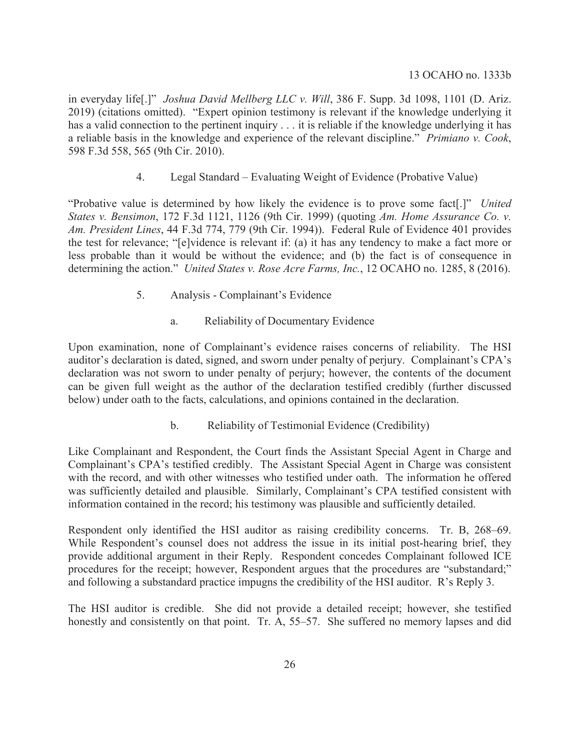in everyday life[.]" *Joshua David Mellberg LLC v. Will*, 386 F. Supp. 3d 1098, 1101 (D. Ariz. 2019) (citations omitted). "Expert opinion testimony is relevant if the knowledge underlying it has a valid connection to the pertinent inquiry . . . it is reliable if the knowledge underlying it has a reliable basis in the knowledge and experience of the relevant discipline." *Primiano v. Cook*, 598 F.3d 558, 565 (9th Cir. 2010).

#### 4. Legal Standard – Evaluating Weight of Evidence (Probative Value)

"Probative value is determined by how likely the evidence is to prove some fact[.]" *United States v. Bensimon*, 172 F.3d 1121, 1126 (9th Cir. 1999) (quoting *Am. Home Assurance Co. v. Am. President Lines*, 44 F.3d 774, 779 (9th Cir. 1994)). Federal Rule of Evidence 401 provides the test for relevance; "[e]vidence is relevant if: (a) it has any tendency to make a fact more or less probable than it would be without the evidence; and (b) the fact is of consequence in determining the action." *United States v. Rose Acre Farms, Inc.*, 12 OCAHO no. 1285, 8 (2016).

#### 5. Analysis - Complainant's Evidence

##### a. Reliability of Documentary Evidence

Upon examination, none of Complainant's evidence raises concerns of reliability. The HSI auditor's declaration is dated, signed, and sworn under penalty of perjury. Complainant's CPA's declaration was not sworn to under penalty of perjury; however, the contents of the document can be given full weight as the author of the declaration testified credibly (further discussed below) under oath to the facts, calculations, and opinions contained in the declaration.

##### b. Reliability of Testimonial Evidence (Credibility)

Like Complainant and Respondent, the Court finds the Assistant Special Agent in Charge and Complainant's CPA's testified credibly. The Assistant Special Agent in Charge was consistent with the record, and with other witnesses who testified under oath. The information he offered was sufficiently detailed and plausible. Similarly, Complainant's CPA testified consistent with information contained in the record; his testimony was plausible and sufficiently detailed.

Respondent only identified the HSI auditor as raising credibility concerns. Tr. B, 268–69. While Respondent's counsel does not address the issue in its initial post-hearing brief, they provide additional argument in their Reply. Respondent concedes Complainant followed ICE procedures for the receipt; however, Respondent argues that the procedures are "substandard;" and following a substandard practice impugns the credibility of the HSI auditor. R's Reply 3.

The HSI auditor is credible. She did not provide a detailed receipt; however, she testified honestly and consistently on that point. Tr. A, 55–57. She suffered no memory lapses and did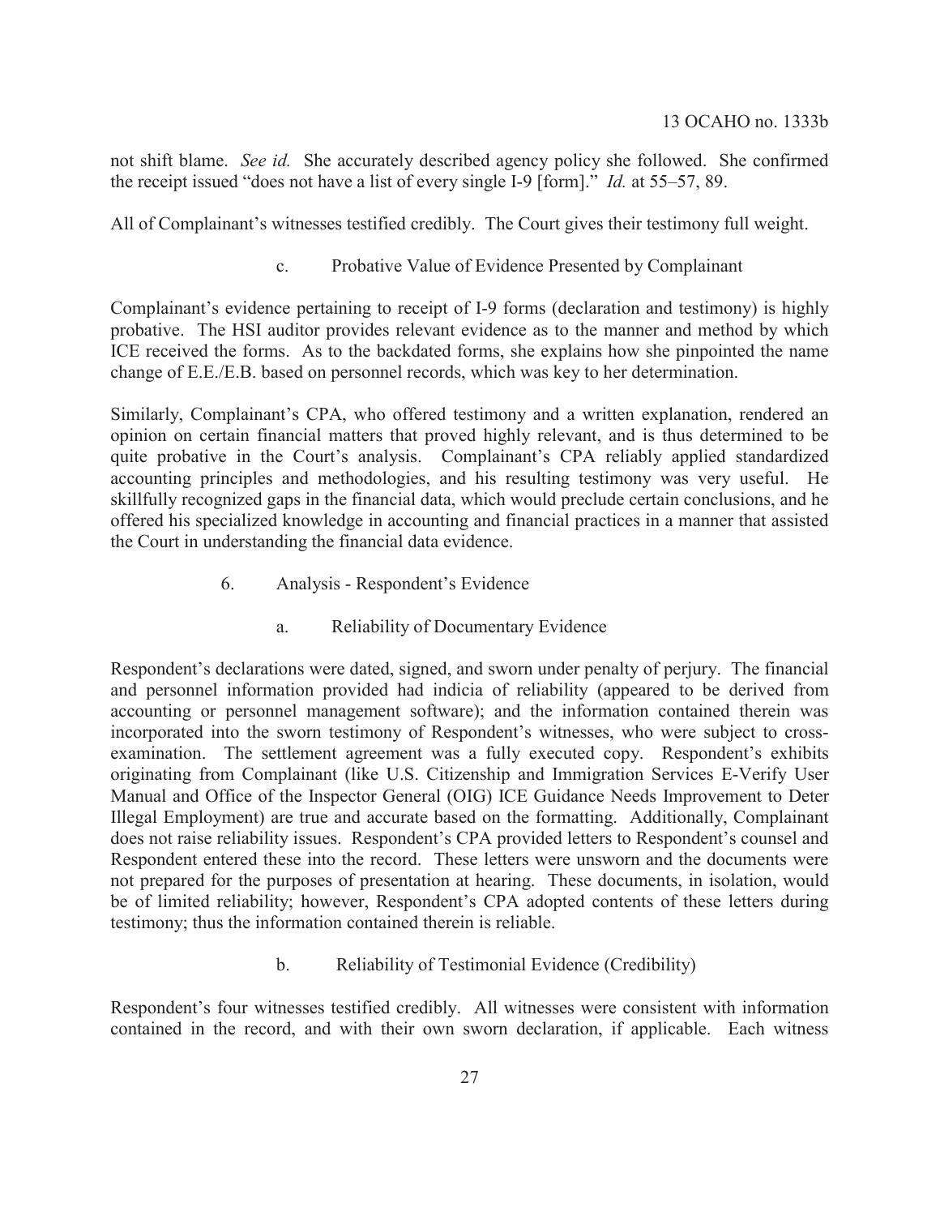not shift blame. *See id.* She accurately described agency policy she followed. She confirmed the receipt issued "does not have a list of every single I-9 [form]." *Id.* at 55–57, 89.

All of Complainant's witnesses testified credibly. The Court gives their testimony full weight.

#### c. Probative Value of Evidence Presented by Complainant

Complainant's evidence pertaining to receipt of I-9 forms (declaration and testimony) is highly probative. The HSI auditor provides relevant evidence as to the manner and method by which ICE received the forms. As to the backdated forms, she explains how she pinpointed the name change of E.E./E.B. based on personnel records, which was key to her determination.

Similarly, Complainant's CPA, who offered testimony and a written explanation, rendered an opinion on certain financial matters that proved highly relevant, and is thus determined to be quite probative in the Court's analysis. Complainant's CPA reliably applied standardized accounting principles and methodologies, and his resulting testimony was very useful. He skillfully recognized gaps in the financial data, which would preclude certain conclusions, and he offered his specialized knowledge in accounting and financial practices in a manner that assisted the Court in understanding the financial data evidence.

### 6. Analysis - Respondent's Evidence

#### a. Reliability of Documentary Evidence

Respondent's declarations were dated, signed, and sworn under penalty of perjury. The financial and personnel information provided had indicia of reliability (appeared to be derived from accounting or personnel management software); and the information contained therein was incorporated into the sworn testimony of Respondent's witnesses, who were subject to cross-examination. The settlement agreement was a fully executed copy. Respondent's exhibits originating from Complainant (like U.S. Citizenship and Immigration Services E-Verify User Manual and Office of the Inspector General (OIG) ICE Guidance Needs Improvement to Deter Illegal Employment) are true and accurate based on the formatting. Additionally, Complainant does not raise reliability issues. Respondent's CPA provided letters to Respondent's counsel and Respondent entered these into the record. These letters were unsworn and the documents were not prepared for the purposes of presentation at hearing. These documents, in isolation, would be of limited reliability; however, Respondent's CPA adopted contents of these letters during testimony; thus the information contained therein is reliable.

#### b. Reliability of Testimonial Evidence (Credibility)

Respondent's four witnesses testified credibly. All witnesses were consistent with information contained in the record, and with their own sworn declaration, if applicable. Each witness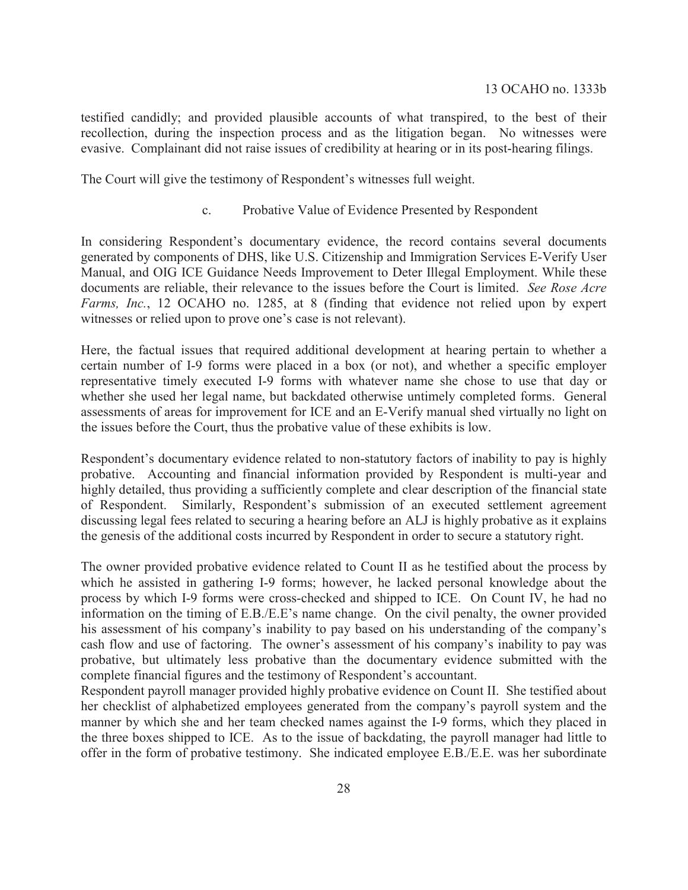testified candidly; and provided plausible accounts of what transpired, to the best of their recollection, during the inspection process and as the litigation began. No witnesses were evasive. Complainant did not raise issues of credibility at hearing or in its post-hearing filings.

The Court will give the testimony of Respondent's witnesses full weight.

### c. Probative Value of Evidence Presented by Respondent

In considering Respondent's documentary evidence, the record contains several documents generated by components of DHS, like U.S. Citizenship and Immigration Services E-Verify User Manual, and OIG ICE Guidance Needs Improvement to Deter Illegal Employment. While these documents are reliable, their relevance to the issues before the Court is limited. *See Rose Acre Farms, Inc.*, 12 OCAHO no. 1285, at 8 (finding that evidence not relied upon by expert witnesses or relied upon to prove one's case is not relevant).

Here, the factual issues that required additional development at hearing pertain to whether a certain number of I-9 forms were placed in a box (or not), and whether a specific employer representative timely executed I-9 forms with whatever name she chose to use that day or whether she used her legal name, but backdated otherwise untimely completed forms. General assessments of areas for improvement for ICE and an E-Verify manual shed virtually no light on the issues before the Court, thus the probative value of these exhibits is low.

Respondent's documentary evidence related to non-statutory factors of inability to pay is highly probative. Accounting and financial information provided by Respondent is multi-year and highly detailed, thus providing a sufficiently complete and clear description of the financial state of Respondent. Similarly, Respondent's submission of an executed settlement agreement discussing legal fees related to securing a hearing before an ALJ is highly probative as it explains the genesis of the additional costs incurred by Respondent in order to secure a statutory right.

The owner provided probative evidence related to Count II as he testified about the process by which he assisted in gathering I-9 forms; however, he lacked personal knowledge about the process by which I-9 forms were cross-checked and shipped to ICE. On Count IV, he had no information on the timing of E.B./E.E's name change. On the civil penalty, the owner provided his assessment of his company's inability to pay based on his understanding of the company's cash flow and use of factoring. The owner's assessment of his company's inability to pay was probative, but ultimately less probative than the documentary evidence submitted with the complete financial figures and the testimony of Respondent's accountant.

Respondent payroll manager provided highly probative evidence on Count II. She testified about her checklist of alphabetized employees generated from the company's payroll system and the manner by which she and her team checked names against the I-9 forms, which they placed in the three boxes shipped to ICE. As to the issue of backdating, the payroll manager had little to offer in the form of probative testimony. She indicated employee E.B./E.E. was her subordinate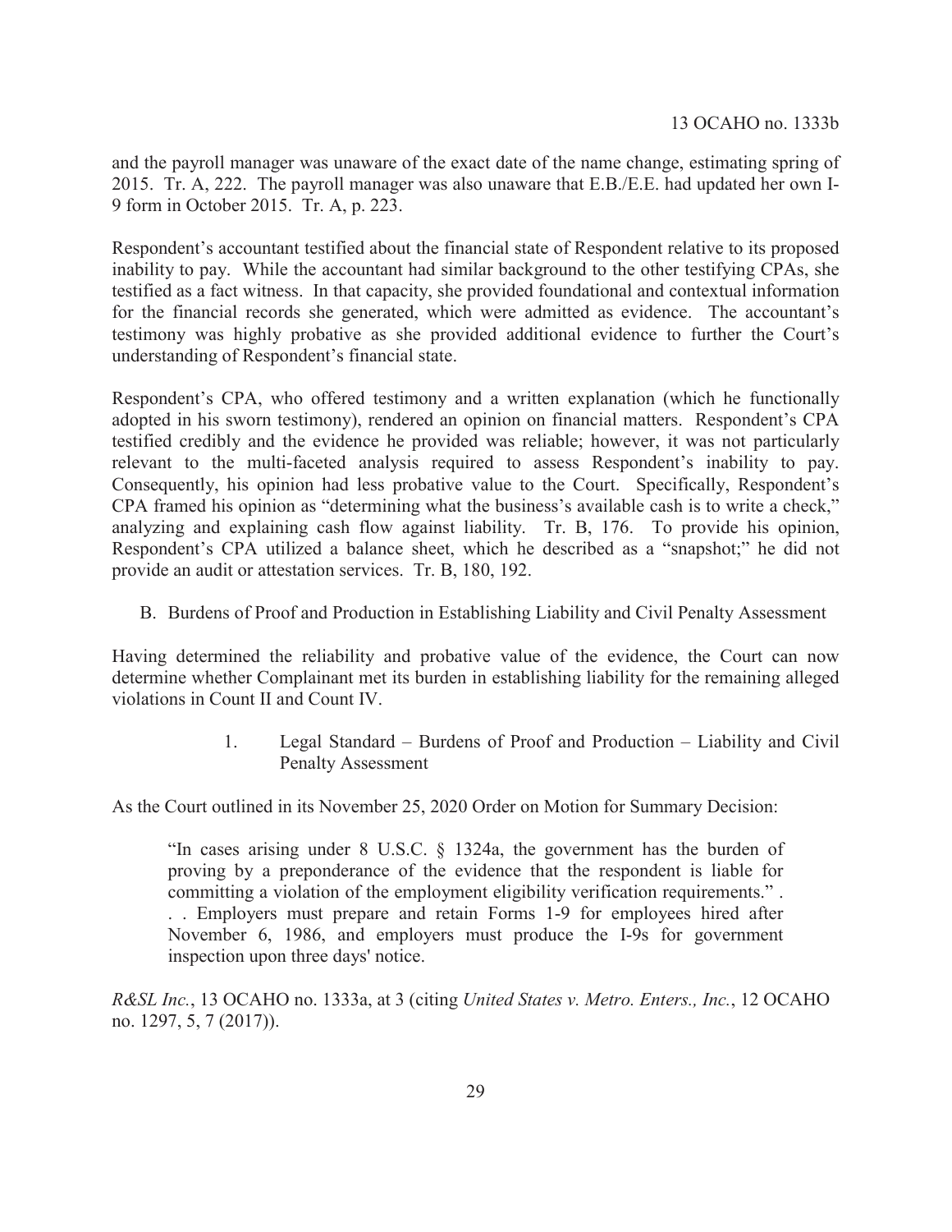and the payroll manager was unaware of the exact date of the name change, estimating spring of 2015. Tr. A, 222. The payroll manager was also unaware that E.B./E.E. had updated her own I-9 form in October 2015. Tr. A, p. 223.

Respondent's accountant testified about the financial state of Respondent relative to its proposed inability to pay. While the accountant had similar background to the other testifying CPAs, she testified as a fact witness. In that capacity, she provided foundational and contextual information for the financial records she generated, which were admitted as evidence. The accountant's testimony was highly probative as she provided additional evidence to further the Court's understanding of Respondent's financial state.

Respondent's CPA, who offered testimony and a written explanation (which he functionally adopted in his sworn testimony), rendered an opinion on financial matters. Respondent's CPA testified credibly and the evidence he provided was reliable; however, it was not particularly relevant to the multi-faceted analysis required to assess Respondent's inability to pay. Consequently, his opinion had less probative value to the Court. Specifically, Respondent's CPA framed his opinion as "determining what the business's available cash is to write a check," analyzing and explaining cash flow against liability. Tr. B, 176. To provide his opinion, Respondent's CPA utilized a balance sheet, which he described as a "snapshot;" he did not provide an audit or attestation services. Tr. B, 180, 192.

## B. Burdens of Proof and Production in Establishing Liability and Civil Penalty Assessment

Having determined the reliability and probative value of the evidence, the Court can now determine whether Complainant met its burden in establishing liability for the remaining alleged violations in Count II and Count IV.

### 1. Legal Standard – Burdens of Proof and Production – Liability and Civil Penalty Assessment

As the Court outlined in its November 25, 2020 Order on Motion for Summary Decision:

> "In cases arising under 8 U.S.C. § 1324a, the government has the burden of proving by a preponderance of the evidence that the respondent is liable for committing a violation of the employment eligibility verification requirements." . . . Employers must prepare and retain Forms 1-9 for employees hired after November 6, 1986, and employers must produce the I-9s for government inspection upon three days' notice.

*R&SL Inc.*, 13 OCAHO no. 1333a, at 3 (citing *United States v. Metro. Enters., Inc.*, 12 OCAHO no. 1297, 5, 7 (2017)).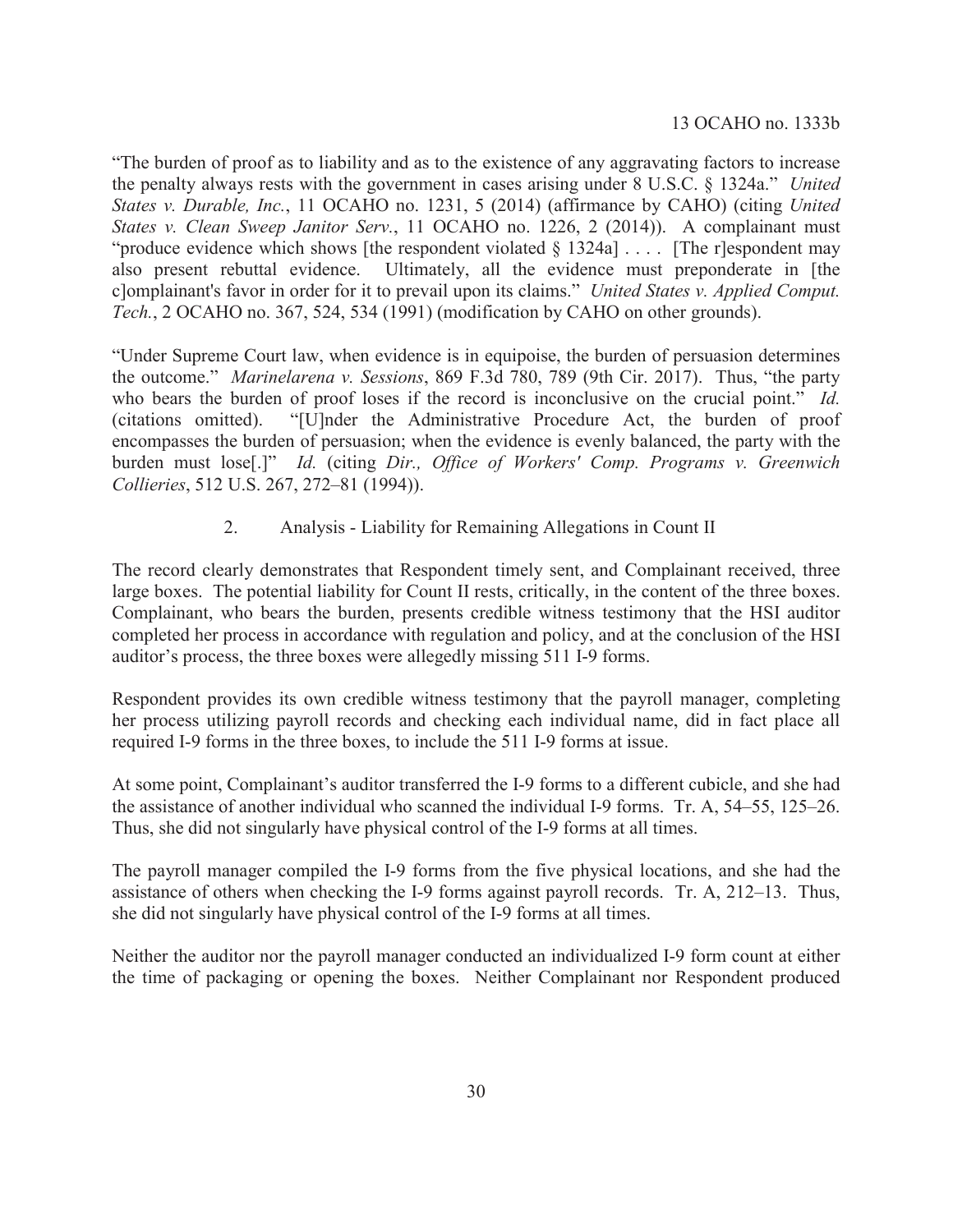"The burden of proof as to liability and as to the existence of any aggravating factors to increase the penalty always rests with the government in cases arising under 8 U.S.C. § 1324a." *United States v. Durable, Inc.*, 11 OCAHO no. 1231, 5 (2014) (affirmance by CAHO) (citing *United States v. Clean Sweep Janitor Serv.*, 11 OCAHO no. 1226, 2 (2014)). A complainant must "produce evidence which shows [the respondent violated § 1324a] . . . . [The r]espondent may also present rebuttal evidence. Ultimately, all the evidence must preponderate in [the c]omplainant's favor in order for it to prevail upon its claims." *United States v. Applied Comput. Tech.*, 2 OCAHO no. 367, 524, 534 (1991) (modification by CAHO on other grounds).

"Under Supreme Court law, when evidence is in equipoise, the burden of persuasion determines the outcome." *Marinelarena v. Sessions*, 869 F.3d 780, 789 (9th Cir. 2017). Thus, "the party who bears the burden of proof loses if the record is inconclusive on the crucial point." *Id.* (citations omitted). "[U]nder the Administrative Procedure Act, the burden of proof encompasses the burden of persuasion; when the evidence is evenly balanced, the party with the burden must lose[.]" *Id.* (citing *Dir., Office of Workers' Comp. Programs v. Greenwich Collieries*, 512 U.S. 267, 272–81 (1994)).

2. Analysis - Liability for Remaining Allegations in Count II

The record clearly demonstrates that Respondent timely sent, and Complainant received, three large boxes. The potential liability for Count II rests, critically, in the content of the three boxes. Complainant, who bears the burden, presents credible witness testimony that the HSI auditor completed her process in accordance with regulation and policy, and at the conclusion of the HSI auditor's process, the three boxes were allegedly missing 511 I-9 forms.

Respondent provides its own credible witness testimony that the payroll manager, completing her process utilizing payroll records and checking each individual name, did in fact place all required I-9 forms in the three boxes, to include the 511 I-9 forms at issue.

At some point, Complainant's auditor transferred the I-9 forms to a different cubicle, and she had the assistance of another individual who scanned the individual I-9 forms. Tr. A, 54–55, 125–26. Thus, she did not singularly have physical control of the I-9 forms at all times.

The payroll manager compiled the I-9 forms from the five physical locations, and she had the assistance of others when checking the I-9 forms against payroll records. Tr. A, 212–13. Thus, she did not singularly have physical control of the I-9 forms at all times.

Neither the auditor nor the payroll manager conducted an individualized I-9 form count at either the time of packaging or opening the boxes. Neither Complainant nor Respondent produced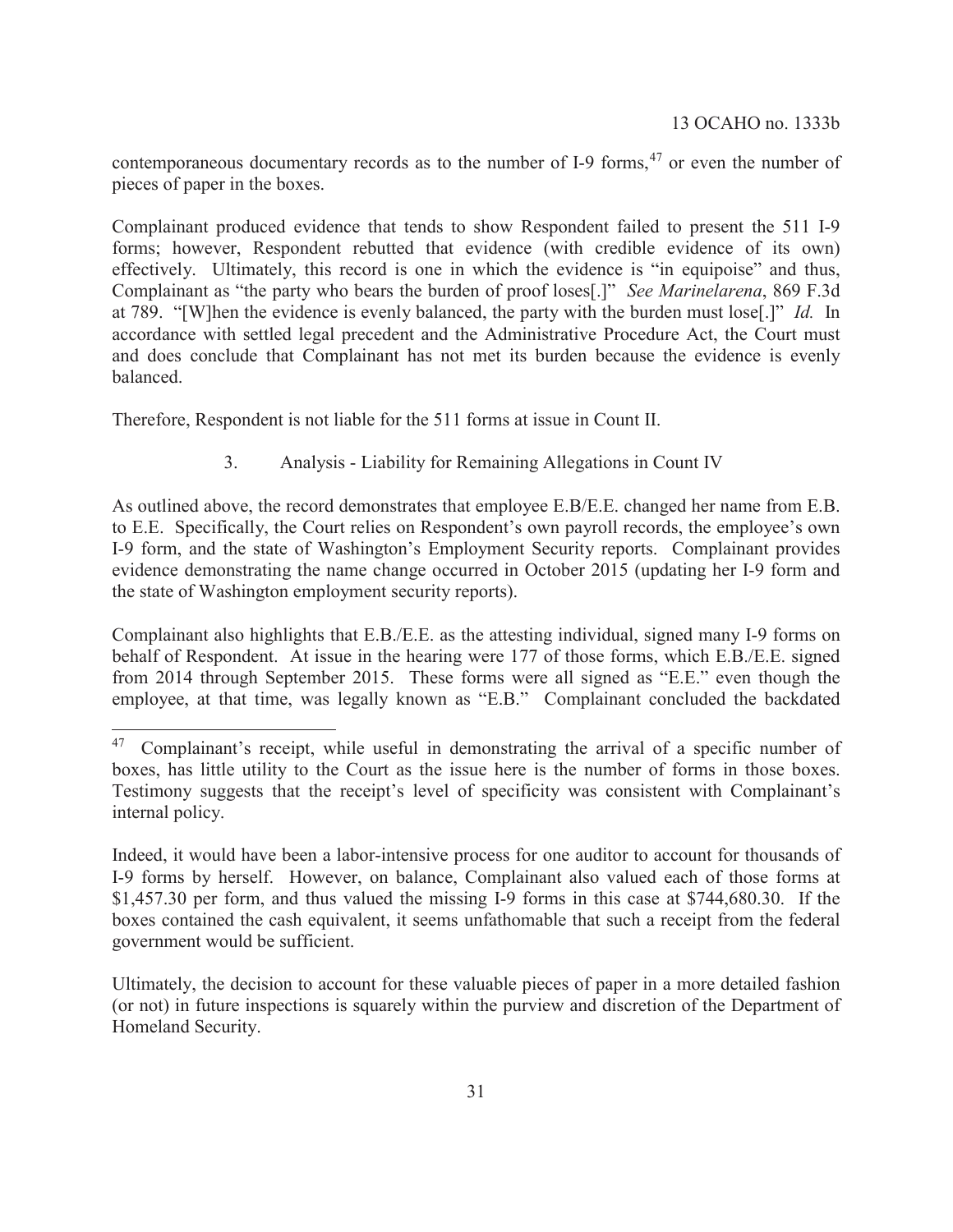contemporaneous documentary records as to the number of I-9 forms,[47] or even the number of pieces of paper in the boxes.

Complainant produced evidence that tends to show Respondent failed to present the 511 I-9 forms; however, Respondent rebutted that evidence (with credible evidence of its own) effectively. Ultimately, this record is one in which the evidence is "in equipoise" and thus, Complainant as "the party who bears the burden of proof loses[.]" *See Marinelarena*, 869 F.3d at 789. "[W]hen the evidence is evenly balanced, the party with the burden must lose[.]" *Id.* In accordance with settled legal precedent and the Administrative Procedure Act, the Court must and does conclude that Complainant has not met its burden because the evidence is evenly balanced.

Therefore, Respondent is not liable for the 511 forms at issue in Count II.

### 3. Analysis - Liability for Remaining Allegations in Count IV

As outlined above, the record demonstrates that employee E.B/E.E. changed her name from E.B. to E.E. Specifically, the Court relies on Respondent's own payroll records, the employee's own I-9 form, and the state of Washington's Employment Security reports. Complainant provides evidence demonstrating the name change occurred in October 2015 (updating her I-9 form and the state of Washington employment security reports).

Complainant also highlights that E.B./E.E. as the attesting individual, signed many I-9 forms on behalf of Respondent. At issue in the hearing were 177 of those forms, which E.B./E.E. signed from 2014 through September 2015. These forms were all signed as "E.E." even though the employee, at that time, was legally known as "E.B." Complainant concluded the backdated

---

[47] Complainant's receipt, while useful in demonstrating the arrival of a specific number of boxes, has little utility to the Court as the issue here is the number of forms in those boxes. Testimony suggests that the receipt's level of specificity was consistent with Complainant's internal policy.

Indeed, it would have been a labor-intensive process for one auditor to account for thousands of I-9 forms by herself. However, on balance, Complainant also valued each of those forms at $1,457.30 per form, and thus valued the missing I-9 forms in this case at $744,680.30. If the boxes contained the cash equivalent, it seems unfathomable that such a receipt from the federal government would be sufficient.

Ultimately, the decision to account for these valuable pieces of paper in a more detailed fashion (or not) in future inspections is squarely within the purview and discretion of the Department of Homeland Security.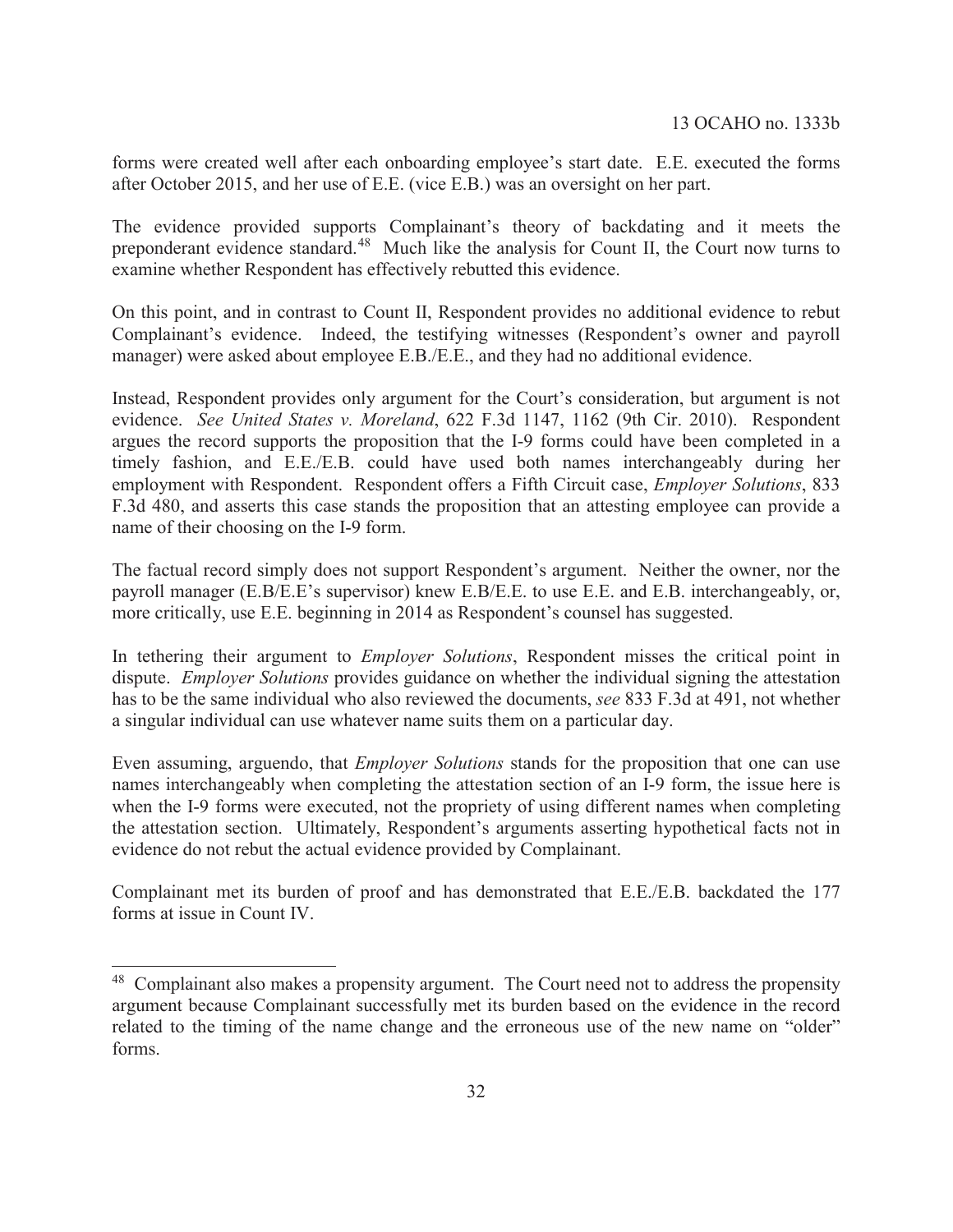forms were created well after each onboarding employee's start date. E.E. executed the forms after October 2015, and her use of E.E. (vice E.B.) was an oversight on her part.

The evidence provided supports Complainant's theory of backdating and it meets the preponderant evidence standard.[48] Much like the analysis for Count II, the Court now turns to examine whether Respondent has effectively rebutted this evidence.

On this point, and in contrast to Count II, Respondent provides no additional evidence to rebut Complainant's evidence. Indeed, the testifying witnesses (Respondent's owner and payroll manager) were asked about employee E.B./E.E., and they had no additional evidence.

Instead, Respondent provides only argument for the Court's consideration, but argument is not evidence. *See United States v. Moreland*, 622 F.3d 1147, 1162 (9th Cir. 2010). Respondent argues the record supports the proposition that the I-9 forms could have been completed in a timely fashion, and E.E./E.B. could have used both names interchangeably during her employment with Respondent. Respondent offers a Fifth Circuit case, *Employer Solutions*, 833 F.3d 480, and asserts this case stands the proposition that an attesting employee can provide a name of their choosing on the I-9 form.

The factual record simply does not support Respondent's argument. Neither the owner, nor the payroll manager (E.B/E.E's supervisor) knew E.B/E.E. to use E.E. and E.B. interchangeably, or, more critically, use E.E. beginning in 2014 as Respondent's counsel has suggested.

In tethering their argument to *Employer Solutions*, Respondent misses the critical point in dispute. *Employer Solutions* provides guidance on whether the individual signing the attestation has to be the same individual who also reviewed the documents, *see* 833 F.3d at 491, not whether a singular individual can use whatever name suits them on a particular day.

Even assuming, arguendo, that *Employer Solutions* stands for the proposition that one can use names interchangeably when completing the attestation section of an I-9 form, the issue here is when the I-9 forms were executed, not the propriety of using different names when completing the attestation section. Ultimately, Respondent's arguments asserting hypothetical facts not in evidence do not rebut the actual evidence provided by Complainant.

Complainant met its burden of proof and has demonstrated that E.E./E.B. backdated the 177 forms at issue in Count IV.

---

[48] Complainant also makes a propensity argument. The Court need not to address the propensity argument because Complainant successfully met its burden based on the evidence in the record related to the timing of the name change and the erroneous use of the new name on "older" forms.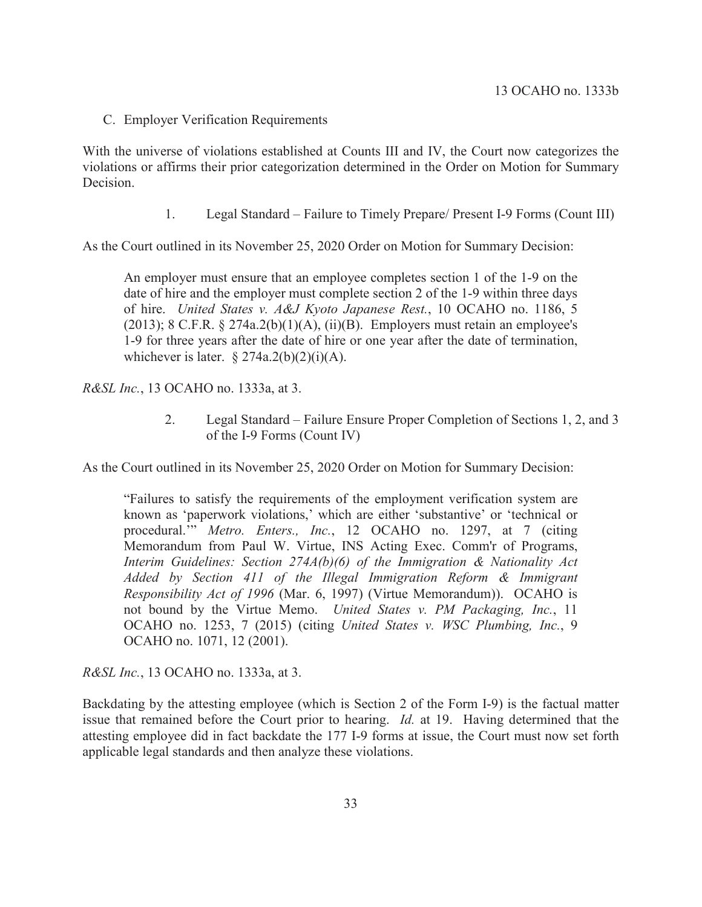C. Employer Verification Requirements

With the universe of violations established at Counts III and IV, the Court now categorizes the violations or affirms their prior categorization determined in the Order on Motion for Summary Decision.

1. Legal Standard – Failure to Timely Prepare/ Present I-9 Forms (Count III)

As the Court outlined in its November 25, 2020 Order on Motion for Summary Decision:

> An employer must ensure that an employee completes section 1 of the 1-9 on the date of hire and the employer must complete section 2 of the 1-9 within three days of hire. *United States v. A&J Kyoto Japanese Rest.*, 10 OCAHO no. 1186, 5 (2013); 8 C.F.R. § 274a.2(b)(1)(A), (ii)(B). Employers must retain an employee's 1-9 for three years after the date of hire or one year after the date of termination, whichever is later. § 274a.2(b)(2)(i)(A).

*R&SL Inc.*, 13 OCAHO no. 1333a, at 3.

2. Legal Standard – Failure Ensure Proper Completion of Sections 1, 2, and 3 of the I-9 Forms (Count IV)

As the Court outlined in its November 25, 2020 Order on Motion for Summary Decision:

> "Failures to satisfy the requirements of the employment verification system are known as 'paperwork violations,' which are either 'substantive' or 'technical or procedural.'" *Metro. Enters., Inc.*, 12 OCAHO no. 1297, at 7 (citing Memorandum from Paul W. Virtue, INS Acting Exec. Comm'r of Programs, *Interim Guidelines: Section 274A(b)(6) of the Immigration & Nationality Act Added by Section 411 of the Illegal Immigration Reform & Immigrant Responsibility Act of 1996* (Mar. 6, 1997) (Virtue Memorandum)). OCAHO is not bound by the Virtue Memo. *United States v. PM Packaging, Inc.*, 11 OCAHO no. 1253, 7 (2015) (citing *United States v. WSC Plumbing, Inc.*, 9 OCAHO no. 1071, 12 (2001).

*R&SL Inc.*, 13 OCAHO no. 1333a, at 3.

Backdating by the attesting employee (which is Section 2 of the Form I-9) is the factual matter issue that remained before the Court prior to hearing. *Id.* at 19. Having determined that the attesting employee did in fact backdate the 177 I-9 forms at issue, the Court must now set forth applicable legal standards and then analyze these violations.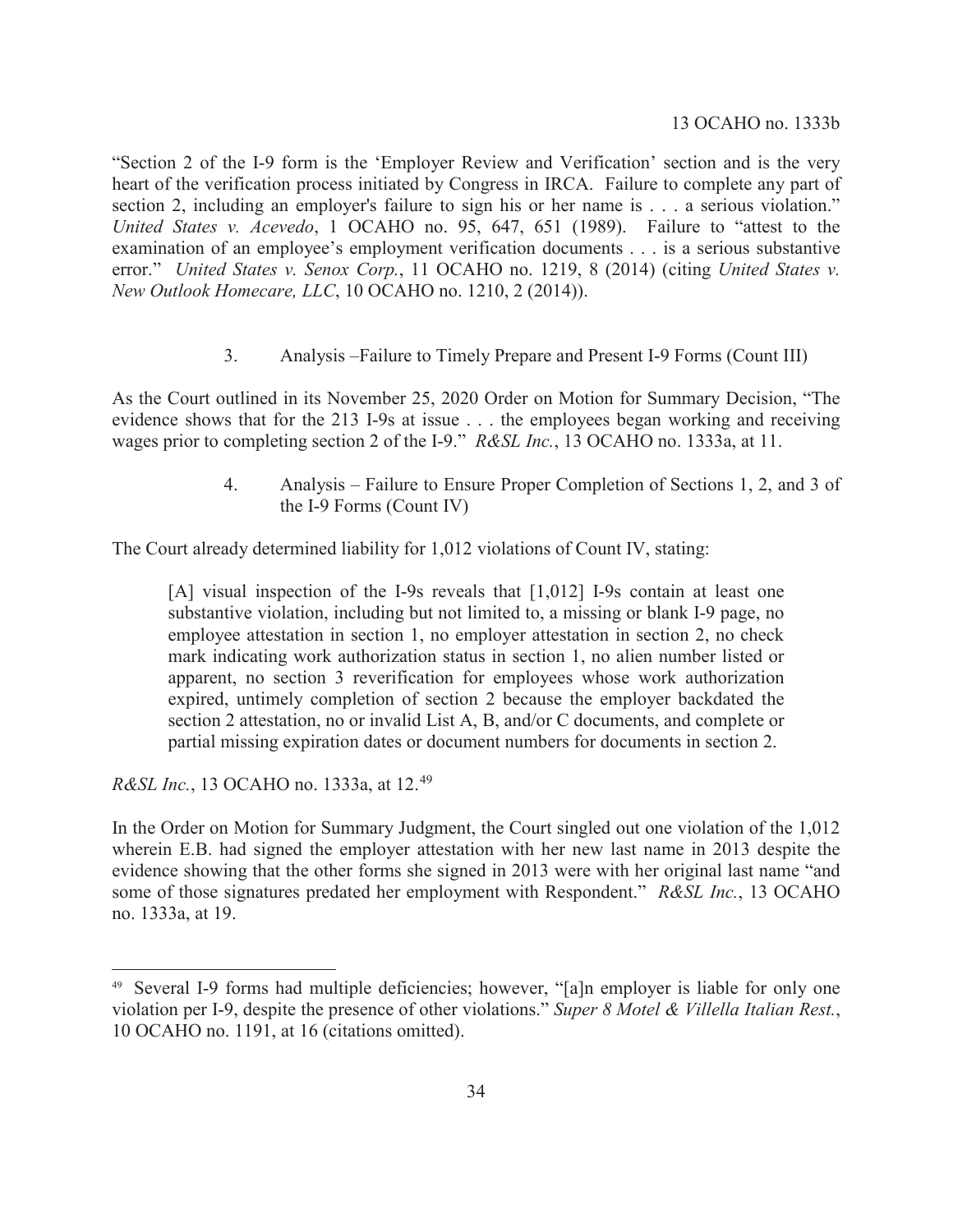"Section 2 of the I-9 form is the 'Employer Review and Verification' section and is the very heart of the verification process initiated by Congress in IRCA. Failure to complete any part of section 2, including an employer's failure to sign his or her name is . . . a serious violation." *United States v. Acevedo*, 1 OCAHO no. 95, 647, 651 (1989). Failure to "attest to the examination of an employee's employment verification documents . . . is a serious substantive error." *United States v. Senox Corp.*, 11 OCAHO no. 1219, 8 (2014) (citing *United States v. New Outlook Homecare, LLC*, 10 OCAHO no. 1210, 2 (2014)).

3. Analysis –Failure to Timely Prepare and Present I-9 Forms (Count III)

As the Court outlined in its November 25, 2020 Order on Motion for Summary Decision, "The evidence shows that for the 213 I-9s at issue . . . the employees began working and receiving wages prior to completing section 2 of the I-9." *R&SL Inc.*, 13 OCAHO no. 1333a, at 11.

4. Analysis – Failure to Ensure Proper Completion of Sections 1, 2, and 3 of the I-9 Forms (Count IV)

The Court already determined liability for 1,012 violations of Count IV, stating:

> [A] visual inspection of the I-9s reveals that [1,012] I-9s contain at least one substantive violation, including but not limited to, a missing or blank I-9 page, no employee attestation in section 1, no employer attestation in section 2, no check mark indicating work authorization status in section 1, no alien number listed or apparent, no section 3 reverification for employees whose work authorization expired, untimely completion of section 2 because the employer backdated the section 2 attestation, no or invalid List A, B, and/or C documents, and complete or partial missing expiration dates or document numbers for documents in section 2.

*R&SL Inc.*, 13 OCAHO no. 1333a, at 12.[49]

In the Order on Motion for Summary Judgment, the Court singled out one violation of the 1,012 wherein E.B. had signed the employer attestation with her new last name in 2013 despite the evidence showing that the other forms she signed in 2013 were with her original last name "and some of those signatures predated her employment with Respondent." *R&SL Inc.*, 13 OCAHO no. 1333a, at 19.

---

[49] Several I-9 forms had multiple deficiencies; however, "[a]n employer is liable for only one violation per I-9, despite the presence of other violations." *Super 8 Motel & Villella Italian Rest.*, 10 OCAHO no. 1191, at 16 (citations omitted).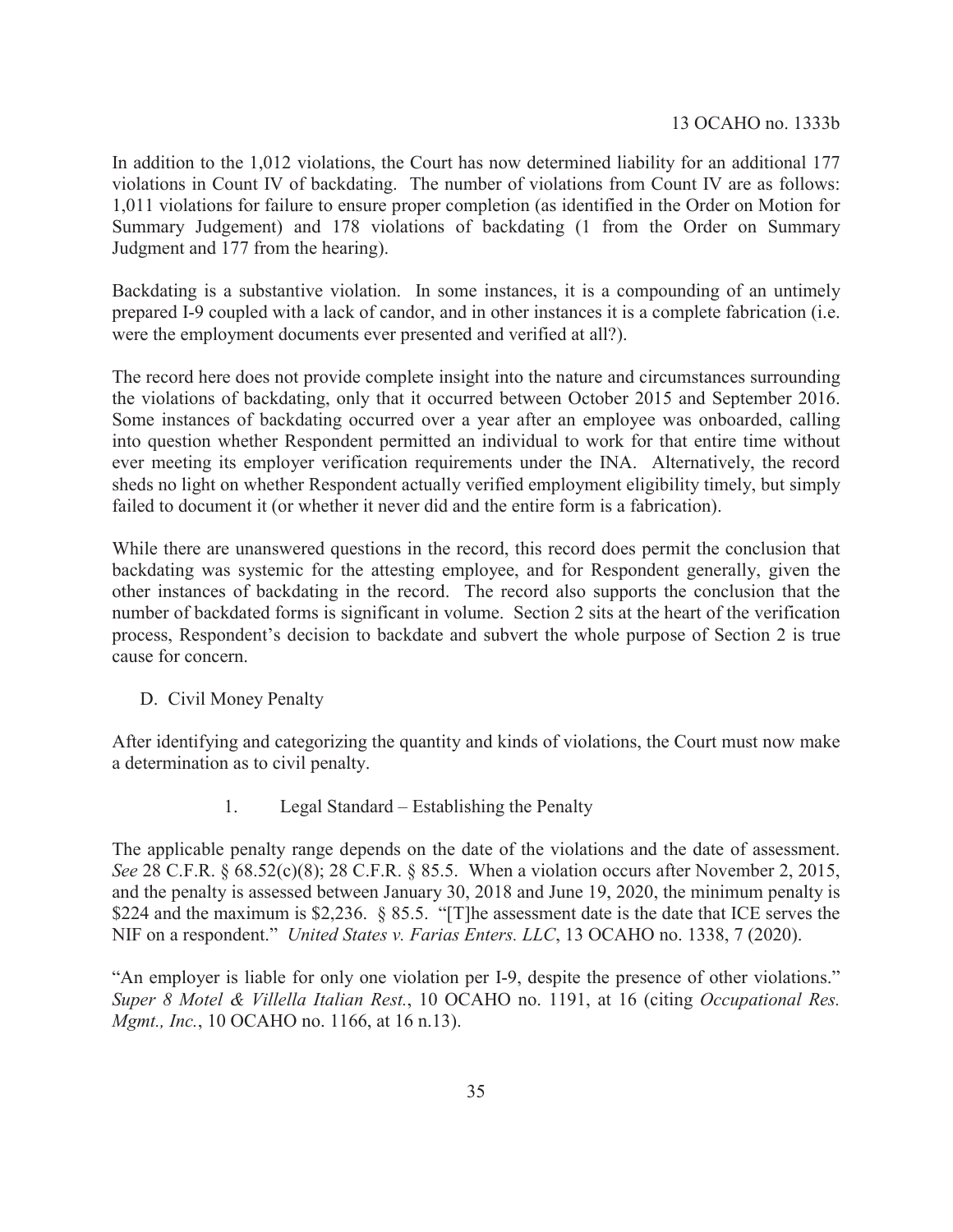In addition to the 1,012 violations, the Court has now determined liability for an additional 177 violations in Count IV of backdating. The number of violations from Count IV are as follows: 1,011 violations for failure to ensure proper completion (as identified in the Order on Motion for Summary Judgement) and 178 violations of backdating (1 from the Order on Summary Judgment and 177 from the hearing).

Backdating is a substantive violation. In some instances, it is a compounding of an untimely prepared I-9 coupled with a lack of candor, and in other instances it is a complete fabrication (i.e. were the employment documents ever presented and verified at all?).

The record here does not provide complete insight into the nature and circumstances surrounding the violations of backdating, only that it occurred between October 2015 and September 2016. Some instances of backdating occurred over a year after an employee was onboarded, calling into question whether Respondent permitted an individual to work for that entire time without ever meeting its employer verification requirements under the INA. Alternatively, the record sheds no light on whether Respondent actually verified employment eligibility timely, but simply failed to document it (or whether it never did and the entire form is a fabrication).

While there are unanswered questions in the record, this record does permit the conclusion that backdating was systemic for the attesting employee, and for Respondent generally, given the other instances of backdating in the record. The record also supports the conclusion that the number of backdated forms is significant in volume. Section 2 sits at the heart of the verification process, Respondent's decision to backdate and subvert the whole purpose of Section 2 is true cause for concern.

### D. Civil Money Penalty

After identifying and categorizing the quantity and kinds of violations, the Court must now make a determination as to civil penalty.

#### 1. Legal Standard – Establishing the Penalty

The applicable penalty range depends on the date of the violations and the date of assessment. *See* 28 C.F.R. § 68.52(c)(8); 28 C.F.R. § 85.5. When a violation occurs after November 2, 2015, and the penalty is assessed between January 30, 2018 and June 19, 2020, the minimum penalty is \$224 and the maximum is \$2,236. § 85.5. "[T]he assessment date is the date that ICE serves the NIF on a respondent." *United States v. Farias Enters. LLC*, 13 OCAHO no. 1338, 7 (2020).

"An employer is liable for only one violation per I-9, despite the presence of other violations." *Super 8 Motel & Villella Italian Rest.*, 10 OCAHO no. 1191, at 16 (citing *Occupational Res. Mgmt., Inc.*, 10 OCAHO no. 1166, at 16 n.13).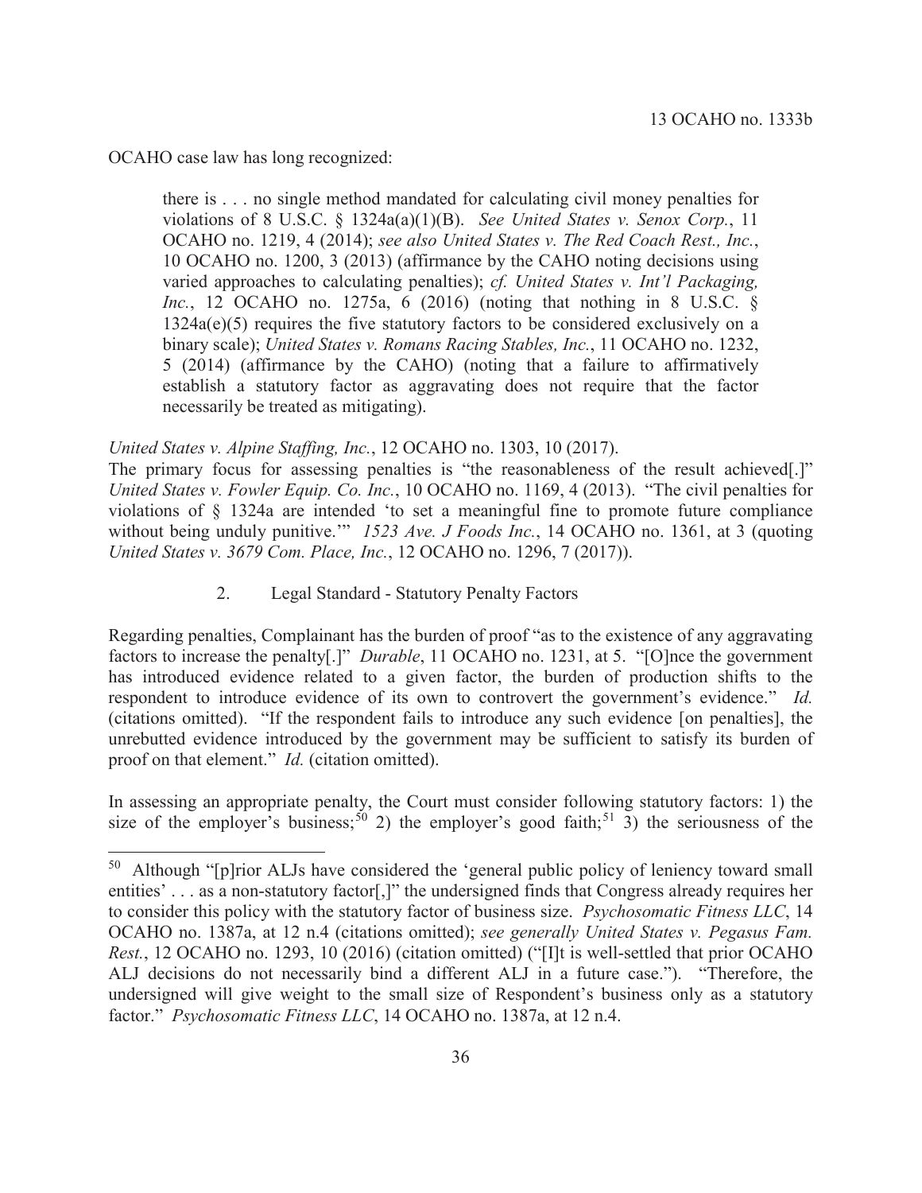OCAHO case law has long recognized:

> there is . . . no single method mandated for calculating civil money penalties for violations of 8 U.S.C. § 1324a(a)(1)(B). *See United States v. Senox Corp.*, 11 OCAHO no. 1219, 4 (2014); *see also United States v. The Red Coach Rest., Inc.*, 10 OCAHO no. 1200, 3 (2013) (affirmance by the CAHO noting decisions using varied approaches to calculating penalties); *cf. United States v. Int'l Packaging, Inc.*, 12 OCAHO no. 1275a, 6 (2016) (noting that nothing in 8 U.S.C. § 1324a(e)(5) requires the five statutory factors to be considered exclusively on a binary scale); *United States v. Romans Racing Stables, Inc.*, 11 OCAHO no. 1232, 5 (2014) (affirmance by the CAHO) (noting that a failure to affirmatively establish a statutory factor as aggravating does not require that the factor necessarily be treated as mitigating).

*United States v. Alpine Staffing, Inc.*, 12 OCAHO no. 1303, 10 (2017).
The primary focus for assessing penalties is "the reasonableness of the result achieved[.]" *United States v. Fowler Equip. Co. Inc.*, 10 OCAHO no. 1169, 4 (2013). "The civil penalties for violations of § 1324a are intended 'to set a meaningful fine to promote future compliance without being unduly punitive.'" *1523 Ave. J Foods Inc.*, 14 OCAHO no. 1361, at 3 (quoting *United States v. 3679 Com. Place, Inc.*, 12 OCAHO no. 1296, 7 (2017)).

### 2. Legal Standard - Statutory Penalty Factors

Regarding penalties, Complainant has the burden of proof "as to the existence of any aggravating factors to increase the penalty[.]" *Durable*, 11 OCAHO no. 1231, at 5. "[O]nce the government has introduced evidence related to a given factor, the burden of production shifts to the respondent to introduce evidence of its own to controvert the government's evidence." *Id.* (citations omitted). "If the respondent fails to introduce any such evidence [on penalties], the unrebutted evidence introduced by the government may be sufficient to satisfy its burden of proof on that element." *Id.* (citation omitted).

In assessing an appropriate penalty, the Court must consider following statutory factors: 1) the size of the employer's business;[50] 2) the employer's good faith;[51] 3) the seriousness of the

[50] Although "[p]rior ALJs have considered the 'general public policy of leniency toward small entities' . . . as a non-statutory factor[,]" the undersigned finds that Congress already requires her to consider this policy with the statutory factor of business size. *Psychosomatic Fitness LLC*, 14 OCAHO no. 1387a, at 12 n.4 (citations omitted); *see generally United States v. Pegasus Fam. Rest.*, 12 OCAHO no. 1293, 10 (2016) (citation omitted) ("[I]t is well-settled that prior OCAHO ALJ decisions do not necessarily bind a different ALJ in a future case."). "Therefore, the undersigned will give weight to the small size of Respondent's business only as a statutory factor." *Psychosomatic Fitness LLC*, 14 OCAHO no. 1387a, at 12 n.4.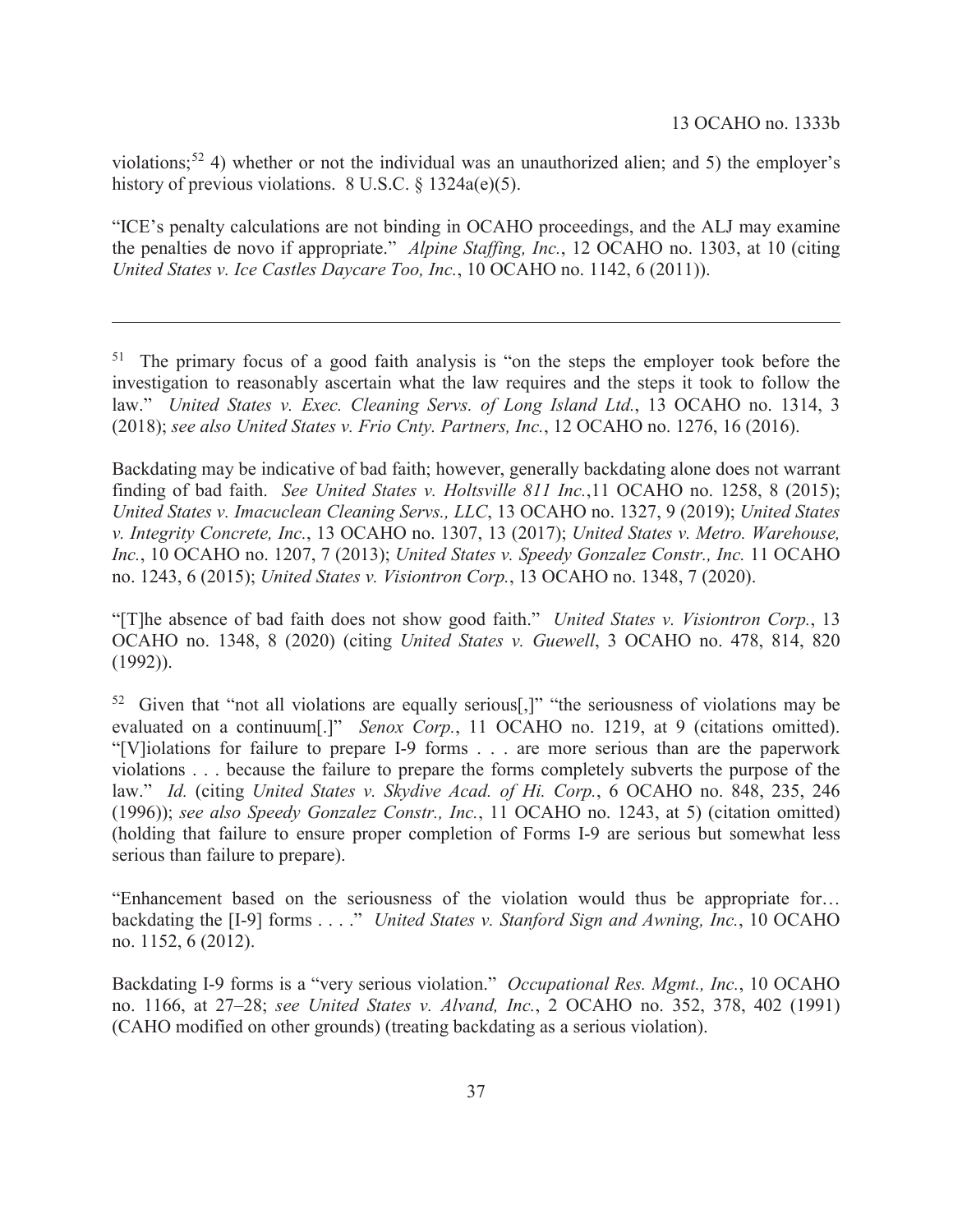violations;[52] 4) whether or not the individual was an unauthorized alien; and 5) the employer's history of previous violations. 8 U.S.C. § 1324a(e)(5).

"ICE's penalty calculations are not binding in OCAHO proceedings, and the ALJ may examine the penalties de novo if appropriate." *Alpine Staffing, Inc.*, 12 OCAHO no. 1303, at 10 (citing *United States v. Ice Castles Daycare Too, Inc.*, 10 OCAHO no. 1142, 6 (2011)).

---

[51] The primary focus of a good faith analysis is "on the steps the employer took before the investigation to reasonably ascertain what the law requires and the steps it took to follow the law." *United States v. Exec. Cleaning Servs. of Long Island Ltd.*, 13 OCAHO no. 1314, 3 (2018); *see also United States v. Frio Cnty. Partners, Inc.*, 12 OCAHO no. 1276, 16 (2016).

Backdating may be indicative of bad faith; however, generally backdating alone does not warrant finding of bad faith. *See United States v. Holtsville 811 Inc.*,11 OCAHO no. 1258, 8 (2015); *United States v. Imacuclean Cleaning Servs., LLC*, 13 OCAHO no. 1327, 9 (2019); *United States v. Integrity Concrete, Inc.*, 13 OCAHO no. 1307, 13 (2017); *United States v. Metro. Warehouse, Inc.*, 10 OCAHO no. 1207, 7 (2013); *United States v. Speedy Gonzalez Constr., Inc.* 11 OCAHO no. 1243, 6 (2015); *United States v. Visiontron Corp.*, 13 OCAHO no. 1348, 7 (2020).

"[T]he absence of bad faith does not show good faith." *United States v. Visiontron Corp.*, 13 OCAHO no. 1348, 8 (2020) (citing *United States v. Guewell*, 3 OCAHO no. 478, 814, 820 (1992)).

[52] Given that "not all violations are equally serious[,]" "the seriousness of violations may be evaluated on a continuum[.]" *Senox Corp.*, 11 OCAHO no. 1219, at 9 (citations omitted). "[V]iolations for failure to prepare I-9 forms . . . are more serious than are the paperwork violations . . . because the failure to prepare the forms completely subverts the purpose of the law." *Id.* (citing *United States v. Skydive Acad. of Hi. Corp.*, 6 OCAHO no. 848, 235, 246 (1996)); *see also Speedy Gonzalez Constr., Inc.*, 11 OCAHO no. 1243, at 5) (citation omitted) (holding that failure to ensure proper completion of Forms I-9 are serious but somewhat less serious than failure to prepare).

"Enhancement based on the seriousness of the violation would thus be appropriate for… backdating the [I-9] forms . . . ." *United States v. Stanford Sign and Awning, Inc.*, 10 OCAHO no. 1152, 6 (2012).

Backdating I-9 forms is a "very serious violation." *Occupational Res. Mgmt., Inc.*, 10 OCAHO no. 1166, at 27–28; *see United States v. Alvand, Inc.*, 2 OCAHO no. 352, 378, 402 (1991) (CAHO modified on other grounds) (treating backdating as a serious violation).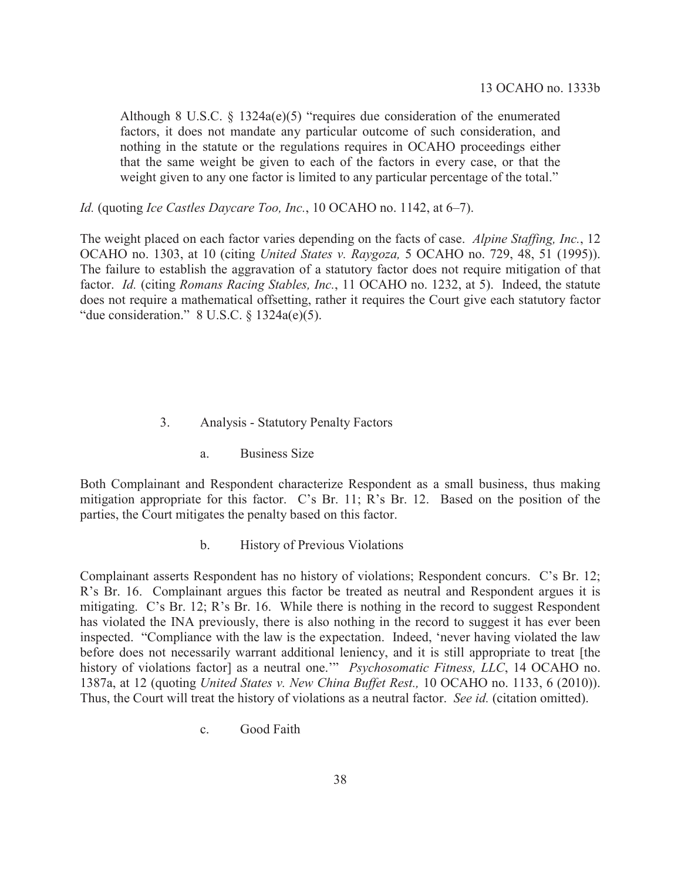> Although 8 U.S.C. § 1324a(e)(5) "requires due consideration of the enumerated factors, it does not mandate any particular outcome of such consideration, and nothing in the statute or the regulations requires in OCAHO proceedings either that the same weight be given to each of the factors in every case, or that the weight given to any one factor is limited to any particular percentage of the total."

*Id.* (quoting *Ice Castles Daycare Too, Inc.*, 10 OCAHO no. 1142, at 6–7).

The weight placed on each factor varies depending on the facts of case. *Alpine Staffing, Inc.*, 12 OCAHO no. 1303, at 10 (citing *United States v. Raygoza,* 5 OCAHO no. 729, 48, 51 (1995)). The failure to establish the aggravation of a statutory factor does not require mitigation of that factor. *Id.* (citing *Romans Racing Stables, Inc.*, 11 OCAHO no. 1232, at 5). Indeed, the statute does not require a mathematical offsetting, rather it requires the Court give each statutory factor "due consideration." 8 U.S.C. § 1324a(e)(5).

### 3. Analysis - Statutory Penalty Factors

#### a. Business Size

Both Complainant and Respondent characterize Respondent as a small business, thus making mitigation appropriate for this factor. C's Br. 11; R's Br. 12. Based on the position of the parties, the Court mitigates the penalty based on this factor.

#### b. History of Previous Violations

Complainant asserts Respondent has no history of violations; Respondent concurs. C's Br. 12; R's Br. 16. Complainant argues this factor be treated as neutral and Respondent argues it is mitigating. C's Br. 12; R's Br. 16. While there is nothing in the record to suggest Respondent has violated the INA previously, there is also nothing in the record to suggest it has ever been inspected. "Compliance with the law is the expectation. Indeed, 'never having violated the law before does not necessarily warrant additional leniency, and it is still appropriate to treat [the history of violations factor] as a neutral one.'" *Psychosomatic Fitness, LLC*, 14 OCAHO no. 1387a, at 12 (quoting *United States v. New China Buffet Rest.,* 10 OCAHO no. 1133, 6 (2010)). Thus, the Court will treat the history of violations as a neutral factor. *See id.* (citation omitted).

#### c. Good Faith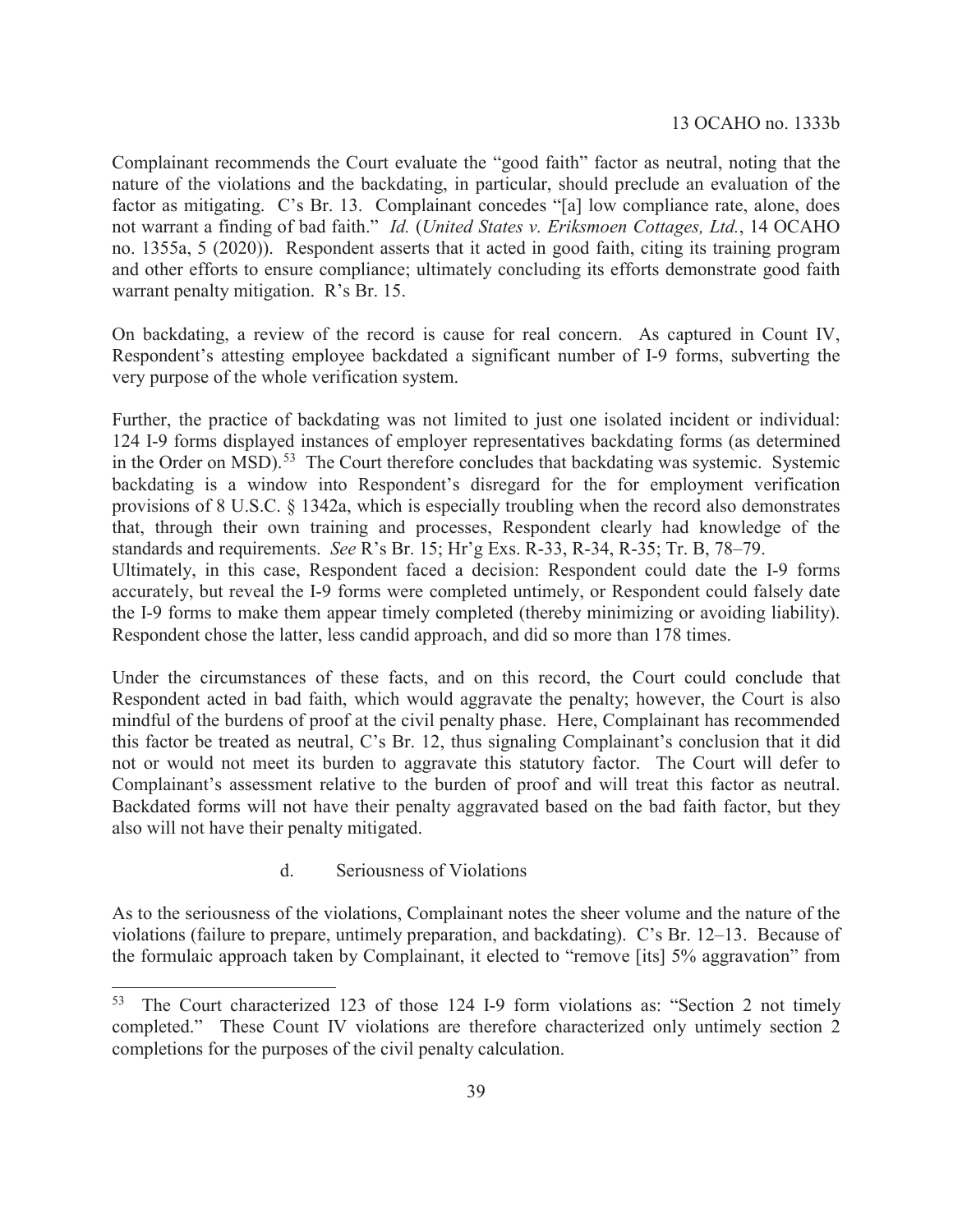Complainant recommends the Court evaluate the "good faith" factor as neutral, noting that the nature of the violations and the backdating, in particular, should preclude an evaluation of the factor as mitigating. C's Br. 13. Complainant concedes "[a] low compliance rate, alone, does not warrant a finding of bad faith." *Id.* (*United States v. Eriksmoen Cottages, Ltd.*, 14 OCAHO no. 1355a, 5 (2020)). Respondent asserts that it acted in good faith, citing its training program and other efforts to ensure compliance; ultimately concluding its efforts demonstrate good faith warrant penalty mitigation. R's Br. 15.

On backdating, a review of the record is cause for real concern. As captured in Count IV, Respondent's attesting employee backdated a significant number of I-9 forms, subverting the very purpose of the whole verification system.

Further, the practice of backdating was not limited to just one isolated incident or individual: 124 I-9 forms displayed instances of employer representatives backdating forms (as determined in the Order on MSD).[53] The Court therefore concludes that backdating was systemic. Systemic backdating is a window into Respondent's disregard for the for employment verification provisions of 8 U.S.C. § 1342a, which is especially troubling when the record also demonstrates that, through their own training and processes, Respondent clearly had knowledge of the standards and requirements. *See* R's Br. 15; Hr'g Exs. R-33, R-34, R-35; Tr. B, 78–79.
Ultimately, in this case, Respondent faced a decision: Respondent could date the I-9 forms accurately, but reveal the I-9 forms were completed untimely, or Respondent could falsely date the I-9 forms to make them appear timely completed (thereby minimizing or avoiding liability). Respondent chose the latter, less candid approach, and did so more than 178 times.

Under the circumstances of these facts, and on this record, the Court could conclude that Respondent acted in bad faith, which would aggravate the penalty; however, the Court is also mindful of the burdens of proof at the civil penalty phase. Here, Complainant has recommended this factor be treated as neutral, C's Br. 12, thus signaling Complainant's conclusion that it did not or would not meet its burden to aggravate this statutory factor. The Court will defer to Complainant's assessment relative to the burden of proof and will treat this factor as neutral. Backdated forms will not have their penalty aggravated based on the bad faith factor, but they also will not have their penalty mitigated.

d. Seriousness of Violations

As to the seriousness of the violations, Complainant notes the sheer volume and the nature of the violations (failure to prepare, untimely preparation, and backdating). C's Br. 12–13. Because of the formulaic approach taken by Complainant, it elected to "remove [its] 5% aggravation" from

[53] The Court characterized 123 of those 124 I-9 form violations as: "Section 2 not timely completed." These Count IV violations are therefore characterized only untimely section 2 completions for the purposes of the civil penalty calculation.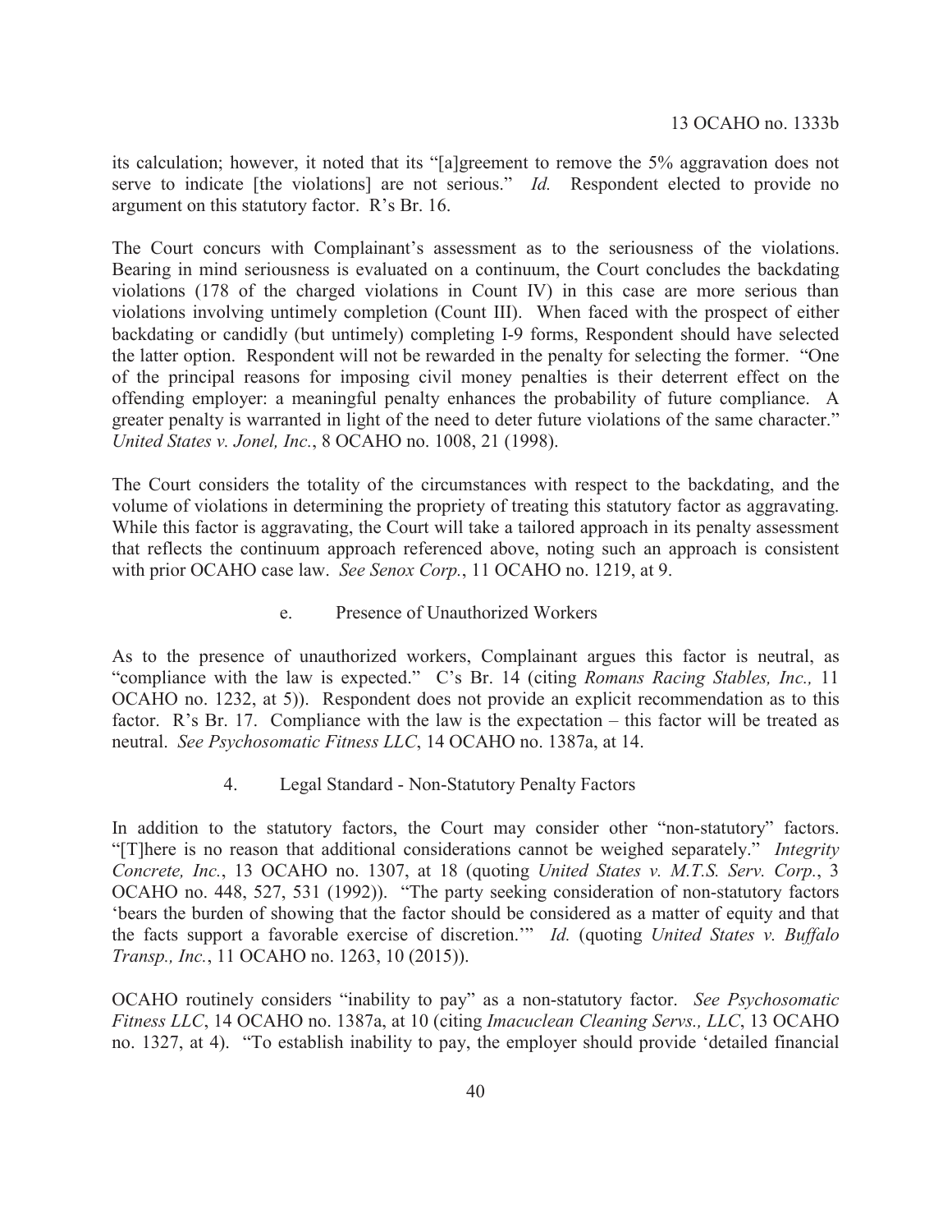its calculation; however, it noted that its "[a]greement to remove the 5% aggravation does not serve to indicate [the violations] are not serious." *Id.* Respondent elected to provide no argument on this statutory factor. R's Br. 16.

The Court concurs with Complainant's assessment as to the seriousness of the violations. Bearing in mind seriousness is evaluated on a continuum, the Court concludes the backdating violations (178 of the charged violations in Count IV) in this case are more serious than violations involving untimely completion (Count III). When faced with the prospect of either backdating or candidly (but untimely) completing I-9 forms, Respondent should have selected the latter option. Respondent will not be rewarded in the penalty for selecting the former. "One of the principal reasons for imposing civil money penalties is their deterrent effect on the offending employer: a meaningful penalty enhances the probability of future compliance. A greater penalty is warranted in light of the need to deter future violations of the same character." *United States v. Jonel, Inc.*, 8 OCAHO no. 1008, 21 (1998).

The Court considers the totality of the circumstances with respect to the backdating, and the volume of violations in determining the propriety of treating this statutory factor as aggravating. While this factor is aggravating, the Court will take a tailored approach in its penalty assessment that reflects the continuum approach referenced above, noting such an approach is consistent with prior OCAHO case law. *See Senox Corp.*, 11 OCAHO no. 1219, at 9.

#### e. Presence of Unauthorized Workers

As to the presence of unauthorized workers, Complainant argues this factor is neutral, as "compliance with the law is expected." C's Br. 14 (citing *Romans Racing Stables, Inc.,* 11 OCAHO no. 1232, at 5)). Respondent does not provide an explicit recommendation as to this factor. R's Br. 17. Compliance with the law is the expectation – this factor will be treated as neutral. *See Psychosomatic Fitness LLC*, 14 OCAHO no. 1387a, at 14.

### 4. Legal Standard - Non-Statutory Penalty Factors

In addition to the statutory factors, the Court may consider other "non-statutory" factors. "[T]here is no reason that additional considerations cannot be weighed separately." *Integrity Concrete, Inc.*, 13 OCAHO no. 1307, at 18 (quoting *United States v. M.T.S. Serv. Corp.*, 3 OCAHO no. 448, 527, 531 (1992)). "The party seeking consideration of non-statutory factors 'bears the burden of showing that the factor should be considered as a matter of equity and that the facts support a favorable exercise of discretion.'" *Id.* (quoting *United States v. Buffalo Transp., Inc.*, 11 OCAHO no. 1263, 10 (2015)).

OCAHO routinely considers "inability to pay" as a non-statutory factor. *See Psychosomatic Fitness LLC*, 14 OCAHO no. 1387a, at 10 (citing *Imacuclean Cleaning Servs., LLC*, 13 OCAHO no. 1327, at 4). "To establish inability to pay, the employer should provide 'detailed financial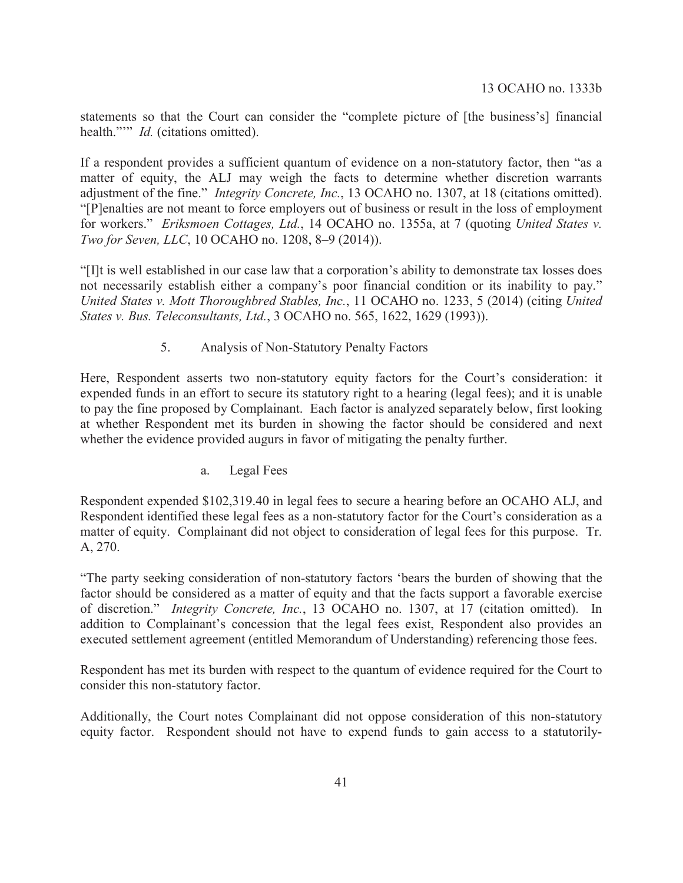statements so that the Court can consider the "complete picture of [the business's] financial health."'" *Id.* (citations omitted).

If a respondent provides a sufficient quantum of evidence on a non-statutory factor, then "as a matter of equity, the ALJ may weigh the facts to determine whether discretion warrants adjustment of the fine." *Integrity Concrete, Inc.*, 13 OCAHO no. 1307, at 18 (citations omitted). "[P]enalties are not meant to force employers out of business or result in the loss of employment for workers." *Eriksmoen Cottages, Ltd.*, 14 OCAHO no. 1355a, at 7 (quoting *United States v. Two for Seven, LLC*, 10 OCAHO no. 1208, 8–9 (2014)).

"[I]t is well established in our case law that a corporation's ability to demonstrate tax losses does not necessarily establish either a company's poor financial condition or its inability to pay." *United States v. Mott Thoroughbred Stables, Inc.*, 11 OCAHO no. 1233, 5 (2014) (citing *United States v. Bus. Teleconsultants, Ltd.*, 3 OCAHO no. 565, 1622, 1629 (1993)).

### 5. Analysis of Non-Statutory Penalty Factors

Here, Respondent asserts two non-statutory equity factors for the Court's consideration: it expended funds in an effort to secure its statutory right to a hearing (legal fees); and it is unable to pay the fine proposed by Complainant. Each factor is analyzed separately below, first looking at whether Respondent met its burden in showing the factor should be considered and next whether the evidence provided augurs in favor of mitigating the penalty further.

#### a. Legal Fees

Respondent expended $102,319.40 in legal fees to secure a hearing before an OCAHO ALJ, and Respondent identified these legal fees as a non-statutory factor for the Court's consideration as a matter of equity. Complainant did not object to consideration of legal fees for this purpose. Tr. A, 270.

"The party seeking consideration of non-statutory factors 'bears the burden of showing that the factor should be considered as a matter of equity and that the facts support a favorable exercise of discretion." *Integrity Concrete, Inc.*, 13 OCAHO no. 1307, at 17 (citation omitted). In addition to Complainant's concession that the legal fees exist, Respondent also provides an executed settlement agreement (entitled Memorandum of Understanding) referencing those fees.

Respondent has met its burden with respect to the quantum of evidence required for the Court to consider this non-statutory factor.

Additionally, the Court notes Complainant did not oppose consideration of this non-statutory equity factor. Respondent should not have to expend funds to gain access to a statutorily-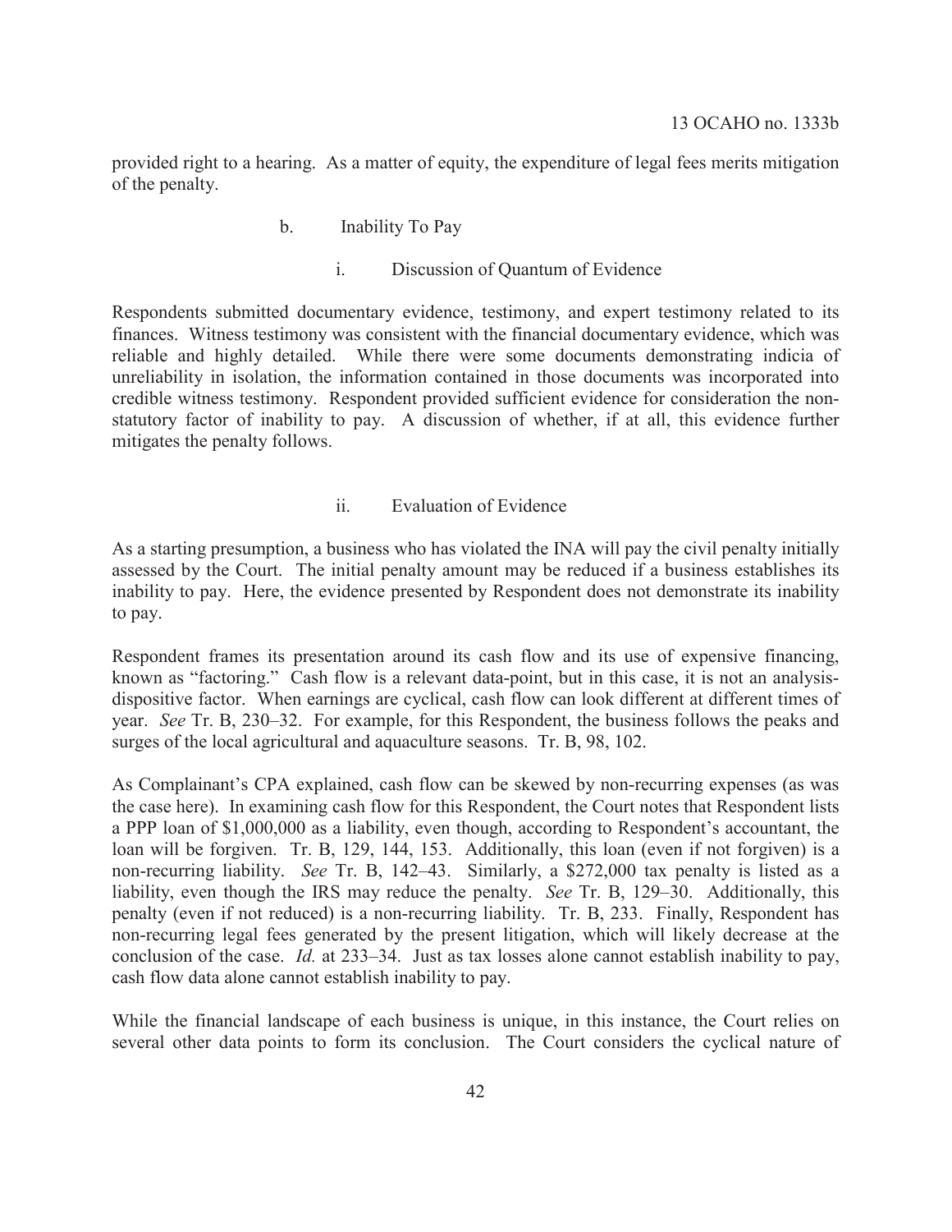provided right to a hearing. As a matter of equity, the expenditure of legal fees merits mitigation of the penalty.

#### b. Inability To Pay

##### i. Discussion of Quantum of Evidence

Respondents submitted documentary evidence, testimony, and expert testimony related to its finances. Witness testimony was consistent with the financial documentary evidence, which was reliable and highly detailed. While there were some documents demonstrating indicia of unreliability in isolation, the information contained in those documents was incorporated into credible witness testimony. Respondent provided sufficient evidence for consideration the non-statutory factor of inability to pay. A discussion of whether, if at all, this evidence further mitigates the penalty follows.

##### ii. Evaluation of Evidence

As a starting presumption, a business who has violated the INA will pay the civil penalty initially assessed by the Court. The initial penalty amount may be reduced if a business establishes its inability to pay. Here, the evidence presented by Respondent does not demonstrate its inability to pay.

Respondent frames its presentation around its cash flow and its use of expensive financing, known as "factoring." Cash flow is a relevant data-point, but in this case, it is not an analysis-dispositive factor. When earnings are cyclical, cash flow can look different at different times of year. *See* Tr. B, 230–32. For example, for this Respondent, the business follows the peaks and surges of the local agricultural and aquaculture seasons. Tr. B, 98, 102.

As Complainant's CPA explained, cash flow can be skewed by non-recurring expenses (as was the case here). In examining cash flow for this Respondent, the Court notes that Respondent lists a PPP loan of $1,000,000 as a liability, even though, according to Respondent's accountant, the loan will be forgiven. Tr. B, 129, 144, 153. Additionally, this loan (even if not forgiven) is a non-recurring liability. *See* Tr. B, 142–43. Similarly, a $272,000 tax penalty is listed as a liability, even though the IRS may reduce the penalty. *See* Tr. B, 129–30. Additionally, this penalty (even if not reduced) is a non-recurring liability. Tr. B, 233. Finally, Respondent has non-recurring legal fees generated by the present litigation, which will likely decrease at the conclusion of the case. *Id.* at 233–34. Just as tax losses alone cannot establish inability to pay, cash flow data alone cannot establish inability to pay.

While the financial landscape of each business is unique, in this instance, the Court relies on several other data points to form its conclusion. The Court considers the cyclical nature of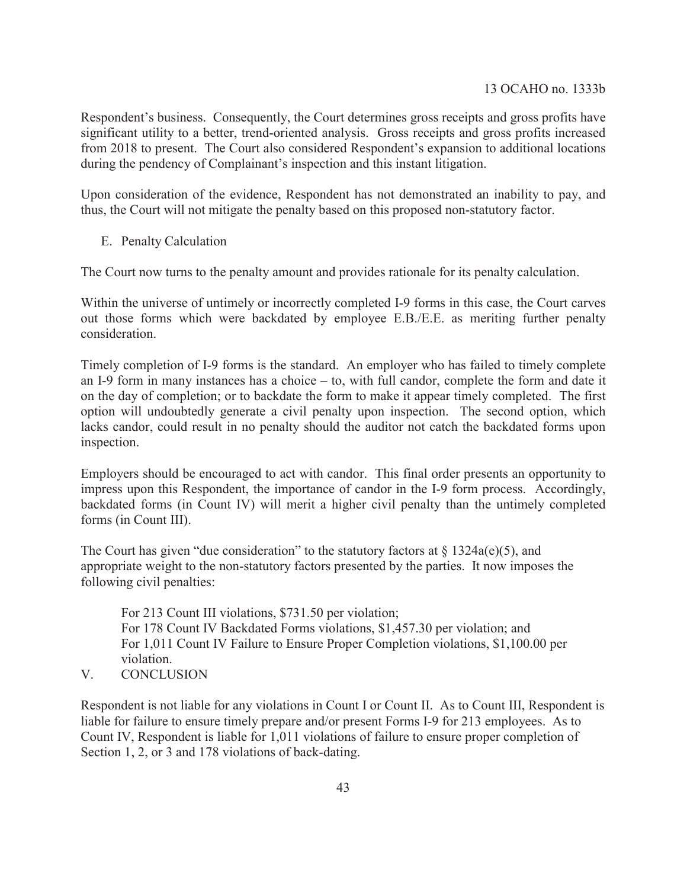Respondent's business. Consequently, the Court determines gross receipts and gross profits have significant utility to a better, trend-oriented analysis. Gross receipts and gross profits increased from 2018 to present. The Court also considered Respondent's expansion to additional locations during the pendency of Complainant's inspection and this instant litigation.

Upon consideration of the evidence, Respondent has not demonstrated an inability to pay, and thus, the Court will not mitigate the penalty based on this proposed non-statutory factor.

### E. Penalty Calculation

The Court now turns to the penalty amount and provides rationale for its penalty calculation.

Within the universe of untimely or incorrectly completed I-9 forms in this case, the Court carves out those forms which were backdated by employee E.B./E.E. as meriting further penalty consideration.

Timely completion of I-9 forms is the standard. An employer who has failed to timely complete an I-9 form in many instances has a choice – to, with full candor, complete the form and date it on the day of completion; or to backdate the form to make it appear timely completed. The first option will undoubtedly generate a civil penalty upon inspection. The second option, which lacks candor, could result in no penalty should the auditor not catch the backdated forms upon inspection.

Employers should be encouraged to act with candor. This final order presents an opportunity to impress upon this Respondent, the importance of candor in the I-9 form process. Accordingly, backdated forms (in Count IV) will merit a higher civil penalty than the untimely completed forms (in Count III).

The Court has given "due consideration" to the statutory factors at § 1324a(e)(5), and appropriate weight to the non-statutory factors presented by the parties. It now imposes the following civil penalties:

> For 213 Count III violations, $731.50 per violation;
> For 178 Count IV Backdated Forms violations, $1,457.30 per violation; and
> For 1,011 Count IV Failure to Ensure Proper Completion violations, $1,100.00 per violation.

## V. CONCLUSION

Respondent is not liable for any violations in Count I or Count II. As to Count III, Respondent is liable for failure to ensure timely prepare and/or present Forms I-9 for 213 employees. As to Count IV, Respondent is liable for 1,011 violations of failure to ensure proper completion of Section 1, 2, or 3 and 178 violations of back-dating.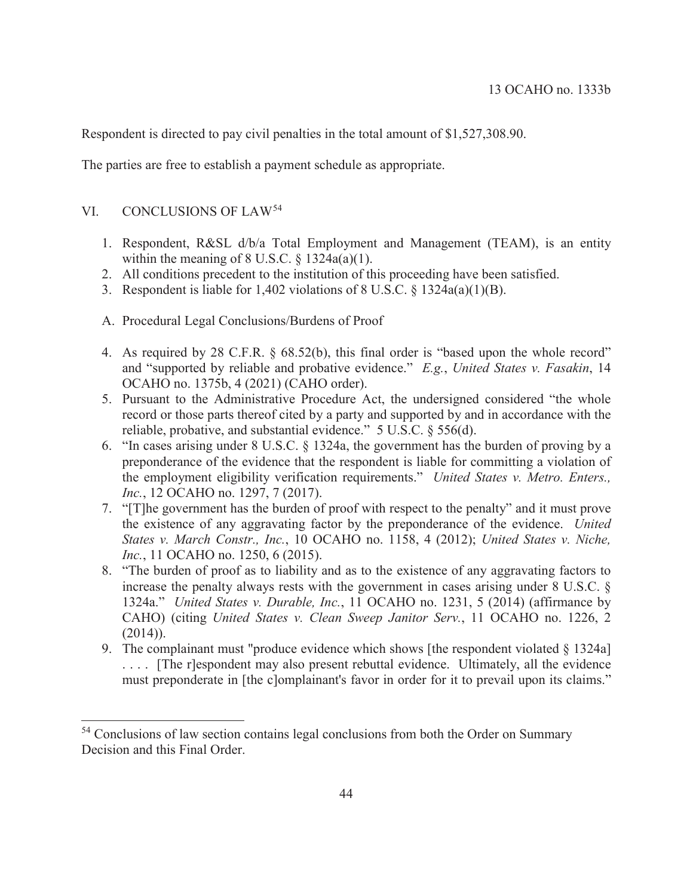Respondent is directed to pay civil penalties in the total amount of $1,527,308.90.

The parties are free to establish a payment schedule as appropriate.

## VI. CONCLUSIONS OF LAW[54]

1. Respondent, R&SL d/b/a Total Employment and Management (TEAM), is an entity within the meaning of 8 U.S.C. § 1324a(a)(1).
2. All conditions precedent to the institution of this proceeding have been satisfied.
3. Respondent is liable for 1,402 violations of 8 U.S.C. § 1324a(a)(1)(B).

### A. Procedural Legal Conclusions/Burdens of Proof

4. As required by 28 C.F.R. § 68.52(b), this final order is "based upon the whole record" and "supported by reliable and probative evidence." *E.g.*, *United States v. Fasakin*, 14 OCAHO no. 1375b, 4 (2021) (CAHO order).
5. Pursuant to the Administrative Procedure Act, the undersigned considered "the whole record or those parts thereof cited by a party and supported by and in accordance with the reliable, probative, and substantial evidence." 5 U.S.C. § 556(d).
6. "In cases arising under 8 U.S.C. § 1324a, the government has the burden of proving by a preponderance of the evidence that the respondent is liable for committing a violation of the employment eligibility verification requirements." *United States v. Metro. Enters., Inc.*, 12 OCAHO no. 1297, 7 (2017).
7. "[T]he government has the burden of proof with respect to the penalty" and it must prove the existence of any aggravating factor by the preponderance of the evidence. *United States v. March Constr., Inc.*, 10 OCAHO no. 1158, 4 (2012); *United States v. Niche, Inc.*, 11 OCAHO no. 1250, 6 (2015).
8. "The burden of proof as to liability and as to the existence of any aggravating factors to increase the penalty always rests with the government in cases arising under 8 U.S.C. § 1324a." *United States v. Durable, Inc.*, 11 OCAHO no. 1231, 5 (2014) (affirmance by CAHO) (citing *United States v. Clean Sweep Janitor Serv.*, 11 OCAHO no. 1226, 2 (2014)).
9. The complainant must "produce evidence which shows [the respondent violated § 1324a] . . . . [The r]espondent may also present rebuttal evidence. Ultimately, all the evidence must preponderate in [the c]omplainant's favor in order for it to prevail upon its claims."

[54] Conclusions of law section contains legal conclusions from both the Order on Summary Decision and this Final Order.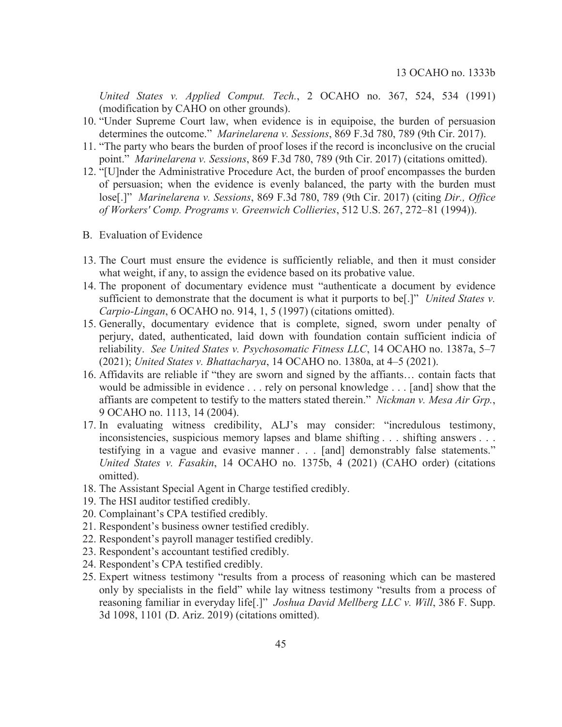*United States v. Applied Comput. Tech.*, 2 OCAHO no. 367, 524, 534 (1991) (modification by CAHO on other grounds).

10. "Under Supreme Court law, when evidence is in equipoise, the burden of persuasion determines the outcome." *Marinelarena v. Sessions*, 869 F.3d 780, 789 (9th Cir. 2017).
11. "The party who bears the burden of proof loses if the record is inconclusive on the crucial point." *Marinelarena v. Sessions*, 869 F.3d 780, 789 (9th Cir. 2017) (citations omitted).
12. "[U]nder the Administrative Procedure Act, the burden of proof encompasses the burden of persuasion; when the evidence is evenly balanced, the party with the burden must lose[.]" *Marinelarena v. Sessions*, 869 F.3d 780, 789 (9th Cir. 2017) (citing *Dir., Office of Workers' Comp. Programs v. Greenwich Collieries*, 512 U.S. 267, 272–81 (1994)).

B. Evaluation of Evidence

13. The Court must ensure the evidence is sufficiently reliable, and then it must consider what weight, if any, to assign the evidence based on its probative value.
14. The proponent of documentary evidence must "authenticate a document by evidence sufficient to demonstrate that the document is what it purports to be[.]" *United States v. Carpio-Lingan*, 6 OCAHO no. 914, 1, 5 (1997) (citations omitted).
15. Generally, documentary evidence that is complete, signed, sworn under penalty of perjury, dated, authenticated, laid down with foundation contain sufficient indicia of reliability. *See United States v. Psychosomatic Fitness LLC*, 14 OCAHO no. 1387a, 5–7 (2021); *United States v. Bhattacharya*, 14 OCAHO no. 1380a, at 4–5 (2021).
16. Affidavits are reliable if "they are sworn and signed by the affiants… contain facts that would be admissible in evidence . . . rely on personal knowledge . . . [and] show that the affiants are competent to testify to the matters stated therein." *Nickman v. Mesa Air Grp.*, 9 OCAHO no. 1113, 14 (2004).
17. In evaluating witness credibility, ALJ's may consider: "incredulous testimony, inconsistencies, suspicious memory lapses and blame shifting . . . shifting answers . . . testifying in a vague and evasive manner . . . [and] demonstrably false statements." *United States v. Fasakin*, 14 OCAHO no. 1375b, 4 (2021) (CAHO order) (citations omitted).
18. The Assistant Special Agent in Charge testified credibly.
19. The HSI auditor testified credibly.
20. Complainant's CPA testified credibly.
21. Respondent's business owner testified credibly.
22. Respondent's payroll manager testified credibly.
23. Respondent's accountant testified credibly.
24. Respondent's CPA testified credibly.
25. Expert witness testimony "results from a process of reasoning which can be mastered only by specialists in the field" while lay witness testimony "results from a process of reasoning familiar in everyday life[.]" *Joshua David Mellberg LLC v. Will*, 386 F. Supp. 3d 1098, 1101 (D. Ariz. 2019) (citations omitted).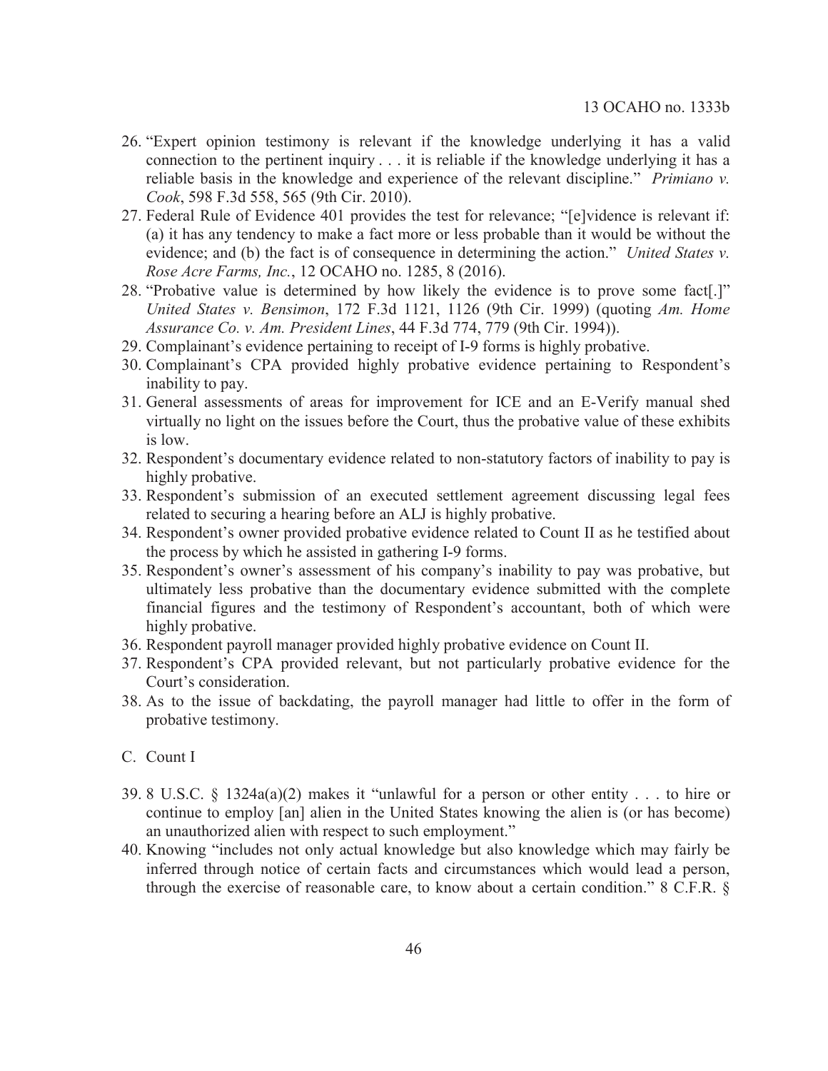26. "Expert opinion testimony is relevant if the knowledge underlying it has a valid connection to the pertinent inquiry . . . it is reliable if the knowledge underlying it has a reliable basis in the knowledge and experience of the relevant discipline." *Primiano v. Cook*, 598 F.3d 558, 565 (9th Cir. 2010).
27. Federal Rule of Evidence 401 provides the test for relevance; "[e]vidence is relevant if: (a) it has any tendency to make a fact more or less probable than it would be without the evidence; and (b) the fact is of consequence in determining the action." *United States v. Rose Acre Farms, Inc.*, 12 OCAHO no. 1285, 8 (2016).
28. "Probative value is determined by how likely the evidence is to prove some fact[.]" *United States v. Bensimon*, 172 F.3d 1121, 1126 (9th Cir. 1999) (quoting *Am. Home Assurance Co. v. Am. President Lines*, 44 F.3d 774, 779 (9th Cir. 1994)).
29. Complainant's evidence pertaining to receipt of I-9 forms is highly probative.
30. Complainant's CPA provided highly probative evidence pertaining to Respondent's inability to pay.
31. General assessments of areas for improvement for ICE and an E-Verify manual shed virtually no light on the issues before the Court, thus the probative value of these exhibits is low.
32. Respondent's documentary evidence related to non-statutory factors of inability to pay is highly probative.
33. Respondent's submission of an executed settlement agreement discussing legal fees related to securing a hearing before an ALJ is highly probative.
34. Respondent's owner provided probative evidence related to Count II as he testified about the process by which he assisted in gathering I-9 forms.
35. Respondent's owner's assessment of his company's inability to pay was probative, but ultimately less probative than the documentary evidence submitted with the complete financial figures and the testimony of Respondent's accountant, both of which were highly probative.
36. Respondent payroll manager provided highly probative evidence on Count II.
37. Respondent's CPA provided relevant, but not particularly probative evidence for the Court's consideration.
38. As to the issue of backdating, the payroll manager had little to offer in the form of probative testimony.

C. Count I

39. 8 U.S.C. § 1324a(a)(2) makes it "unlawful for a person or other entity . . . to hire or continue to employ [an] alien in the United States knowing the alien is (or has become) an unauthorized alien with respect to such employment."
40. Knowing "includes not only actual knowledge but also knowledge which may fairly be inferred through notice of certain facts and circumstances which would lead a person, through the exercise of reasonable care, to know about a certain condition." 8 C.F.R. §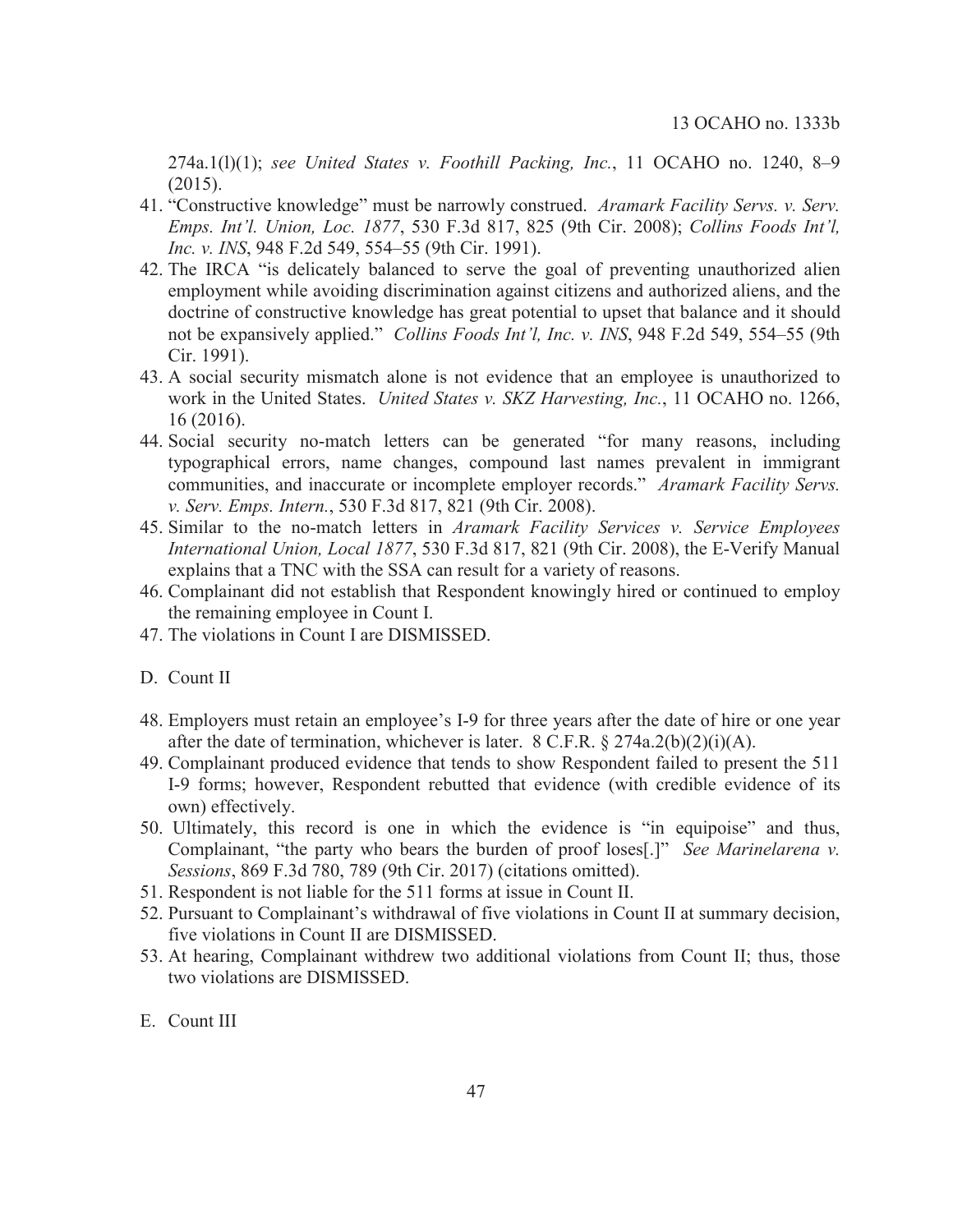274a.1(l)(1); *see United States v. Foothill Packing, Inc.*, 11 OCAHO no. 1240, 8–9 (2015).

41. "Constructive knowledge" must be narrowly construed. *Aramark Facility Servs. v. Serv. Emps. Int'l. Union, Loc. 1877*, 530 F.3d 817, 825 (9th Cir. 2008); *Collins Foods Int'l, Inc. v. INS*, 948 F.2d 549, 554–55 (9th Cir. 1991).
42. The IRCA "is delicately balanced to serve the goal of preventing unauthorized alien employment while avoiding discrimination against citizens and authorized aliens, and the doctrine of constructive knowledge has great potential to upset that balance and it should not be expansively applied." *Collins Foods Int'l, Inc. v. INS*, 948 F.2d 549, 554–55 (9th Cir. 1991).
43. A social security mismatch alone is not evidence that an employee is unauthorized to work in the United States. *United States v. SKZ Harvesting, Inc.*, 11 OCAHO no. 1266, 16 (2016).
44. Social security no-match letters can be generated "for many reasons, including typographical errors, name changes, compound last names prevalent in immigrant communities, and inaccurate or incomplete employer records." *Aramark Facility Servs. v. Serv. Emps. Intern.*, 530 F.3d 817, 821 (9th Cir. 2008).
45. Similar to the no-match letters in *Aramark Facility Services v. Service Employees International Union, Local 1877*, 530 F.3d 817, 821 (9th Cir. 2008), the E-Verify Manual explains that a TNC with the SSA can result for a variety of reasons.
46. Complainant did not establish that Respondent knowingly hired or continued to employ the remaining employee in Count I.
47. The violations in Count I are DISMISSED.

D. Count II

48. Employers must retain an employee's I-9 for three years after the date of hire or one year after the date of termination, whichever is later. 8 C.F.R. § 274a.2(b)(2)(i)(A).
49. Complainant produced evidence that tends to show Respondent failed to present the 511 I-9 forms; however, Respondent rebutted that evidence (with credible evidence of its own) effectively.
50. Ultimately, this record is one in which the evidence is "in equipoise" and thus, Complainant, "the party who bears the burden of proof loses[.]" *See Marinelarena v. Sessions*, 869 F.3d 780, 789 (9th Cir. 2017) (citations omitted).
51. Respondent is not liable for the 511 forms at issue in Count II.
52. Pursuant to Complainant's withdrawal of five violations in Count II at summary decision, five violations in Count II are DISMISSED.
53. At hearing, Complainant withdrew two additional violations from Count II; thus, those two violations are DISMISSED.

E. Count III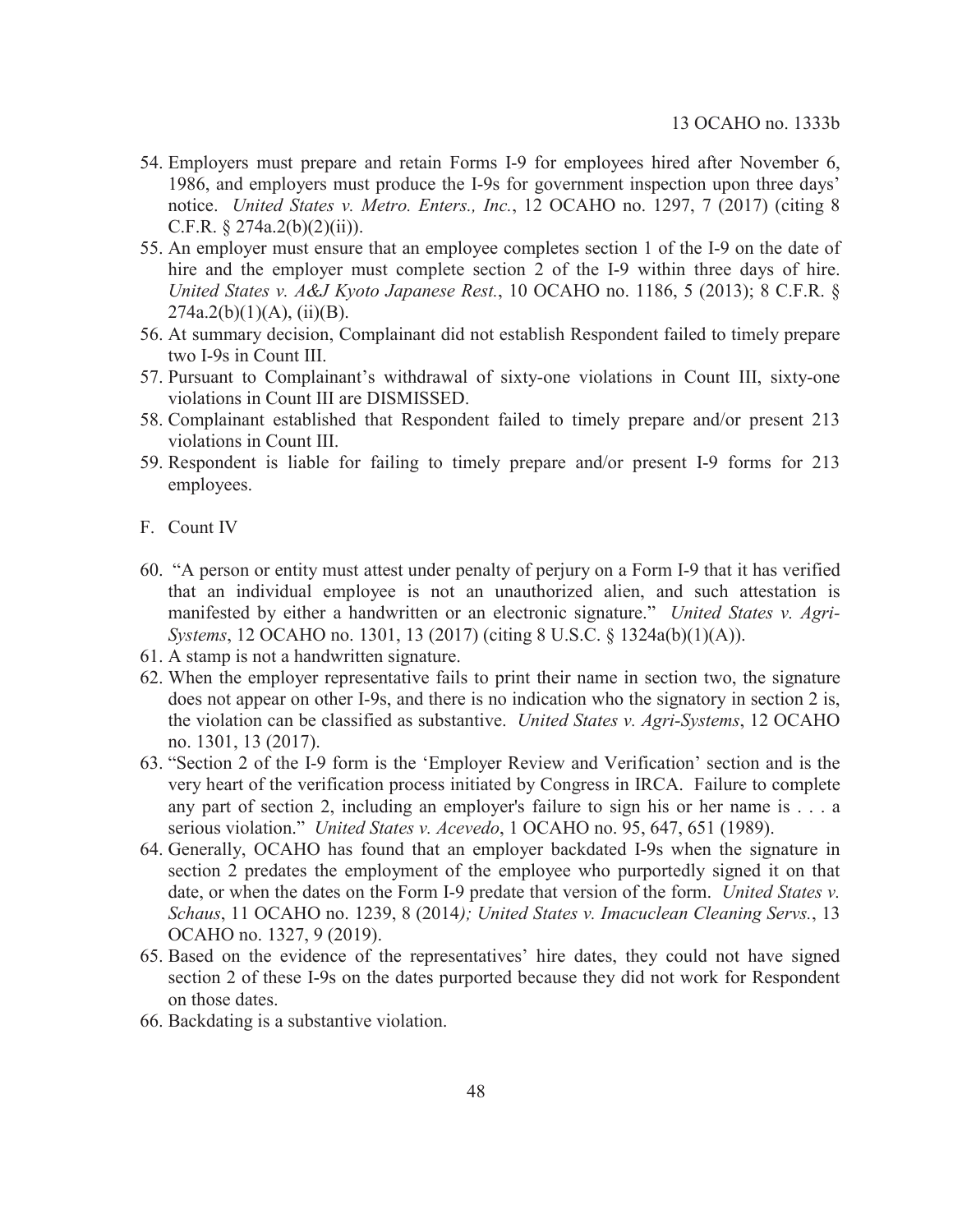54. Employers must prepare and retain Forms I-9 for employees hired after November 6, 1986, and employers must produce the I-9s for government inspection upon three days' notice. *United States v. Metro. Enters., Inc.*, 12 OCAHO no. 1297, 7 (2017) (citing 8 C.F.R. § 274a.2(b)(2)(ii)).
55. An employer must ensure that an employee completes section 1 of the I-9 on the date of hire and the employer must complete section 2 of the I-9 within three days of hire. *United States v. A&J Kyoto Japanese Rest.*, 10 OCAHO no. 1186, 5 (2013); 8 C.F.R. § 274a.2(b)(1)(A), (ii)(B).
56. At summary decision, Complainant did not establish Respondent failed to timely prepare two I-9s in Count III.
57. Pursuant to Complainant's withdrawal of sixty-one violations in Count III, sixty-one violations in Count III are DISMISSED.
58. Complainant established that Respondent failed to timely prepare and/or present 213 violations in Count III.
59. Respondent is liable for failing to timely prepare and/or present I-9 forms for 213 employees.

F. Count IV

60. "A person or entity must attest under penalty of perjury on a Form I-9 that it has verified that an individual employee is not an unauthorized alien, and such attestation is manifested by either a handwritten or an electronic signature." *United States v. Agri-Systems*, 12 OCAHO no. 1301, 13 (2017) (citing 8 U.S.C. § 1324a(b)(1)(A)).
61. A stamp is not a handwritten signature.
62. When the employer representative fails to print their name in section two, the signature does not appear on other I-9s, and there is no indication who the signatory in section 2 is, the violation can be classified as substantive. *United States v. Agri-Systems*, 12 OCAHO no. 1301, 13 (2017).
63. "Section 2 of the I-9 form is the 'Employer Review and Verification' section and is the very heart of the verification process initiated by Congress in IRCA. Failure to complete any part of section 2, including an employer's failure to sign his or her name is . . . a serious violation." *United States v. Acevedo*, 1 OCAHO no. 95, 647, 651 (1989).
64. Generally, OCAHO has found that an employer backdated I-9s when the signature in section 2 predates the employment of the employee who purportedly signed it on that date, or when the dates on the Form I-9 predate that version of the form. *United States v. Schaus*, 11 OCAHO no. 1239, 8 (2014); *United States v. Imacuclean Cleaning Servs.*, 13 OCAHO no. 1327, 9 (2019).
65. Based on the evidence of the representatives' hire dates, they could not have signed section 2 of these I-9s on the dates purported because they did not work for Respondent on those dates.
66. Backdating is a substantive violation.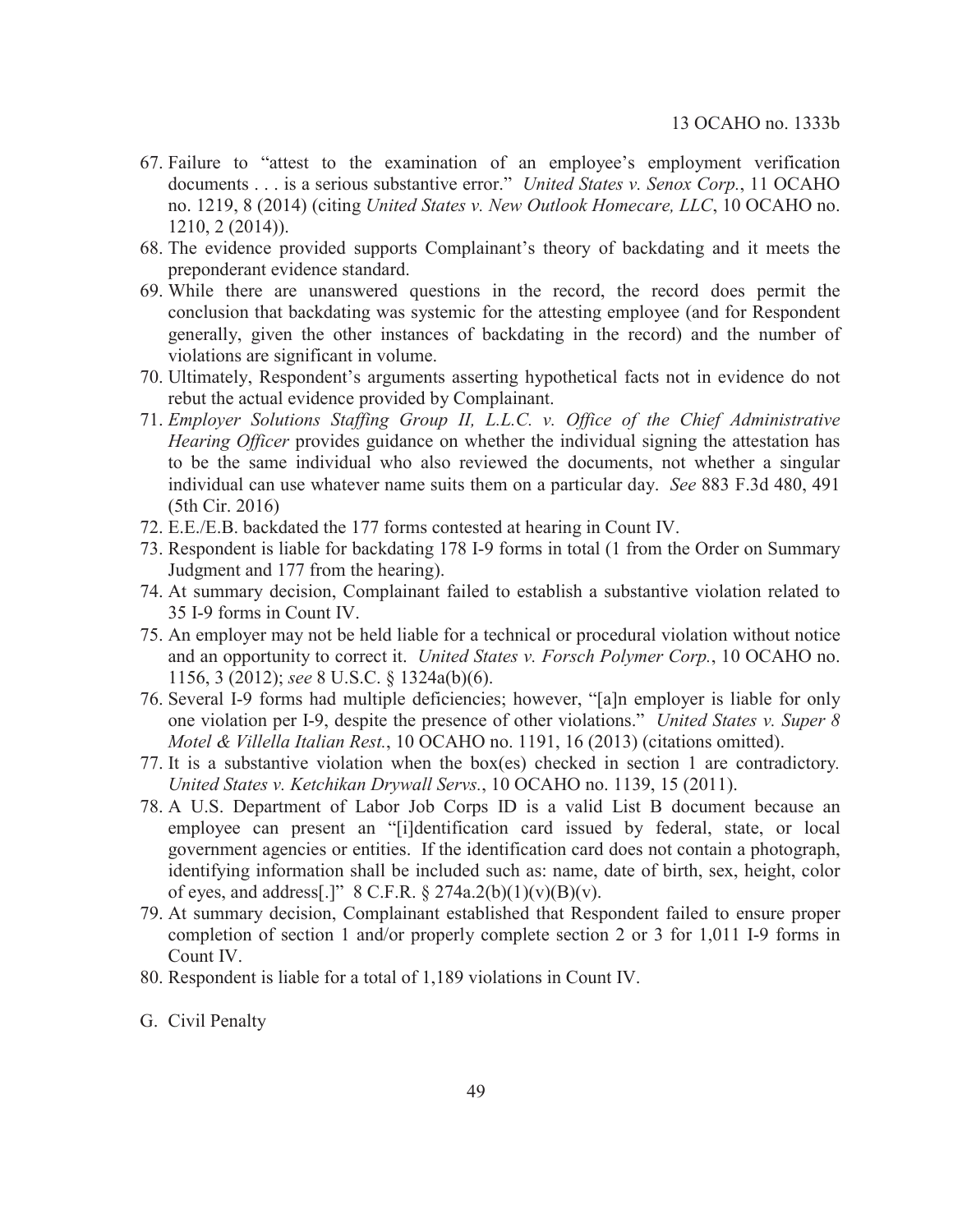67. Failure to "attest to the examination of an employee's employment verification documents . . . is a serious substantive error." *United States v. Senox Corp.*, 11 OCAHO no. 1219, 8 (2014) (citing *United States v. New Outlook Homecare, LLC*, 10 OCAHO no. 1210, 2 (2014)).
68. The evidence provided supports Complainant's theory of backdating and it meets the preponderant evidence standard.
69. While there are unanswered questions in the record, the record does permit the conclusion that backdating was systemic for the attesting employee (and for Respondent generally, given the other instances of backdating in the record) and the number of violations are significant in volume.
70. Ultimately, Respondent's arguments asserting hypothetical facts not in evidence do not rebut the actual evidence provided by Complainant.
71. *Employer Solutions Staffing Group II, L.L.C. v. Office of the Chief Administrative Hearing Officer* provides guidance on whether the individual signing the attestation has to be the same individual who also reviewed the documents, not whether a singular individual can use whatever name suits them on a particular day. *See* 883 F.3d 480, 491 (5th Cir. 2016)
72. E.E./E.B. backdated the 177 forms contested at hearing in Count IV.
73. Respondent is liable for backdating 178 I-9 forms in total (1 from the Order on Summary Judgment and 177 from the hearing).
74. At summary decision, Complainant failed to establish a substantive violation related to 35 I-9 forms in Count IV.
75. An employer may not be held liable for a technical or procedural violation without notice and an opportunity to correct it. *United States v. Forsch Polymer Corp.*, 10 OCAHO no. 1156, 3 (2012); *see* 8 U.S.C. § 1324a(b)(6).
76. Several I-9 forms had multiple deficiencies; however, "[a]n employer is liable for only one violation per I-9, despite the presence of other violations." *United States v. Super 8 Motel & Villella Italian Rest.*, 10 OCAHO no. 1191, 16 (2013) (citations omitted).
77. It is a substantive violation when the box(es) checked in section 1 are contradictory. *United States v. Ketchikan Drywall Servs.*, 10 OCAHO no. 1139, 15 (2011).
78. A U.S. Department of Labor Job Corps ID is a valid List B document because an employee can present an "[i]dentification card issued by federal, state, or local government agencies or entities. If the identification card does not contain a photograph, identifying information shall be included such as: name, date of birth, sex, height, color of eyes, and address[.]" 8 C.F.R. § 274a.2(b)(1)(v)(B)(v).
79. At summary decision, Complainant established that Respondent failed to ensure proper completion of section 1 and/or properly complete section 2 or 3 for 1,011 I-9 forms in Count IV.
80. Respondent is liable for a total of 1,189 violations in Count IV.

G. Civil Penalty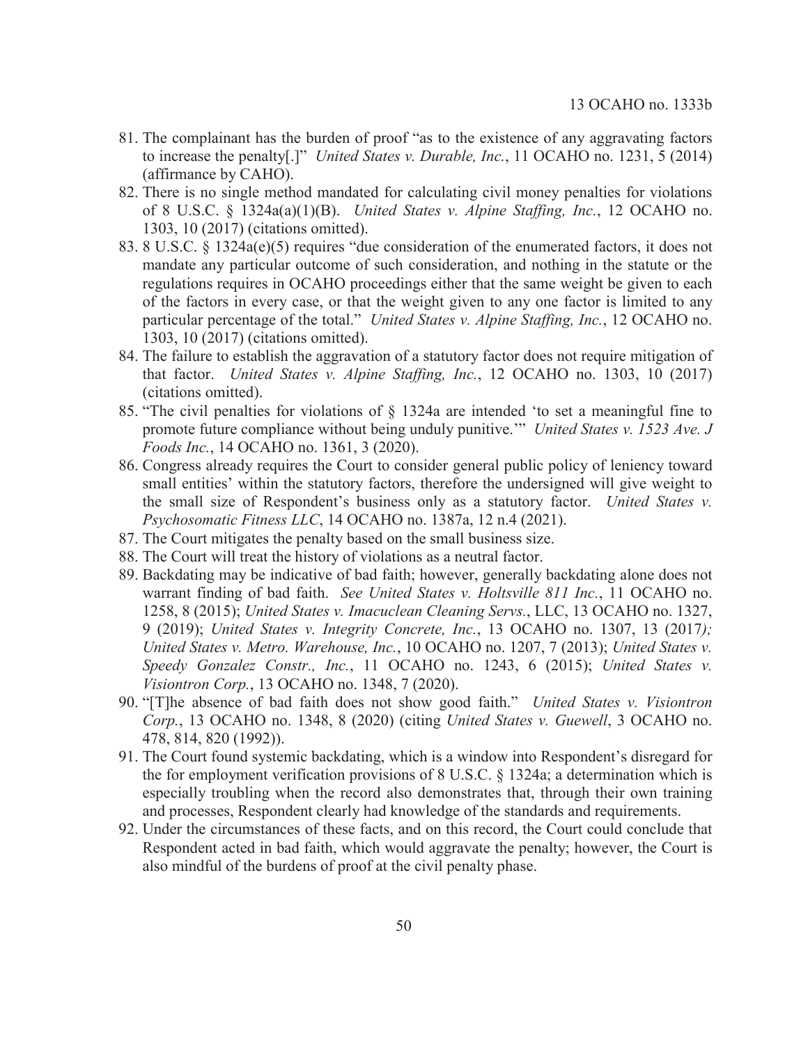81. The complainant has the burden of proof "as to the existence of any aggravating factors to increase the penalty[.]" *United States v. Durable, Inc.*, 11 OCAHO no. 1231, 5 (2014) (affirmance by CAHO).
82. There is no single method mandated for calculating civil money penalties for violations of 8 U.S.C. § 1324a(a)(1)(B). *United States v. Alpine Staffing, Inc.*, 12 OCAHO no. 1303, 10 (2017) (citations omitted).
83. 8 U.S.C. § 1324a(e)(5) requires "due consideration of the enumerated factors, it does not mandate any particular outcome of such consideration, and nothing in the statute or the regulations requires in OCAHO proceedings either that the same weight be given to each of the factors in every case, or that the weight given to any one factor is limited to any particular percentage of the total." *United States v. Alpine Staffing, Inc.*, 12 OCAHO no. 1303, 10 (2017) (citations omitted).
84. The failure to establish the aggravation of a statutory factor does not require mitigation of that factor. *United States v. Alpine Staffing, Inc.*, 12 OCAHO no. 1303, 10 (2017) (citations omitted).
85. "The civil penalties for violations of § 1324a are intended 'to set a meaningful fine to promote future compliance without being unduly punitive.'" *United States v. 1523 Ave. J Foods Inc.*, 14 OCAHO no. 1361, 3 (2020).
86. Congress already requires the Court to consider general public policy of leniency toward small entities' within the statutory factors, therefore the undersigned will give weight to the small size of Respondent's business only as a statutory factor. *United States v. Psychosomatic Fitness LLC*, 14 OCAHO no. 1387a, 12 n.4 (2021).
87. The Court mitigates the penalty based on the small business size.
88. The Court will treat the history of violations as a neutral factor.
89. Backdating may be indicative of bad faith; however, generally backdating alone does not warrant finding of bad faith. *See United States v. Holtsville 811 Inc.*, 11 OCAHO no. 1258, 8 (2015); *United States v. Imacuclean Cleaning Servs.*, LLC, 13 OCAHO no. 1327, 9 (2019); *United States v. Integrity Concrete, Inc.*, 13 OCAHO no. 1307, 13 (2017*); United States v. Metro. Warehouse, Inc.*, 10 OCAHO no. 1207, 7 (2013); *United States v. Speedy Gonzalez Constr., Inc.*, 11 OCAHO no. 1243, 6 (2015); *United States v. Visiontron Corp.*, 13 OCAHO no. 1348, 7 (2020).
90. "[T]he absence of bad faith does not show good faith." *United States v. Visiontron Corp.*, 13 OCAHO no. 1348, 8 (2020) (citing *United States v. Guewell*, 3 OCAHO no. 478, 814, 820 (1992)).
91. The Court found systemic backdating, which is a window into Respondent's disregard for the for employment verification provisions of 8 U.S.C. § 1324a; a determination which is especially troubling when the record also demonstrates that, through their own training and processes, Respondent clearly had knowledge of the standards and requirements.
92. Under the circumstances of these facts, and on this record, the Court could conclude that Respondent acted in bad faith, which would aggravate the penalty; however, the Court is also mindful of the burdens of proof at the civil penalty phase.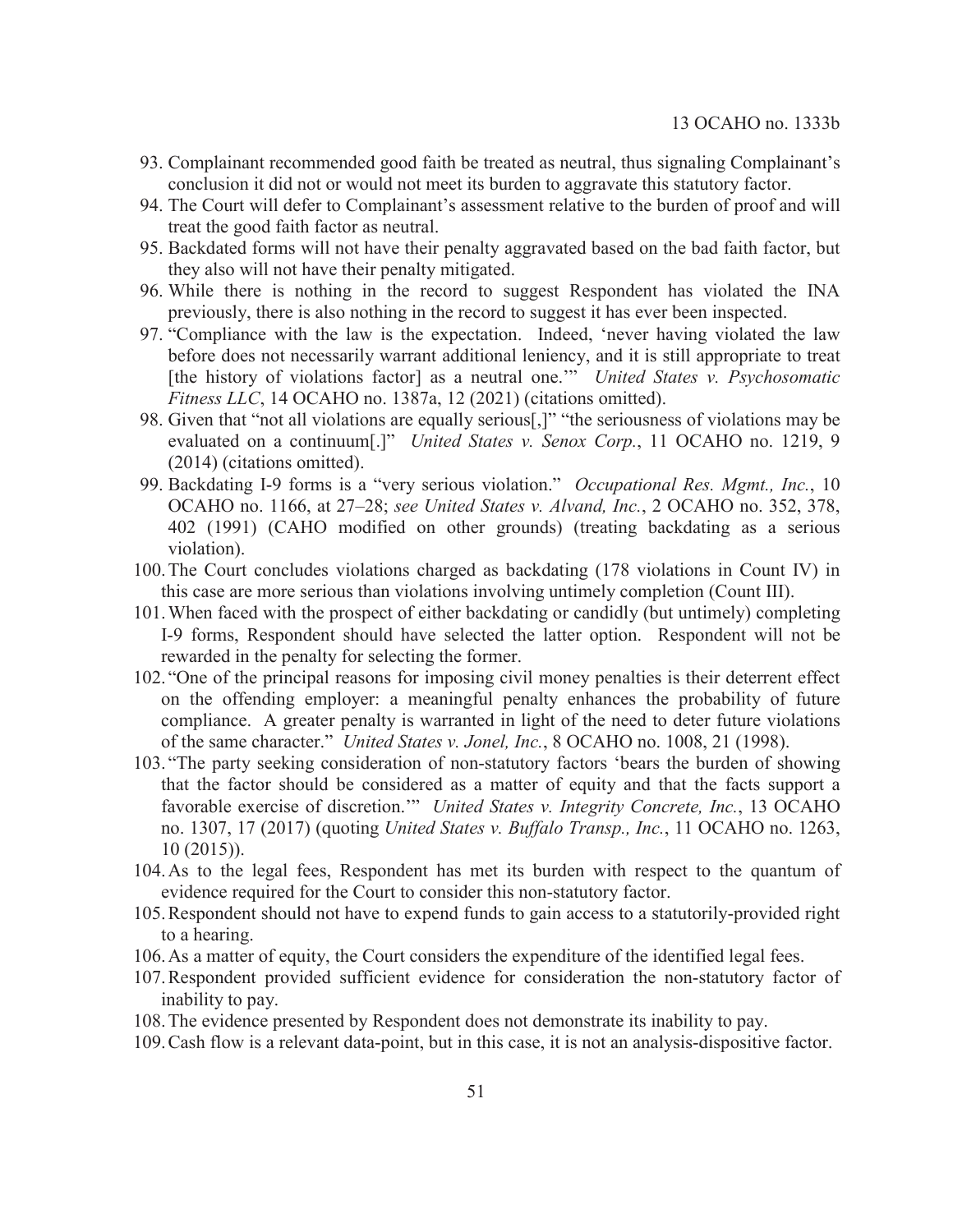93. Complainant recommended good faith be treated as neutral, thus signaling Complainant's conclusion it did not or would not meet its burden to aggravate this statutory factor.
94. The Court will defer to Complainant's assessment relative to the burden of proof and will treat the good faith factor as neutral.
95. Backdated forms will not have their penalty aggravated based on the bad faith factor, but they also will not have their penalty mitigated.
96. While there is nothing in the record to suggest Respondent has violated the INA previously, there is also nothing in the record to suggest it has ever been inspected.
97. "Compliance with the law is the expectation. Indeed, 'never having violated the law before does not necessarily warrant additional leniency, and it is still appropriate to treat [the history of violations factor] as a neutral one.'" *United States v. Psychosomatic Fitness LLC*, 14 OCAHO no. 1387a, 12 (2021) (citations omitted).
98. Given that "not all violations are equally serious[,]" "the seriousness of violations may be evaluated on a continuum[.]" *United States v. Senox Corp.*, 11 OCAHO no. 1219, 9 (2014) (citations omitted).
99. Backdating I-9 forms is a "very serious violation." *Occupational Res. Mgmt., Inc.*, 10 OCAHO no. 1166, at 27–28; *see United States v. Alvand, Inc.*, 2 OCAHO no. 352, 378, 402 (1991) (CAHO modified on other grounds) (treating backdating as a serious violation).
100. The Court concludes violations charged as backdating (178 violations in Count IV) in this case are more serious than violations involving untimely completion (Count III).
101. When faced with the prospect of either backdating or candidly (but untimely) completing I-9 forms, Respondent should have selected the latter option. Respondent will not be rewarded in the penalty for selecting the former.
102. "One of the principal reasons for imposing civil money penalties is their deterrent effect on the offending employer: a meaningful penalty enhances the probability of future compliance. A greater penalty is warranted in light of the need to deter future violations of the same character." *United States v. Jonel, Inc.*, 8 OCAHO no. 1008, 21 (1998).
103. "The party seeking consideration of non-statutory factors 'bears the burden of showing that the factor should be considered as a matter of equity and that the facts support a favorable exercise of discretion.'" *United States v. Integrity Concrete, Inc.*, 13 OCAHO no. 1307, 17 (2017) (quoting *United States v. Buffalo Transp., Inc.*, 11 OCAHO no. 1263, 10 (2015)).
104. As to the legal fees, Respondent has met its burden with respect to the quantum of evidence required for the Court to consider this non-statutory factor.
105. Respondent should not have to expend funds to gain access to a statutorily-provided right to a hearing.
106. As a matter of equity, the Court considers the expenditure of the identified legal fees.
107. Respondent provided sufficient evidence for consideration the non-statutory factor of inability to pay.
108. The evidence presented by Respondent does not demonstrate its inability to pay.
109. Cash flow is a relevant data-point, but in this case, it is not an analysis-dispositive factor.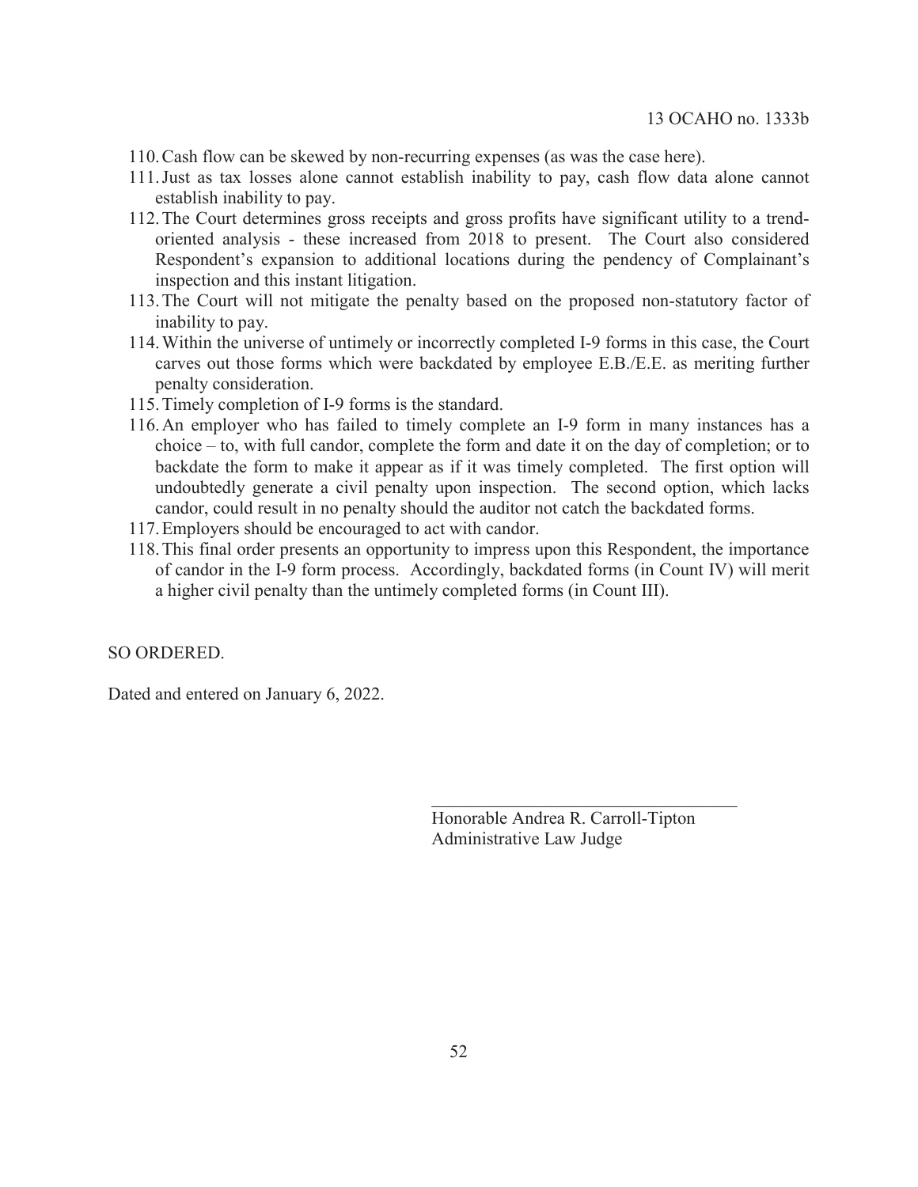110. Cash flow can be skewed by non-recurring expenses (as was the case here).
111. Just as tax losses alone cannot establish inability to pay, cash flow data alone cannot establish inability to pay.
112. The Court determines gross receipts and gross profits have significant utility to a trend-oriented analysis - these increased from 2018 to present. The Court also considered Respondent's expansion to additional locations during the pendency of Complainant's inspection and this instant litigation.
113. The Court will not mitigate the penalty based on the proposed non-statutory factor of inability to pay.
114. Within the universe of untimely or incorrectly completed I-9 forms in this case, the Court carves out those forms which were backdated by employee E.B./E.E. as meriting further penalty consideration.
115. Timely completion of I-9 forms is the standard.
116. An employer who has failed to timely complete an I-9 form in many instances has a choice – to, with full candor, complete the form and date it on the day of completion; or to backdate the form to make it appear as if it was timely completed. The first option will undoubtedly generate a civil penalty upon inspection. The second option, which lacks candor, could result in no penalty should the auditor not catch the backdated forms.
117. Employers should be encouraged to act with candor.
118. This final order presents an opportunity to impress upon this Respondent, the importance of candor in the I-9 form process. Accordingly, backdated forms (in Count IV) will merit a higher civil penalty than the untimely completed forms (in Count III).

SO ORDERED.

Dated and entered on January 6, 2022.

Honorable Andrea R. Carroll-Tipton
Administrative Law Judge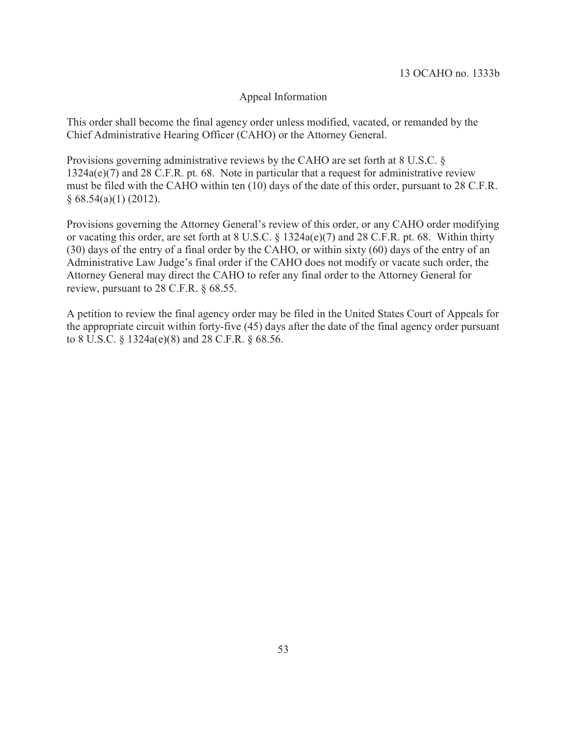## Appeal Information

This order shall become the final agency order unless modified, vacated, or remanded by the Chief Administrative Hearing Officer (CAHO) or the Attorney General.

Provisions governing administrative reviews by the CAHO are set forth at 8 U.S.C. § 1324a(e)(7) and 28 C.F.R. pt. 68. Note in particular that a request for administrative review must be filed with the CAHO within ten (10) days of the date of this order, pursuant to 28 C.F.R. § 68.54(a)(1) (2012).

Provisions governing the Attorney General's review of this order, or any CAHO order modifying or vacating this order, are set forth at 8 U.S.C. § 1324a(e)(7) and 28 C.F.R. pt. 68. Within thirty (30) days of the entry of a final order by the CAHO, or within sixty (60) days of the entry of an Administrative Law Judge's final order if the CAHO does not modify or vacate such order, the Attorney General may direct the CAHO to refer any final order to the Attorney General for review, pursuant to 28 C.F.R. § 68.55.

A petition to review the final agency order may be filed in the United States Court of Appeals for the appropriate circuit within forty-five (45) days after the date of the final agency order pursuant to 8 U.S.C. § 1324a(e)(8) and 28 C.F.R. § 68.56.